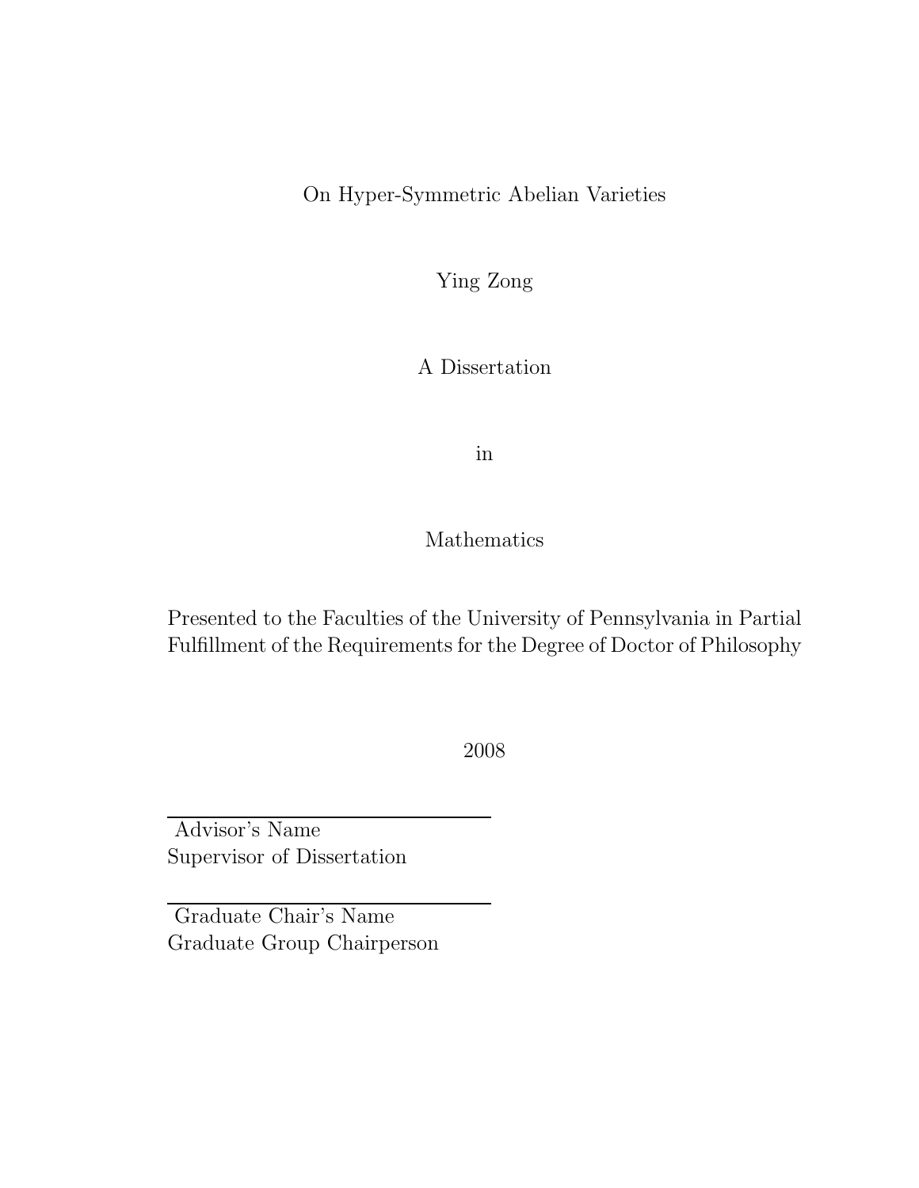On Hyper-Symmetric Abelian Varieties

Ying Zong

A Dissertation

in

Mathematics

Presented to the Faculties of the University of Pennsylvania in Partial Fulfillment of the Requirements for the Degree of Doctor of Philosophy

2008

Advisor's Name
Supervisor of Dissertation

Graduate Chair's Name
Graduate Group Chairperson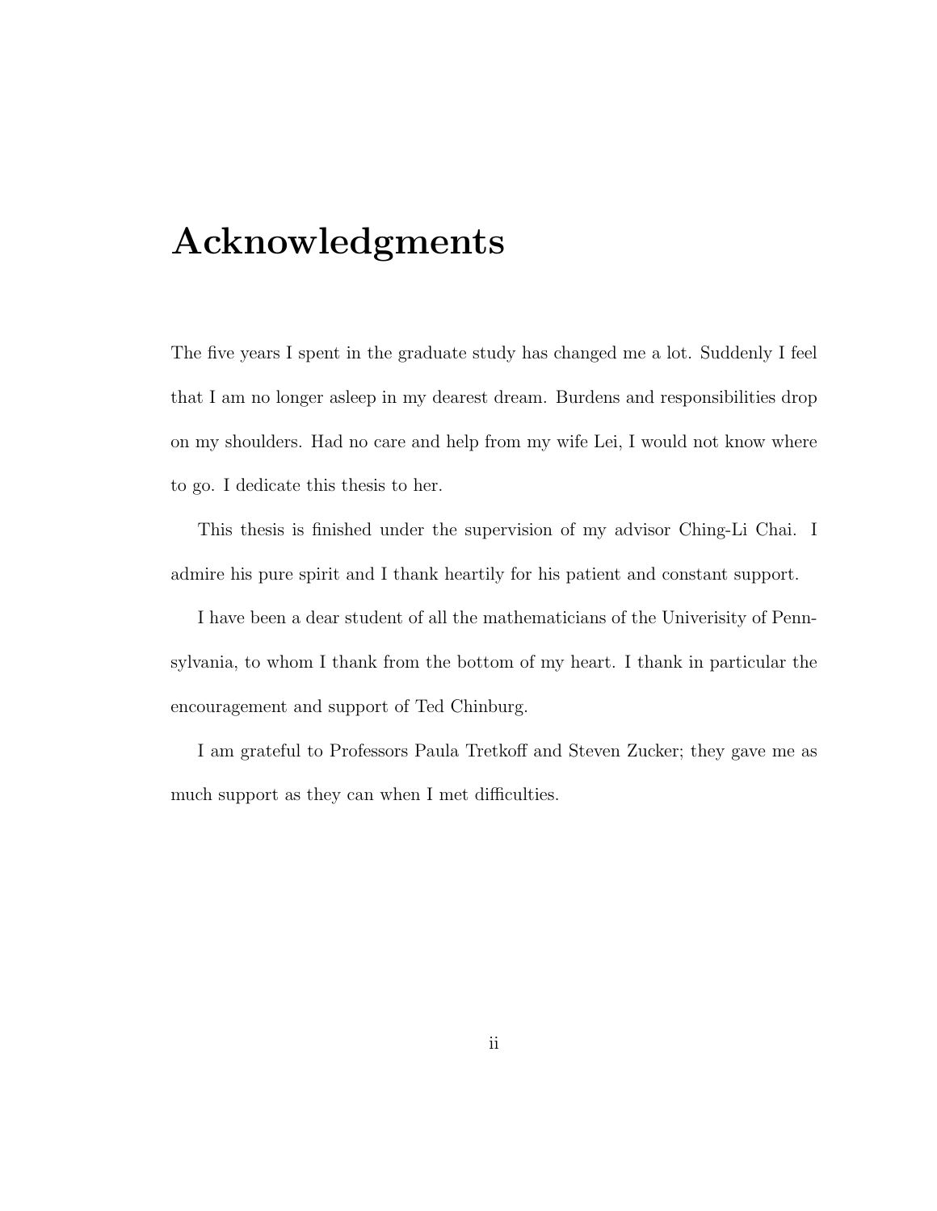# Acknowledgments

The five years I spent in the graduate study has changed me a lot. Suddenly I feel that I am no longer asleep in my dearest dream. Burdens and responsibilities drop on my shoulders. Had no care and help from my wife Lei, I would not know where to go. I dedicate this thesis to her.

This thesis is finished under the supervision of my advisor Ching-Li Chai. I admire his pure spirit and I thank heartily for his patient and constant support.

I have been a dear student of all the mathematicians of the Univerisity of Pennsylvania, to whom I thank from the bottom of my heart. I thank in particular the encouragement and support of Ted Chinburg.

I am grateful to Professors Paula Tretkoff and Steven Zucker; they gave me as much support as they can when I met difficulties.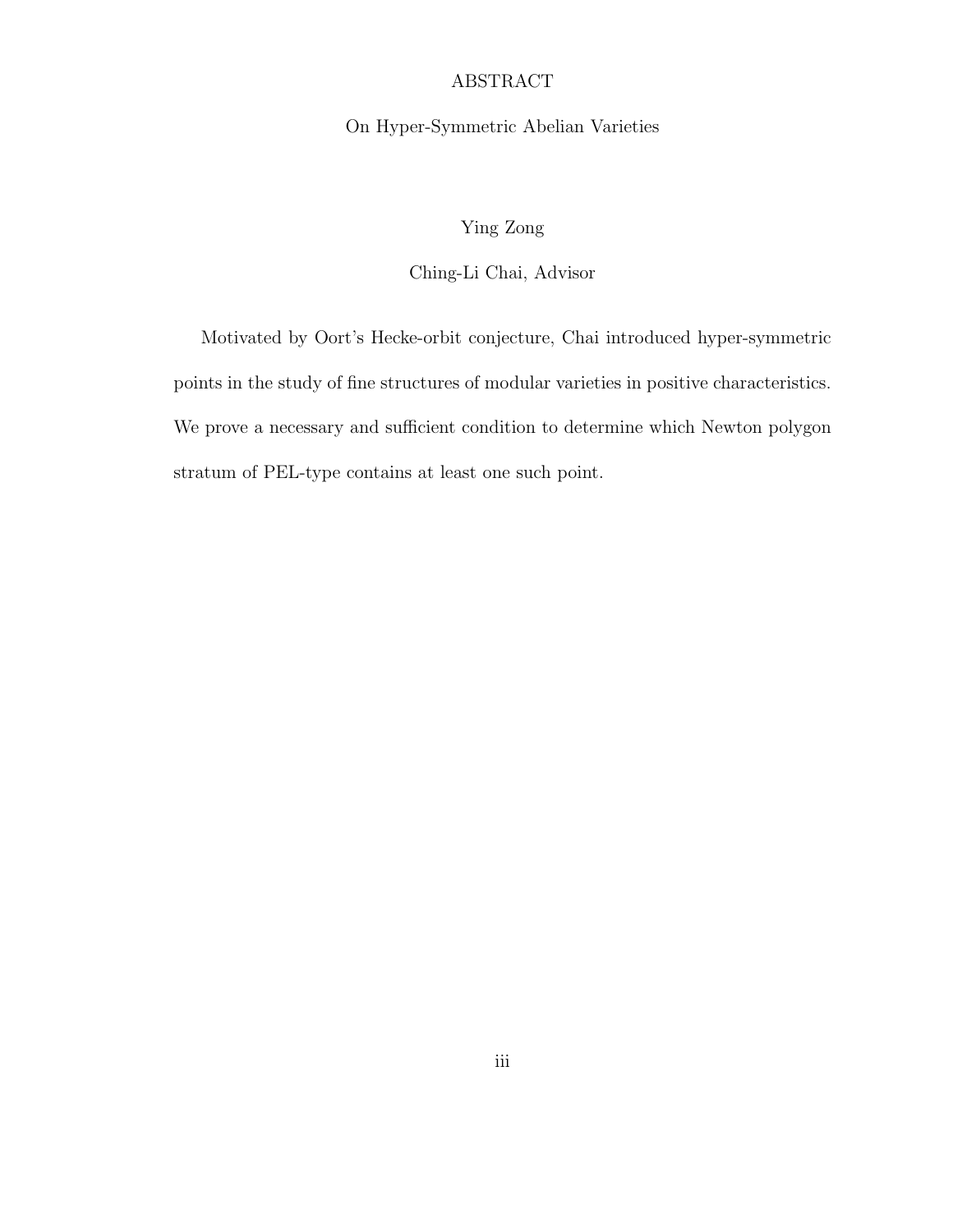# ABSTRACT

On Hyper-Symmetric Abelian Varieties

Ying Zong

Ching-Li Chai, Advisor

Motivated by Oort's Hecke-orbit conjecture, Chai introduced hyper-symmetric points in the study of fine structures of modular varieties in positive characteristics. We prove a necessary and sufficient condition to determine which Newton polygon stratum of PEL-type contains at least one such point.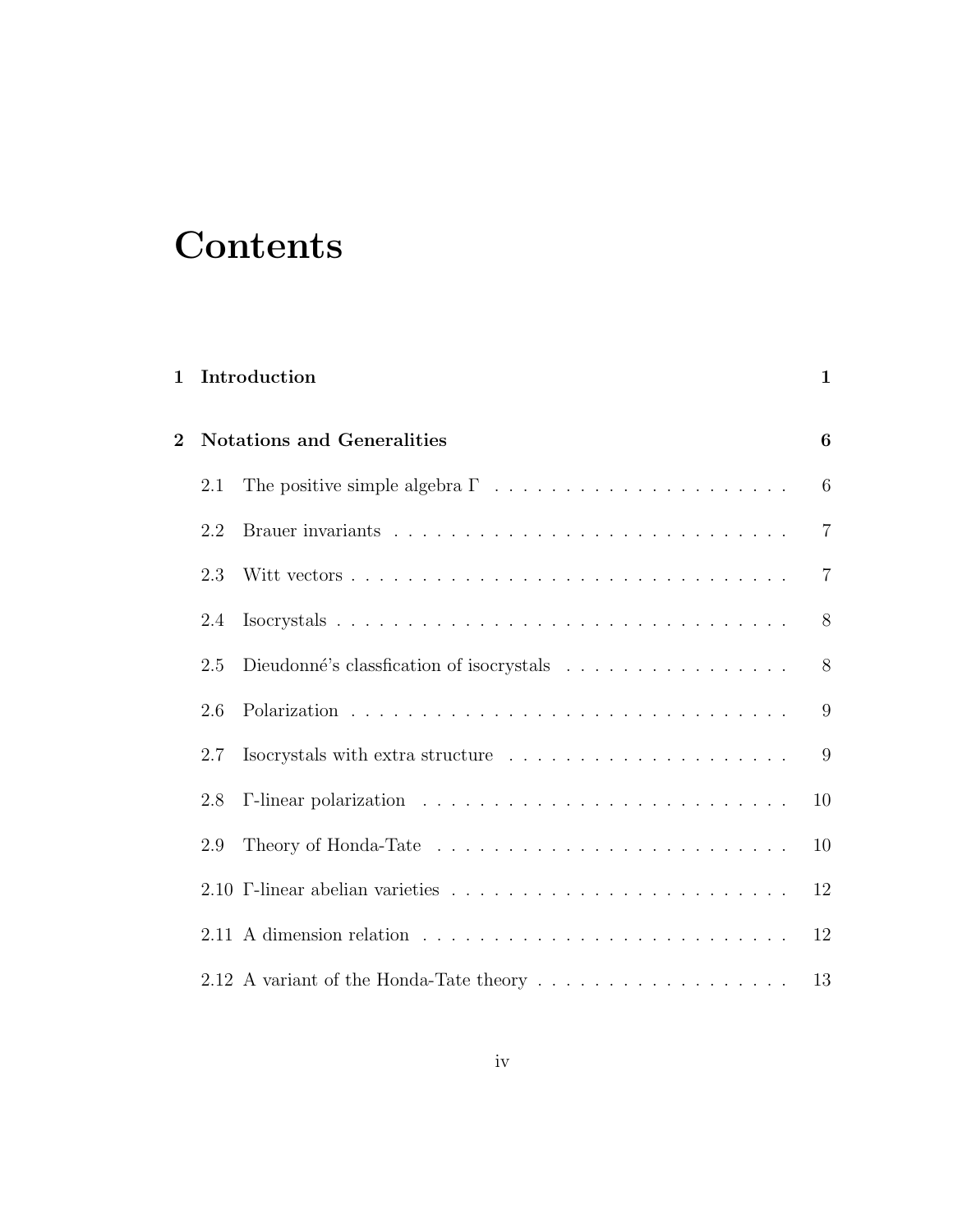# Contents

**1 Introduction** **1**

**2 Notations and Generalities** **6**

2.1 The positive simple algebra $\Gamma$ . . . . . . . . . . . . . . . . . . . . 6

2.2 Brauer invariants . . . . . . . . . . . . . . . . . . . . . . . . . . . . 7

2.3 Witt vectors . . . . . . . . . . . . . . . . . . . . . . . . . . . . . . . 7

2.4 Isocrystals . . . . . . . . . . . . . . . . . . . . . . . . . . . . . . . . 8

2.5 Dieudonné's classfication of isocrystals . . . . . . . . . . . . . . . . 8

2.6 Polarization . . . . . . . . . . . . . . . . . . . . . . . . . . . . . . . 9

2.7 Isocrystals with extra structure . . . . . . . . . . . . . . . . . . . . 9

2.8 $\Gamma$-linear polarization . . . . . . . . . . . . . . . . . . . . . . . . . . 10

2.9 Theory of Honda-Tate . . . . . . . . . . . . . . . . . . . . . . . . . 10

2.10 $\Gamma$-linear abelian varieties . . . . . . . . . . . . . . . . . . . . . . . . 12

2.11 A dimension relation . . . . . . . . . . . . . . . . . . . . . . . . . . 12

2.12 A variant of the Honda-Tate theory . . . . . . . . . . . . . . . . . . 13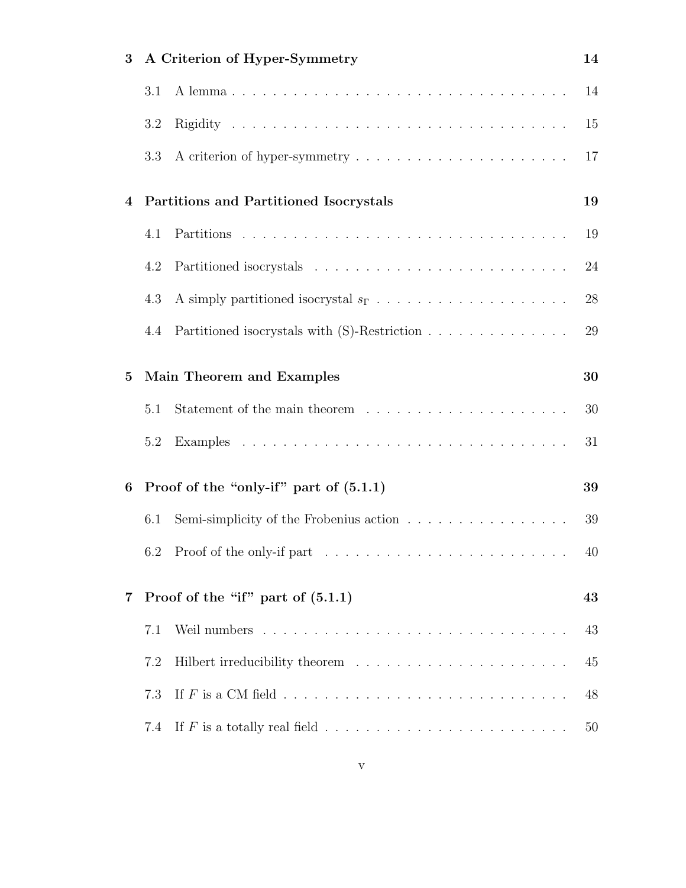**3 A Criterion of Hyper-Symmetry** 14

- 3.1 A lemma . . . . . . . . . . . . . . . . . . . . . . . . . . . . . . . . . . 14
- 3.2 Rigidity . . . . . . . . . . . . . . . . . . . . . . . . . . . . . . . . . . 15
- 3.3 A criterion of hyper-symmetry . . . . . . . . . . . . . . . . . . . . . 17

**4 Partitions and Partitioned Isocrystals** 19

- 4.1 Partitions . . . . . . . . . . . . . . . . . . . . . . . . . . . . . . . . . 19
- 4.2 Partitioned isocrystals . . . . . . . . . . . . . . . . . . . . . . . . . . 24
- 4.3 A simply partitioned isocrystal $s_\Gamma$ . . . . . . . . . . . . . . . . . . . 28
- 4.4 Partitioned isocrystals with (S)-Restriction . . . . . . . . . . . . . . 29

**5 Main Theorem and Examples** 30

- 5.1 Statement of the main theorem . . . . . . . . . . . . . . . . . . . . 30
- 5.2 Examples . . . . . . . . . . . . . . . . . . . . . . . . . . . . . . . . . 31

**6 Proof of the "only-if" part of (5.1.1)** 39

- 6.1 Semi-simplicity of the Frobenius action . . . . . . . . . . . . . . . . 39
- 6.2 Proof of the only-if part . . . . . . . . . . . . . . . . . . . . . . . . 40

**7 Proof of the "if" part of (5.1.1)** 43

- 7.1 Weil numbers . . . . . . . . . . . . . . . . . . . . . . . . . . . . . . . 43
- 7.2 Hilbert irreducibility theorem . . . . . . . . . . . . . . . . . . . . . 45
- 7.3 If $F$ is a CM field . . . . . . . . . . . . . . . . . . . . . . . . . . . . 48
- 7.4 If $F$ is a totally real field . . . . . . . . . . . . . . . . . . . . . . . . 50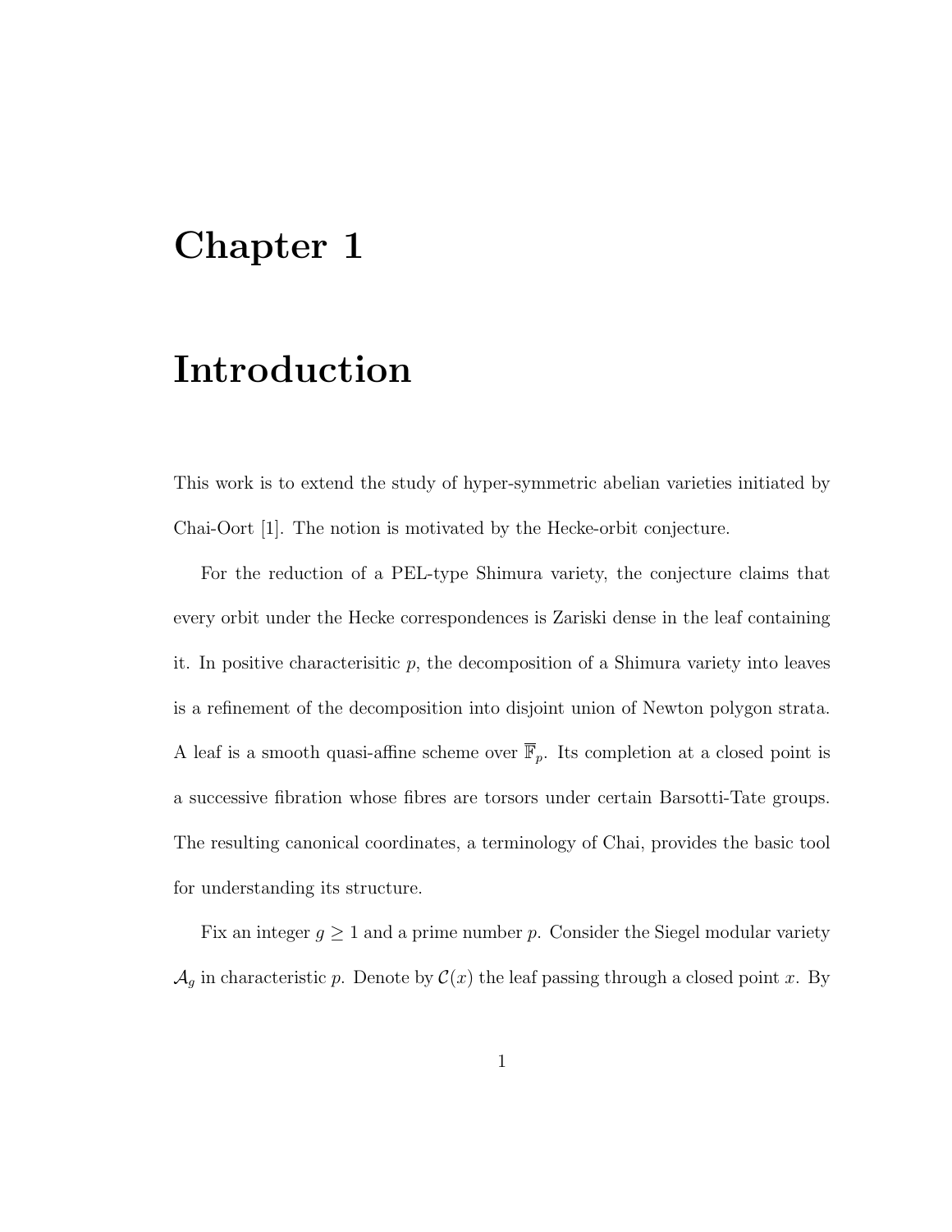# Chapter 1

# Introduction

This work is to extend the study of hyper-symmetric abelian varieties initiated by Chai-Oort [1]. The notion is motivated by the Hecke-orbit conjecture.

For the reduction of a PEL-type Shimura variety, the conjecture claims that every orbit under the Hecke correspondences is Zariski dense in the leaf containing it. In positive characterisitic $p$, the decomposition of a Shimura variety into leaves is a refinement of the decomposition into disjoint union of Newton polygon strata. A leaf is a smooth quasi-affine scheme over $\overline{\mathbb{F}}_p$. Its completion at a closed point is a successive fibration whose fibres are torsors under certain Barsotti-Tate groups. The resulting canonical coordinates, a terminology of Chai, provides the basic tool for understanding its structure.

Fix an integer $g \geq 1$ and a prime number $p$. Consider the Siegel modular variety $\mathcal{A}_g$ in characteristic $p$. Denote by $\mathcal{C}(x)$ the leaf passing through a closed point $x$. By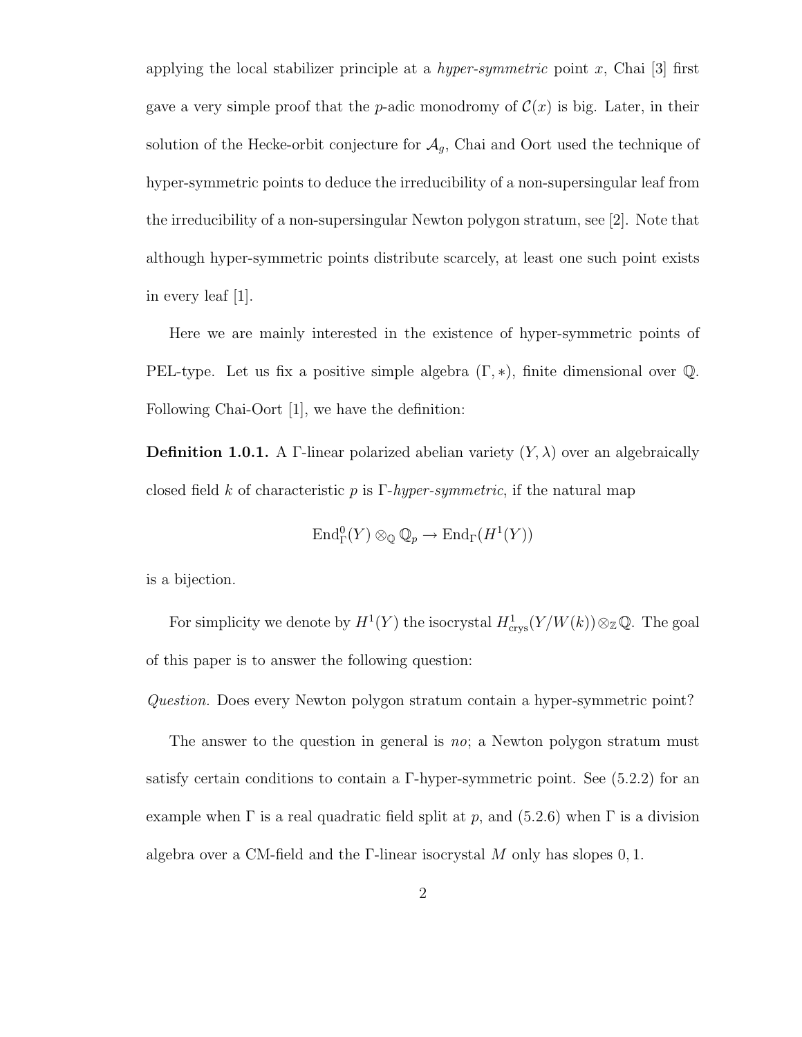applying the local stabilizer principle at a *hyper-symmetric* point $x$, Chai [3] first gave a very simple proof that the $p$-adic monodromy of $\mathcal{C}(x)$ is big. Later, in their solution of the Hecke-orbit conjecture for $\mathcal{A}_g$, Chai and Oort used the technique of hyper-symmetric points to deduce the irreducibility of a non-supersingular leaf from the irreducibility of a non-supersingular Newton polygon stratum, see [2]. Note that although hyper-symmetric points distribute scarcely, at least one such point exists in every leaf [1].

Here we are mainly interested in the existence of hyper-symmetric points of PEL-type. Let us fix a positive simple algebra $(\Gamma, *)$, finite dimensional over $\mathbb{Q}$. Following Chai-Oort [1], we have the definition:

**Definition 1.0.1.** A $\Gamma$-linear polarized abelian variety $(Y, \lambda)$ over an algebraically closed field $k$ of characteristic $p$ is $\Gamma$-*hyper-symmetric*, if the natural map

$$\mathrm{End}^0_\Gamma(Y) \otimes_{\mathbb{Q}} \mathbb{Q}_p \to \mathrm{End}_\Gamma(H^1(Y))$$

is a bijection.

For simplicity we denote by $H^1(Y)$ the isocrystal $H^1_{\mathrm{crys}}(Y/W(k)) \otimes_{\mathbb{Z}} \mathbb{Q}$. The goal of this paper is to answer the following question:

*Question.* Does every Newton polygon stratum contain a hyper-symmetric point?

The answer to the question in general is *no*; a Newton polygon stratum must satisfy certain conditions to contain a $\Gamma$-hyper-symmetric point. See (5.2.2) for an example when $\Gamma$ is a real quadratic field split at $p$, and (5.2.6) when $\Gamma$ is a division algebra over a CM-field and the $\Gamma$-linear isocrystal $M$ only has slopes $0, 1$.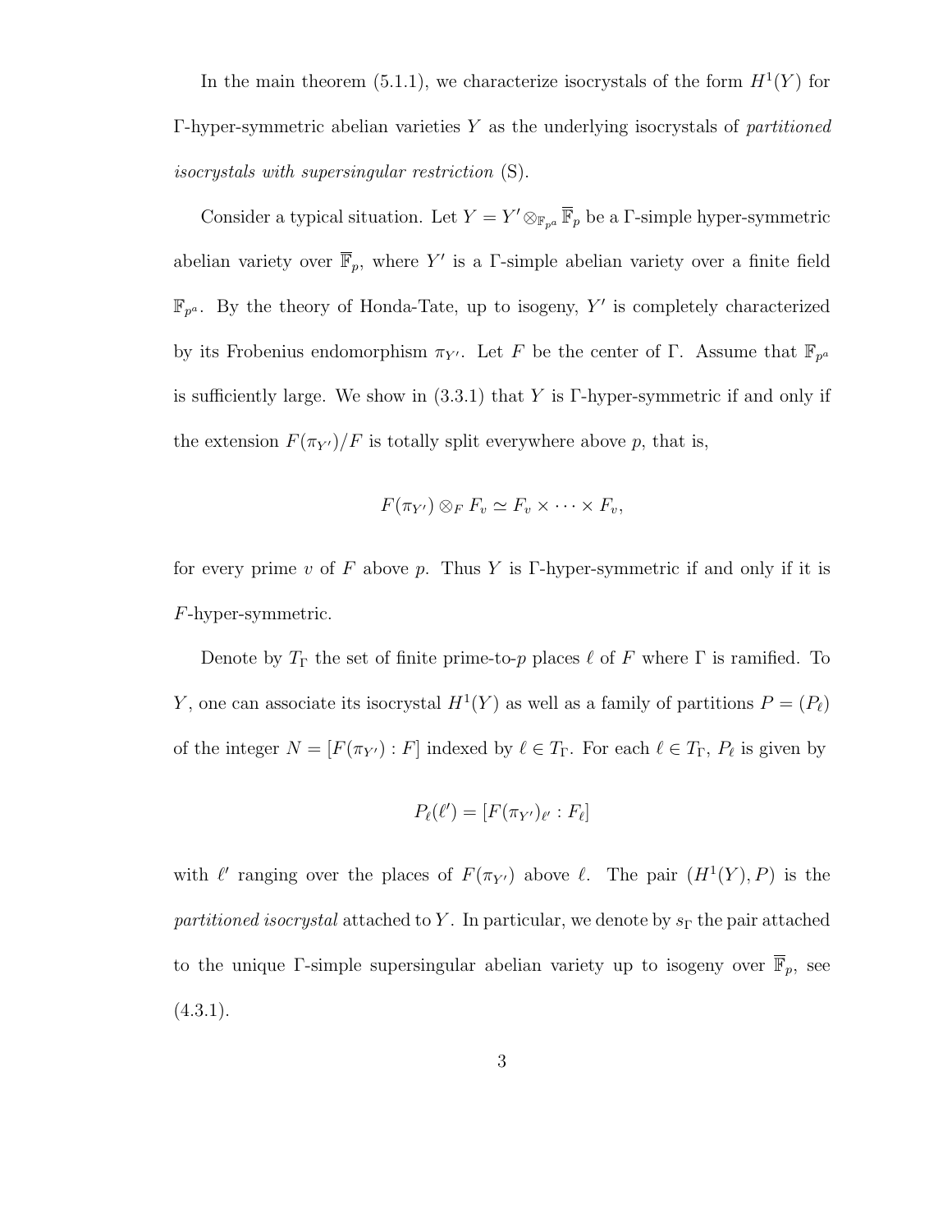In the main theorem (5.1.1), we characterize isocrystals of the form $H^1(Y)$ for $\Gamma$-hyper-symmetric abelian varieties $Y$ as the underlying isocrystals of *partitioned isocrystals with supersingular restriction* (S).

Consider a typical situation. Let $Y = Y' \otimes_{\mathbb{F}_{p^a}} \overline{\mathbb{F}}_p$ be a $\Gamma$-simple hyper-symmetric abelian variety over $\overline{\mathbb{F}}_p$, where $Y'$ is a $\Gamma$-simple abelian variety over a finite field $\mathbb{F}_{p^a}$. By the theory of Honda-Tate, up to isogeny, $Y'$ is completely characterized by its Frobenius endomorphism $\pi_{Y'}$. Let $F$ be the center of $\Gamma$. Assume that $\mathbb{F}_{p^a}$ is sufficiently large. We show in (3.3.1) that $Y$ is $\Gamma$-hyper-symmetric if and only if the extension $F(\pi_{Y'})/F$ is totally split everywhere above $p$, that is,

$$F(\pi_{Y'}) \otimes_F F_v \simeq F_v \times \cdots \times F_v,$$

for every prime $v$ of $F$ above $p$. Thus $Y$ is $\Gamma$-hyper-symmetric if and only if it is $F$-hyper-symmetric.

Denote by $T_\Gamma$ the set of finite prime-to-$p$ places $\ell$ of $F$ where $\Gamma$ is ramified. To $Y$, one can associate its isocrystal $H^1(Y)$ as well as a family of partitions $P = (P_\ell)$ of the integer $N = [F(\pi_{Y'}) : F]$ indexed by $\ell \in T_\Gamma$. For each $\ell \in T_\Gamma$, $P_\ell$ is given by

$$P_\ell(\ell') = [F(\pi_{Y'})_{\ell'} : F_\ell]$$

with $\ell'$ ranging over the places of $F(\pi_{Y'})$ above $\ell$. The pair $(H^1(Y), P)$ is the *partitioned isocrystal* attached to $Y$. In particular, we denote by $s_\Gamma$ the pair attached to the unique $\Gamma$-simple supersingular abelian variety up to isogeny over $\overline{\mathbb{F}}_p$, see (4.3.1).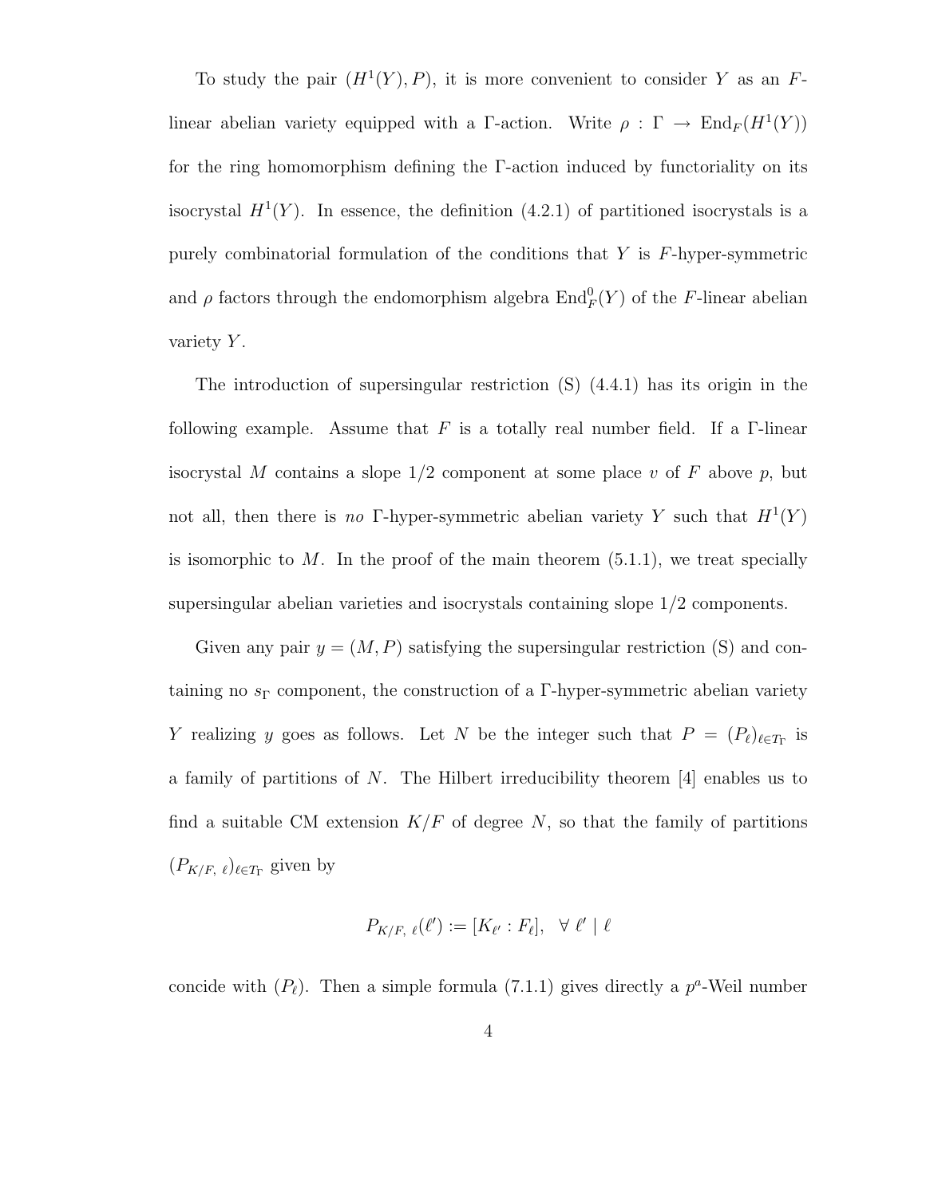To study the pair $(H^1(Y), P)$, it is more convenient to consider $Y$ as an $F$-linear abelian variety equipped with a $\Gamma$-action. Write $\rho : \Gamma \to \mathrm{End}_F(H^1(Y))$ for the ring homomorphism defining the $\Gamma$-action induced by functoriality on its isocrystal $H^1(Y)$. In essence, the definition (4.2.1) of partitioned isocrystals is a purely combinatorial formulation of the conditions that $Y$ is $F$-hyper-symmetric and $\rho$ factors through the endomorphism algebra $\mathrm{End}^0_F(Y)$ of the $F$-linear abelian variety $Y$.

The introduction of supersingular restriction (S) (4.4.1) has its origin in the following example. Assume that $F$ is a totally real number field. If a $\Gamma$-linear isocrystal $M$ contains a slope $1/2$ component at some place $v$ of $F$ above $p$, but not all, then there is *no* $\Gamma$-hyper-symmetric abelian variety $Y$ such that $H^1(Y)$ is isomorphic to $M$. In the proof of the main theorem (5.1.1), we treat specially supersingular abelian varieties and isocrystals containing slope $1/2$ components.

Given any pair $y = (M, P)$ satisfying the supersingular restriction (S) and containing no $s_\Gamma$ component, the construction of a $\Gamma$-hyper-symmetric abelian variety $Y$ realizing $y$ goes as follows. Let $N$ be the integer such that $P = (P_\ell)_{\ell \in T_\Gamma}$ is a family of partitions of $N$. The Hilbert irreducibility theorem [4] enables us to find a suitable CM extension $K/F$ of degree $N$, so that the family of partitions $(P_{K/F,\,\ell})_{\ell \in T_\Gamma}$ given by

$$P_{K/F,\,\ell}(\ell') := [K_{\ell'} : F_\ell], \quad \forall\ \ell' \mid \ell$$

concide with $(P_\ell)$. Then a simple formula (7.1.1) gives directly a $p^a$-Weil number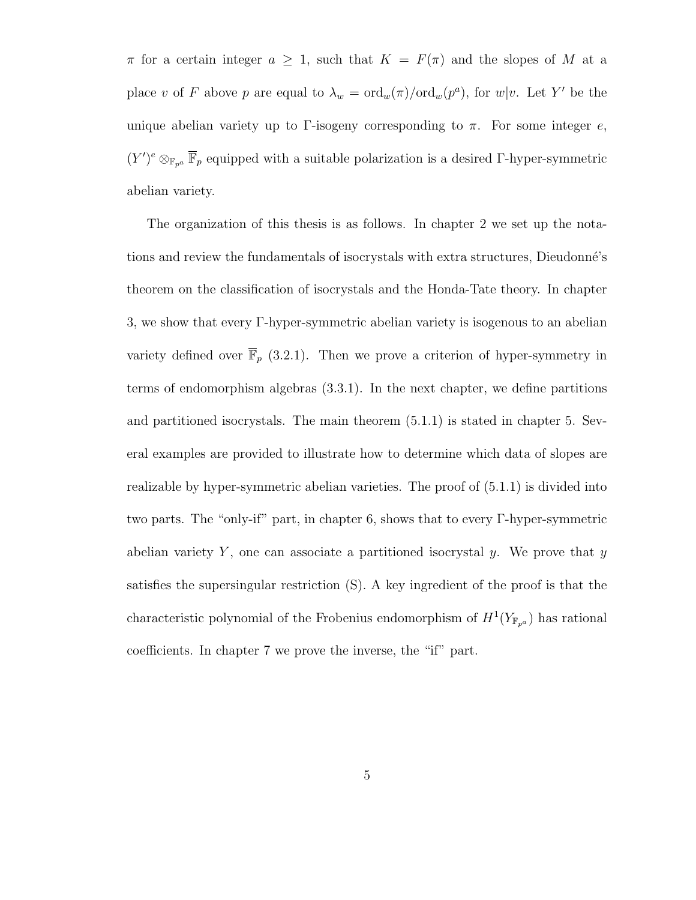$\pi$ for a certain integer $a \geq 1$, such that $K = F(\pi)$ and the slopes of $M$ at a place $v$ of $F$ above $p$ are equal to $\lambda_w = \mathrm{ord}_w(\pi)/\mathrm{ord}_w(p^a)$, for $w|v$. Let $Y'$ be the unique abelian variety up to $\Gamma$-isogeny corresponding to $\pi$. For some integer $e$, $(Y')^e \otimes_{\mathbb{F}_{p^a}} \overline{\mathbb{F}}_p$ equipped with a suitable polarization is a desired $\Gamma$-hyper-symmetric abelian variety.

The organization of this thesis is as follows. In chapter 2 we set up the notations and review the fundamentals of isocrystals with extra structures, Dieudonné's theorem on the classification of isocrystals and the Honda-Tate theory. In chapter 3, we show that every $\Gamma$-hyper-symmetric abelian variety is isogenous to an abelian variety defined over $\overline{\mathbb{F}}_p$ (3.2.1). Then we prove a criterion of hyper-symmetry in terms of endomorphism algebras (3.3.1). In the next chapter, we define partitions and partitioned isocrystals. The main theorem (5.1.1) is stated in chapter 5. Several examples are provided to illustrate how to determine which data of slopes are realizable by hyper-symmetric abelian varieties. The proof of (5.1.1) is divided into two parts. The "only-if" part, in chapter 6, shows that to every $\Gamma$-hyper-symmetric abelian variety $Y$, one can associate a partitioned isocrystal $y$. We prove that $y$ satisfies the supersingular restriction (S). A key ingredient of the proof is that the characteristic polynomial of the Frobenius endomorphism of $H^1(Y_{\mathbb{F}_{p^a}})$ has rational coefficients. In chapter 7 we prove the inverse, the "if" part.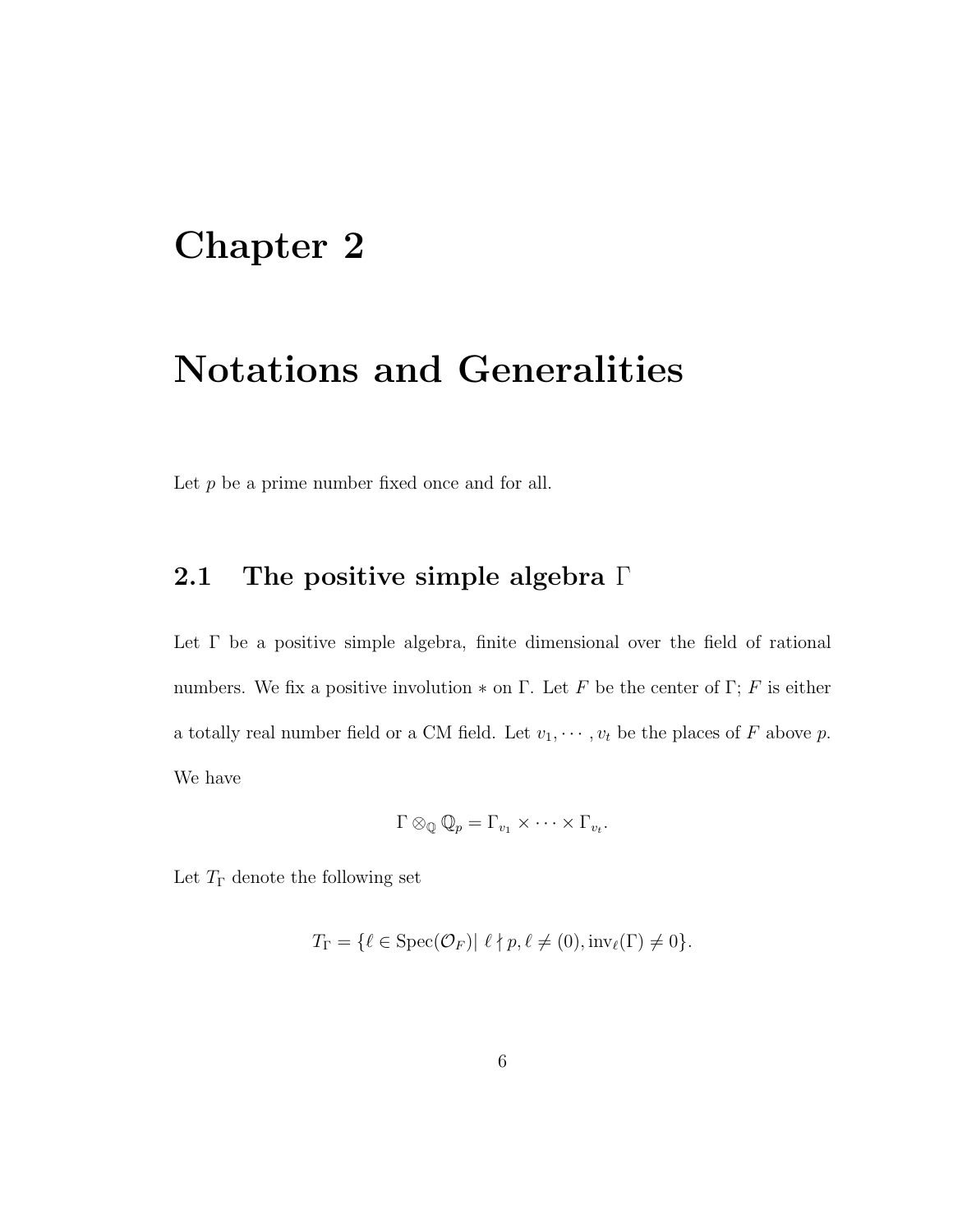# Chapter 2

# Notations and Generalities

Let $p$ be a prime number fixed once and for all.

## 2.1 The positive simple algebra $\Gamma$

Let $\Gamma$ be a positive simple algebra, finite dimensional over the field of rational numbers. We fix a positive involution $*$ on $\Gamma$. Let $F$ be the center of $\Gamma$; $F$ is either a totally real number field or a CM field. Let $v_1, \cdots, v_t$ be the places of $F$ above $p$. We have

$$\Gamma \otimes_{\mathbb{Q}} \mathbb{Q}_p = \Gamma_{v_1} \times \cdots \times \Gamma_{v_t}.$$

Let $T_\Gamma$ denote the following set

$$T_\Gamma = \{\ell \in \operatorname{Spec}(\mathcal{O}_F) |\ \ell \nmid p, \ell \neq (0), \operatorname{inv}_\ell(\Gamma) \neq 0\}.$$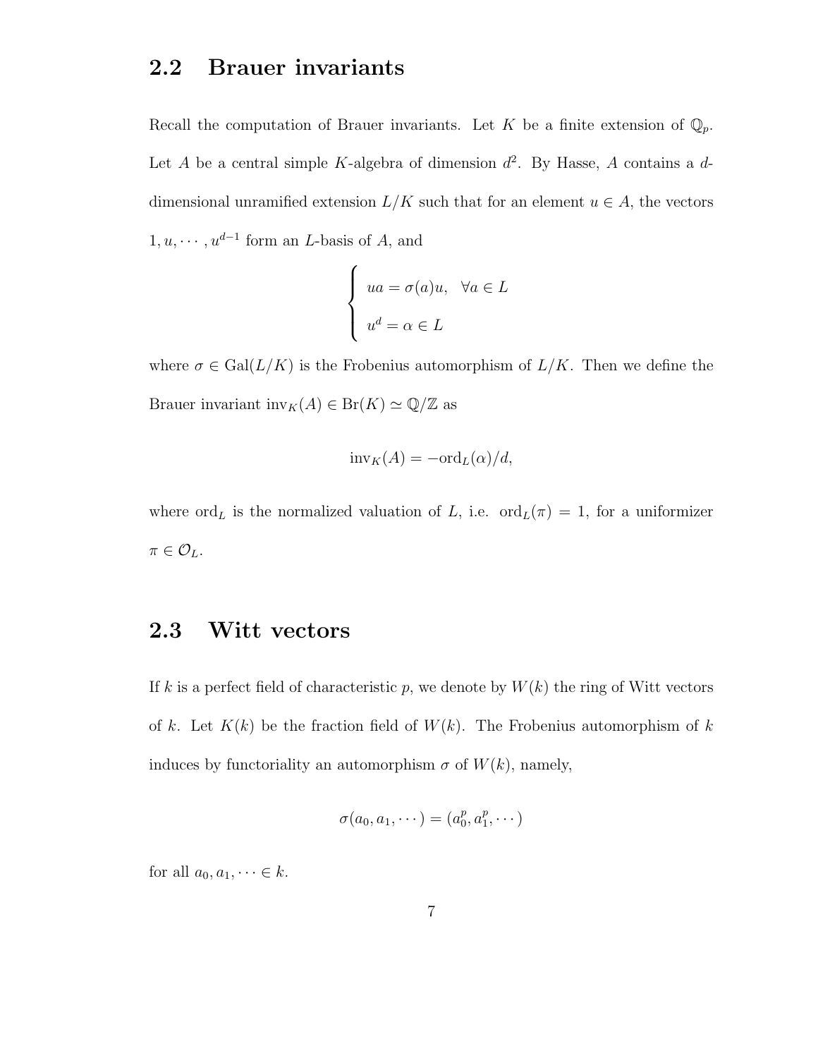## 2.2 Brauer invariants

Recall the computation of Brauer invariants. Let $K$ be a finite extension of $\mathbb{Q}_p$. Let $A$ be a central simple $K$-algebra of dimension $d^2$. By Hasse, $A$ contains a $d$-dimensional unramified extension $L/K$ such that for an element $u \in A$, the vectors $1, u, \cdots, u^{d-1}$ form an $L$-basis of $A$, and

$$\begin{cases} ua = \sigma(a)u, \quad \forall a \in L \\ u^d = \alpha \in L \end{cases}$$

where $\sigma \in \mathrm{Gal}(L/K)$ is the Frobenius automorphism of $L/K$. Then we define the Brauer invariant $\mathrm{inv}_K(A) \in \mathrm{Br}(K) \simeq \mathbb{Q}/\mathbb{Z}$ as

$$\mathrm{inv}_K(A) = -\mathrm{ord}_L(\alpha)/d,$$

where $\mathrm{ord}_L$ is the normalized valuation of $L$, i.e. $\mathrm{ord}_L(\pi) = 1$, for a uniformizer $\pi \in \mathcal{O}_L$.

## 2.3 Witt vectors

If $k$ is a perfect field of characteristic $p$, we denote by $W(k)$ the ring of Witt vectors of $k$. Let $K(k)$ be the fraction field of $W(k)$. The Frobenius automorphism of $k$ induces by functoriality an automorphism $\sigma$ of $W(k)$, namely,

$$\sigma(a_0, a_1, \cdots) = (a_0^p, a_1^p, \cdots)$$

for all $a_0, a_1, \cdots \in k$.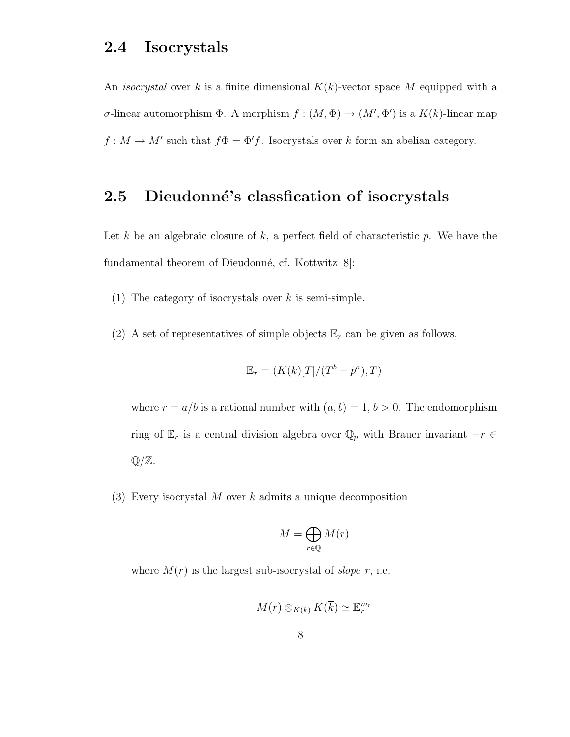## 2.4 Isocrystals

An *isocrystal* over $k$ is a finite dimensional $K(k)$-vector space $M$ equipped with a $\sigma$-linear automorphism $\Phi$. A morphism $f : (M, \Phi) \to (M', \Phi')$ is a $K(k)$-linear map $f : M \to M'$ such that $f\Phi = \Phi' f$. Isocrystals over $k$ form an abelian category.

## 2.5 Dieudonné's classfication of isocrystals

Let $\overline{k}$ be an algebraic closure of $k$, a perfect field of characteristic $p$. We have the fundamental theorem of Dieudonné, cf. Kottwitz [8]:

(1) The category of isocrystals over $\overline{k}$ is semi-simple.

(2) A set of representatives of simple objects $\mathbb{E}_r$ can be given as follows,

$$\mathbb{E}_r = (K(\overline{k})[T]/(T^b - p^a), T)$$

where $r = a/b$ is a rational number with $(a, b) = 1$, $b > 0$. The endomorphism ring of $\mathbb{E}_r$ is a central division algebra over $\mathbb{Q}_p$ with Brauer invariant $-r \in \mathbb{Q}/\mathbb{Z}$.

(3) Every isocrystal $M$ over $k$ admits a unique decomposition

$$M = \bigoplus_{r \in \mathbb{Q}} M(r)$$

where $M(r)$ is the largest sub-isocrystal of *slope* $r$, i.e.

$$M(r) \otimes_{K(k)} K(\overline{k}) \simeq \mathbb{E}_r^{m_r}$$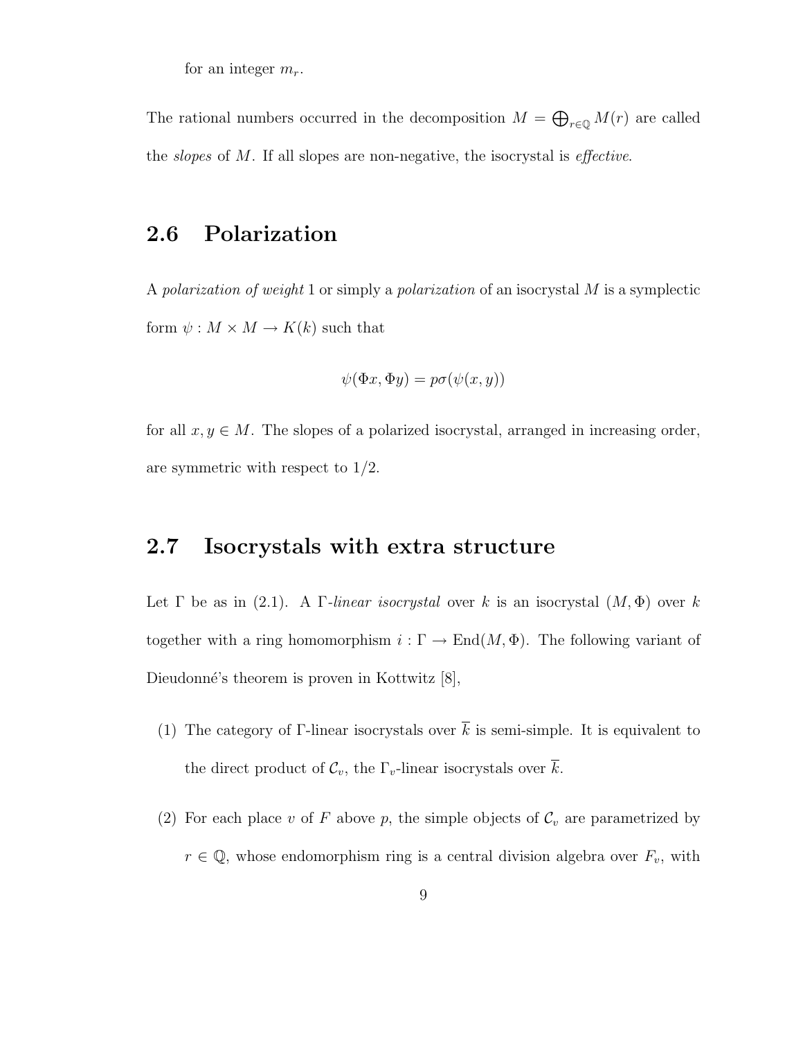for an integer $m_r$.

The rational numbers occurred in the decomposition $M = \bigoplus_{r \in \mathbb{Q}} M(r)$ are called the *slopes* of $M$. If all slopes are non-negative, the isocrystal is *effective*.

## 2.6 Polarization

A *polarization of weight* 1 or simply a *polarization* of an isocrystal $M$ is a symplectic form $\psi : M \times M \to K(k)$ such that

$$\psi(\Phi x, \Phi y) = p\sigma(\psi(x, y))$$

for all $x, y \in M$. The slopes of a polarized isocrystal, arranged in increasing order, are symmetric with respect to $1/2$.

## 2.7 Isocrystals with extra structure

Let $\Gamma$ be as in (2.1). A $\Gamma$-*linear isocrystal* over $k$ is an isocrystal $(M, \Phi)$ over $k$ together with a ring homomorphism $i : \Gamma \to \mathrm{End}(M, \Phi)$. The following variant of Dieudonné's theorem is proven in Kottwitz [8],

(1) The category of $\Gamma$-linear isocrystals over $\overline{k}$ is semi-simple. It is equivalent to the direct product of $\mathcal{C}_v$, the $\Gamma_v$-linear isocrystals over $\overline{k}$.

(2) For each place $v$ of $F$ above $p$, the simple objects of $\mathcal{C}_v$ are parametrized by $r \in \mathbb{Q}$, whose endomorphism ring is a central division algebra over $F_v$, with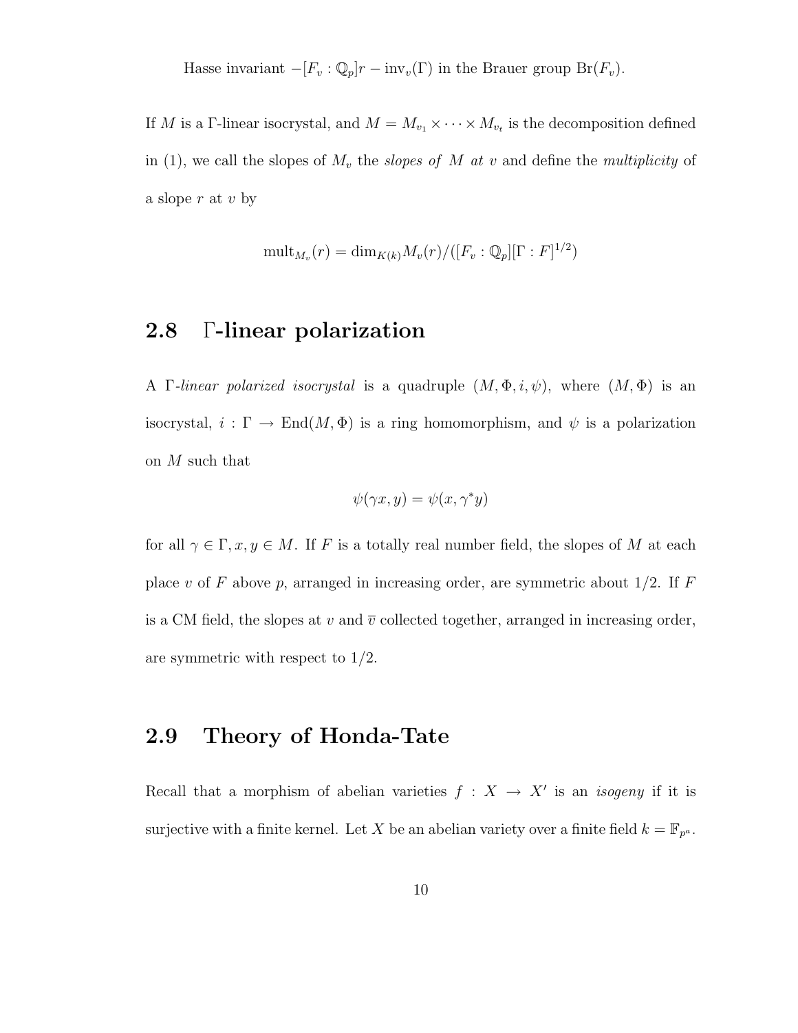Hasse invariant $-[F_v : \mathbb{Q}_p]r - \mathrm{inv}_v(\Gamma)$ in the Brauer group $\mathrm{Br}(F_v)$.

If $M$ is a $\Gamma$-linear isocrystal, and $M = M_{v_1} \times \cdots \times M_{v_t}$ is the decomposition defined in (1), we call the slopes of $M_v$ the *slopes of $M$ at $v$* and define the *multiplicity* of a slope $r$ at $v$ by

$$\mathrm{mult}_{M_v}(r) = \dim_{K(k)} M_v(r)/([F_v : \mathbb{Q}_p][\Gamma : F]^{1/2})$$

## 2.8 $\Gamma$-linear polarization

A *$\Gamma$-linear polarized isocrystal* is a quadruple $(M, \Phi, i, \psi)$, where $(M, \Phi)$ is an isocrystal, $i : \Gamma \to \mathrm{End}(M, \Phi)$ is a ring homomorphism, and $\psi$ is a polarization on $M$ such that

$$\psi(\gamma x, y) = \psi(x, \gamma^* y)$$

for all $\gamma \in \Gamma, x, y \in M$. If $F$ is a totally real number field, the slopes of $M$ at each place $v$ of $F$ above $p$, arranged in increasing order, are symmetric about $1/2$. If $F$ is a CM field, the slopes at $v$ and $\overline{v}$ collected together, arranged in increasing order, are symmetric with respect to $1/2$.

## 2.9 Theory of Honda-Tate

Recall that a morphism of abelian varieties $f : X \to X'$ is an *isogeny* if it is surjective with a finite kernel. Let $X$ be an abelian variety over a finite field $k = \mathbb{F}_{p^a}$.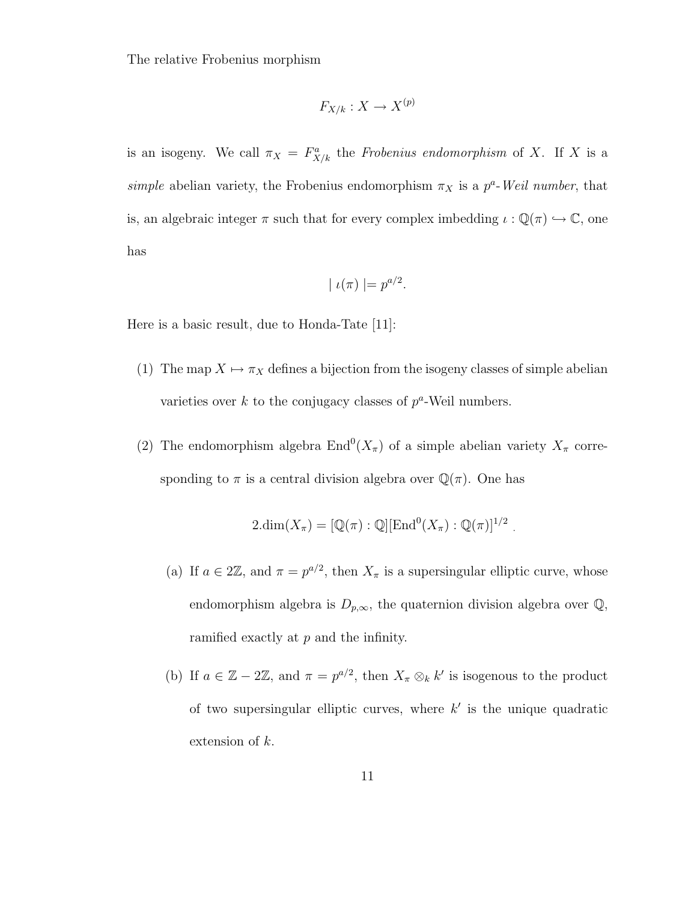The relative Frobenius morphism

$$F_{X/k} : X \to X^{(p)}$$

is an isogeny. We call $\pi_X = F^a_{X/k}$ the *Frobenius endomorphism* of $X$. If $X$ is a *simple* abelian variety, the Frobenius endomorphism $\pi_X$ is a $p^a$-*Weil number*, that is, an algebraic integer $\pi$ such that for every complex imbedding $\iota : \mathbb{Q}(\pi) \hookrightarrow \mathbb{C}$, one has

$$\mid \iota(\pi) \mid = p^{a/2}.$$

Here is a basic result, due to Honda-Tate [11]:

(1) The map $X \mapsto \pi_X$ defines a bijection from the isogeny classes of simple abelian varieties over $k$ to the conjugacy classes of $p^a$-Weil numbers.

(2) The endomorphism algebra $\mathrm{End}^0(X_\pi)$ of a simple abelian variety $X_\pi$ corresponding to $\pi$ is a central division algebra over $\mathbb{Q}(\pi)$. One has

$$2.\mathrm{dim}(X_\pi) = [\mathbb{Q}(\pi) : \mathbb{Q}][\mathrm{End}^0(X_\pi) : \mathbb{Q}(\pi)]^{1/2} .$$

   (a) If $a \in 2\mathbb{Z}$, and $\pi = p^{a/2}$, then $X_\pi$ is a supersingular elliptic curve, whose endomorphism algebra is $D_{p,\infty}$, the quaternion division algebra over $\mathbb{Q}$, ramified exactly at $p$ and the infinity.

   (b) If $a \in \mathbb{Z} - 2\mathbb{Z}$, and $\pi = p^{a/2}$, then $X_\pi \otimes_k k'$ is isogenous to the product of two supersingular elliptic curves, where $k'$ is the unique quadratic extension of $k$.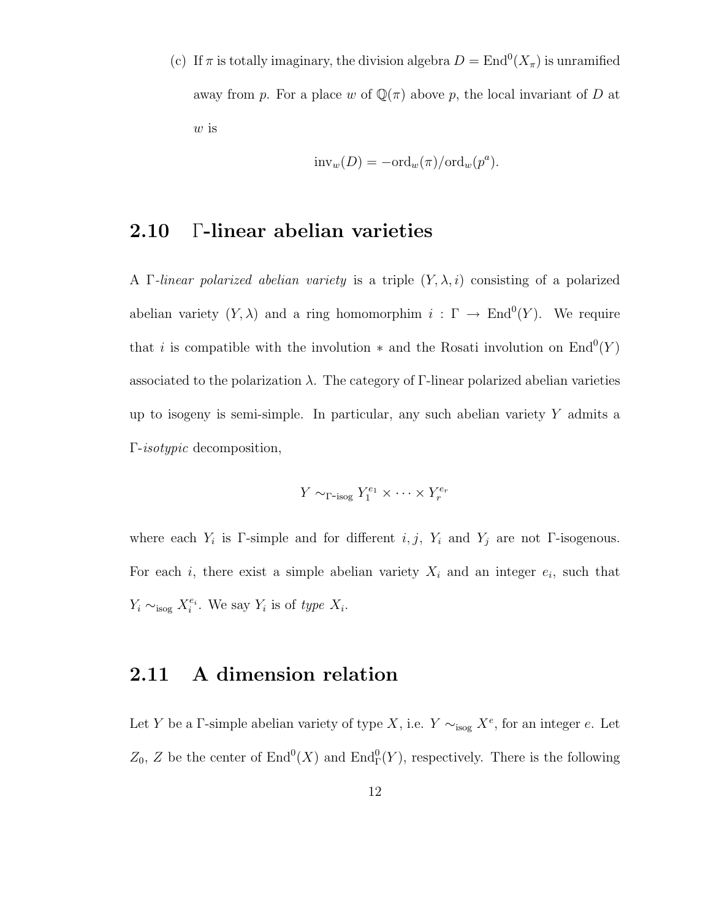(c) If $\pi$ is totally imaginary, the division algebra $D = \mathrm{End}^0(X_\pi)$ is unramified away from $p$. For a place $w$ of $\mathbb{Q}(\pi)$ above $p$, the local invariant of $D$ at $w$ is

$$\mathrm{inv}_w(D) = -\mathrm{ord}_w(\pi)/\mathrm{ord}_w(p^a).$$

## 2.10 Γ-linear abelian varieties

A *Γ-linear polarized abelian variety* is a triple $(Y, \lambda, i)$ consisting of a polarized abelian variety $(Y, \lambda)$ and a ring homomorphim $i : \Gamma \to \mathrm{End}^0(Y)$. We require that $i$ is compatible with the involution $*$ and the Rosati involution on $\mathrm{End}^0(Y)$ associated to the polarization $\lambda$. The category of Γ-linear polarized abelian varieties up to isogeny is semi-simple. In particular, any such abelian variety $Y$ admits a Γ-*isotypic* decomposition,

$$Y \sim_{\Gamma\text{-isog}} Y_1^{e_1} \times \cdots \times Y_r^{e_r}$$

where each $Y_i$ is Γ-simple and for different $i, j$, $Y_i$ and $Y_j$ are not Γ-isogenous. For each $i$, there exist a simple abelian variety $X_i$ and an integer $e_i$, such that $Y_i \sim_{\mathrm{isog}} X_i^{e_i}$. We say $Y_i$ is of *type* $X_i$.

## 2.11 A dimension relation

Let $Y$ be a Γ-simple abelian variety of type $X$, i.e. $Y \sim_{\mathrm{isog}} X^e$, for an integer $e$. Let $Z_0$, $Z$ be the center of $\mathrm{End}^0(X)$ and $\mathrm{End}^0_\Gamma(Y)$, respectively. There is the following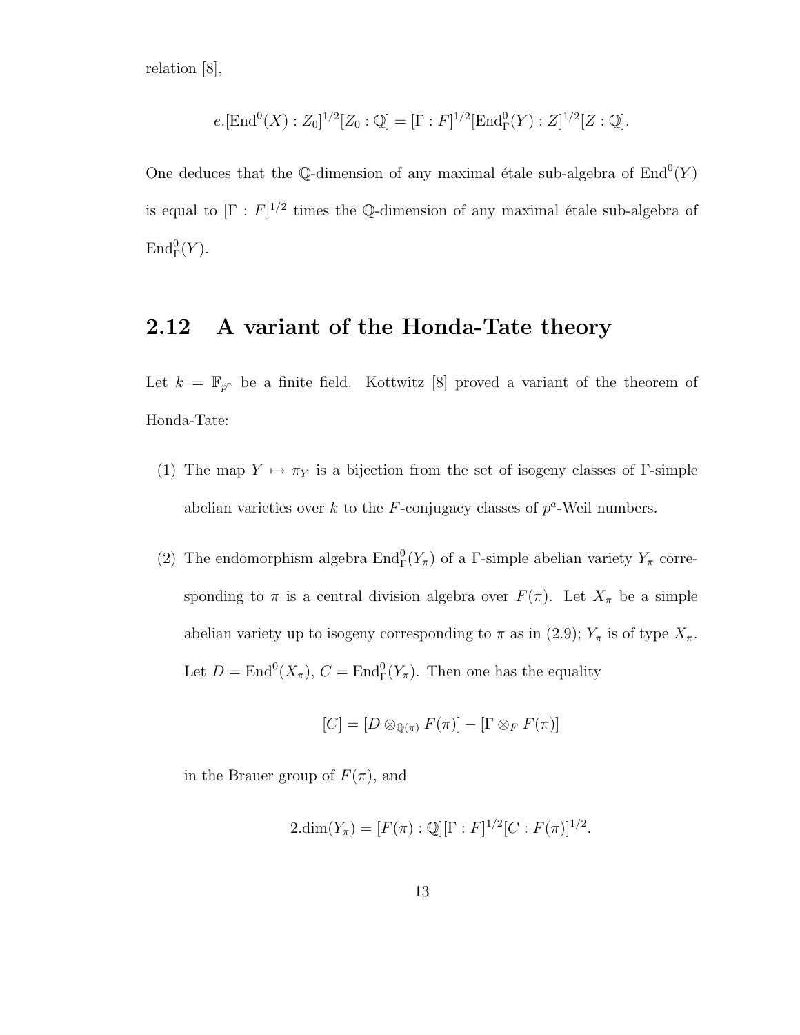relation [8],

$$e.[\mathrm{End}^0(X) : Z_0]^{1/2}[Z_0 : \mathbb{Q}] = [\Gamma : F]^{1/2}[\mathrm{End}^0_\Gamma(Y) : Z]^{1/2}[Z : \mathbb{Q}].$$

One deduces that the $\mathbb{Q}$-dimension of any maximal étale sub-algebra of $\mathrm{End}^0(Y)$ is equal to $[\Gamma : F]^{1/2}$ times the $\mathbb{Q}$-dimension of any maximal étale sub-algebra of $\mathrm{End}^0_\Gamma(Y)$.

## 2.12 A variant of the Honda-Tate theory

Let $k = \mathbb{F}_{p^a}$ be a finite field. Kottwitz [8] proved a variant of the theorem of Honda-Tate:

(1) The map $Y \mapsto \pi_Y$ is a bijection from the set of isogeny classes of $\Gamma$-simple abelian varieties over $k$ to the $F$-conjugacy classes of $p^a$-Weil numbers.

(2) The endomorphism algebra $\mathrm{End}^0_\Gamma(Y_\pi)$ of a $\Gamma$-simple abelian variety $Y_\pi$ corresponding to $\pi$ is a central division algebra over $F(\pi)$. Let $X_\pi$ be a simple abelian variety up to isogeny corresponding to $\pi$ as in (2.9); $Y_\pi$ is of type $X_\pi$. Let $D = \mathrm{End}^0(X_\pi)$, $C = \mathrm{End}^0_\Gamma(Y_\pi)$. Then one has the equality

$$[C] = [D \otimes_{\mathbb{Q}(\pi)} F(\pi)] - [\Gamma \otimes_F F(\pi)]$$

in the Brauer group of $F(\pi)$, and

$$2.\dim(Y_\pi) = [F(\pi) : \mathbb{Q}][\Gamma : F]^{1/2}[C : F(\pi)]^{1/2}.$$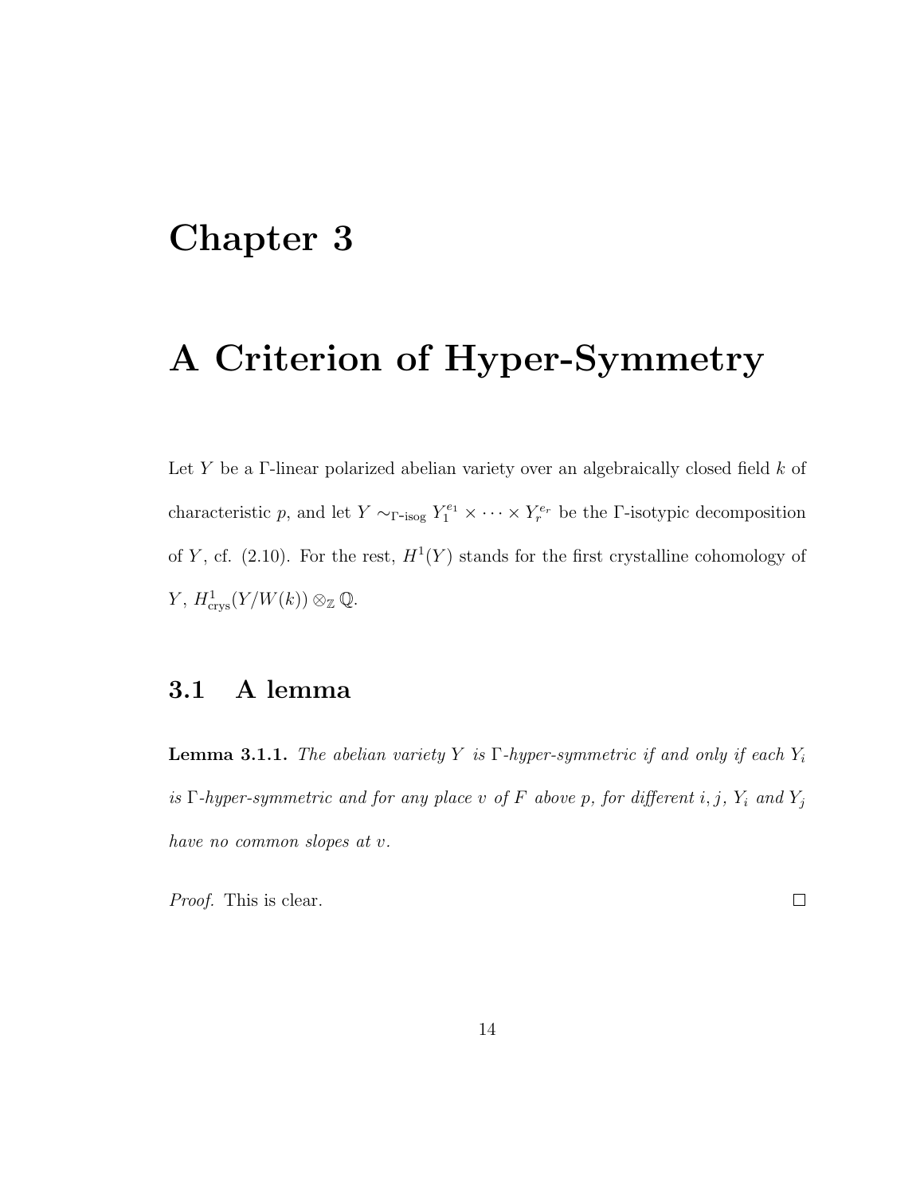# Chapter 3

# A Criterion of Hyper-Symmetry

Let $Y$ be a $\Gamma$-linear polarized abelian variety over an algebraically closed field $k$ of characteristic $p$, and let $Y \sim_{\Gamma\text{-isog}} Y_1^{e_1} \times \cdots \times Y_r^{e_r}$ be the $\Gamma$-isotypic decomposition of $Y$, cf. (2.10). For the rest, $H^1(Y)$ stands for the first crystalline cohomology of $Y$, $H^1_{\text{crys}}(Y/W(k)) \otimes_{\mathbb{Z}} \mathbb{Q}$.

## 3.1 A lemma

**Lemma 3.1.1.** *The abelian variety $Y$ is $\Gamma$-hyper-symmetric if and only if each $Y_i$ is $\Gamma$-hyper-symmetric and for any place $v$ of $F$ above $p$, for different $i, j$, $Y_i$ and $Y_j$ have no common slopes at $v$.*

*Proof.* This is clear. $\square$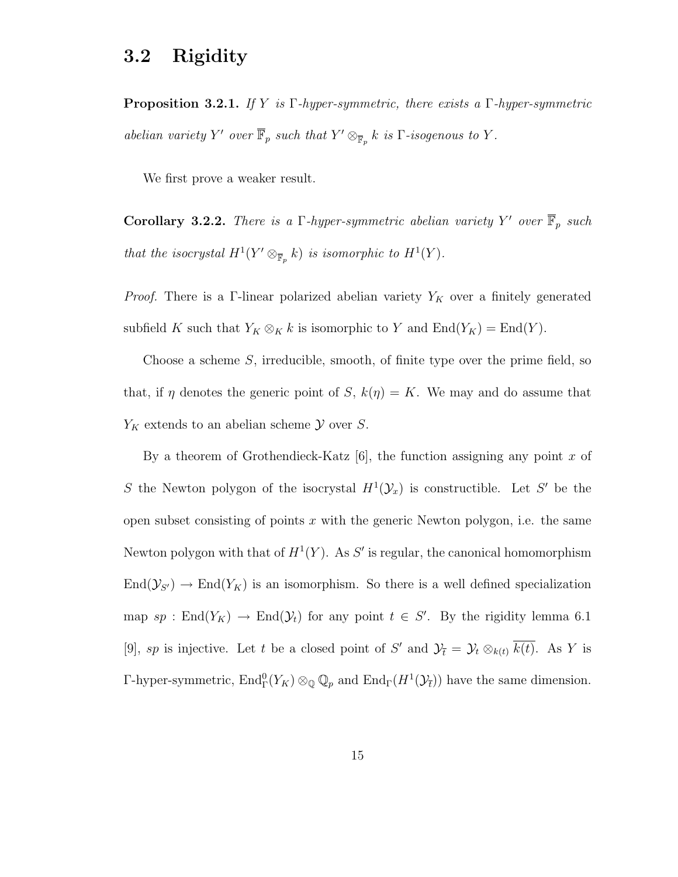## 3.2 Rigidity

**Proposition 3.2.1.** *If $Y$ is $\Gamma$-hyper-symmetric, there exists a $\Gamma$-hyper-symmetric abelian variety $Y'$ over $\overline{\mathbb{F}}_p$ such that $Y' \otimes_{\overline{\mathbb{F}}_p} k$ is $\Gamma$-isogenous to $Y$.*

We first prove a weaker result.

**Corollary 3.2.2.** *There is a $\Gamma$-hyper-symmetric abelian variety $Y'$ over $\overline{\mathbb{F}}_p$ such that the isocrystal $H^1(Y' \otimes_{\overline{\mathbb{F}}_p} k)$ is isomorphic to $H^1(Y)$.*

*Proof.* There is a $\Gamma$-linear polarized abelian variety $Y_K$ over a finitely generated subfield $K$ such that $Y_K \otimes_K k$ is isomorphic to $Y$ and $\mathrm{End}(Y_K) = \mathrm{End}(Y)$.

Choose a scheme $S$, irreducible, smooth, of finite type over the prime field, so that, if $\eta$ denotes the generic point of $S$, $k(\eta) = K$. We may and do assume that $Y_K$ extends to an abelian scheme $\mathcal{Y}$ over $S$.

By a theorem of Grothendieck-Katz [6], the function assigning any point $x$ of $S$ the Newton polygon of the isocrystal $H^1(\mathcal{Y}_x)$ is constructible. Let $S'$ be the open subset consisting of points $x$ with the generic Newton polygon, i.e. the same Newton polygon with that of $H^1(Y)$. As $S'$ is regular, the canonical homomorphism $\mathrm{End}(\mathcal{Y}_{S'}) \to \mathrm{End}(Y_K)$ is an isomorphism. So there is a well defined specialization map $sp : \mathrm{End}(Y_K) \to \mathrm{End}(\mathcal{Y}_t)$ for any point $t \in S'$. By the rigidity lemma 6.1 [9], $sp$ is injective. Let $t$ be a closed point of $S'$ and $\mathcal{Y}_{\bar{t}} = \mathcal{Y}_t \otimes_{k(t)} \overline{k(t)}$. As $Y$ is $\Gamma$-hyper-symmetric, $\mathrm{End}^0_\Gamma(Y_K) \otimes_{\mathbb{Q}} \mathbb{Q}_p$ and $\mathrm{End}_\Gamma(H^1(\mathcal{Y}_{\bar{t}}))$ have the same dimension.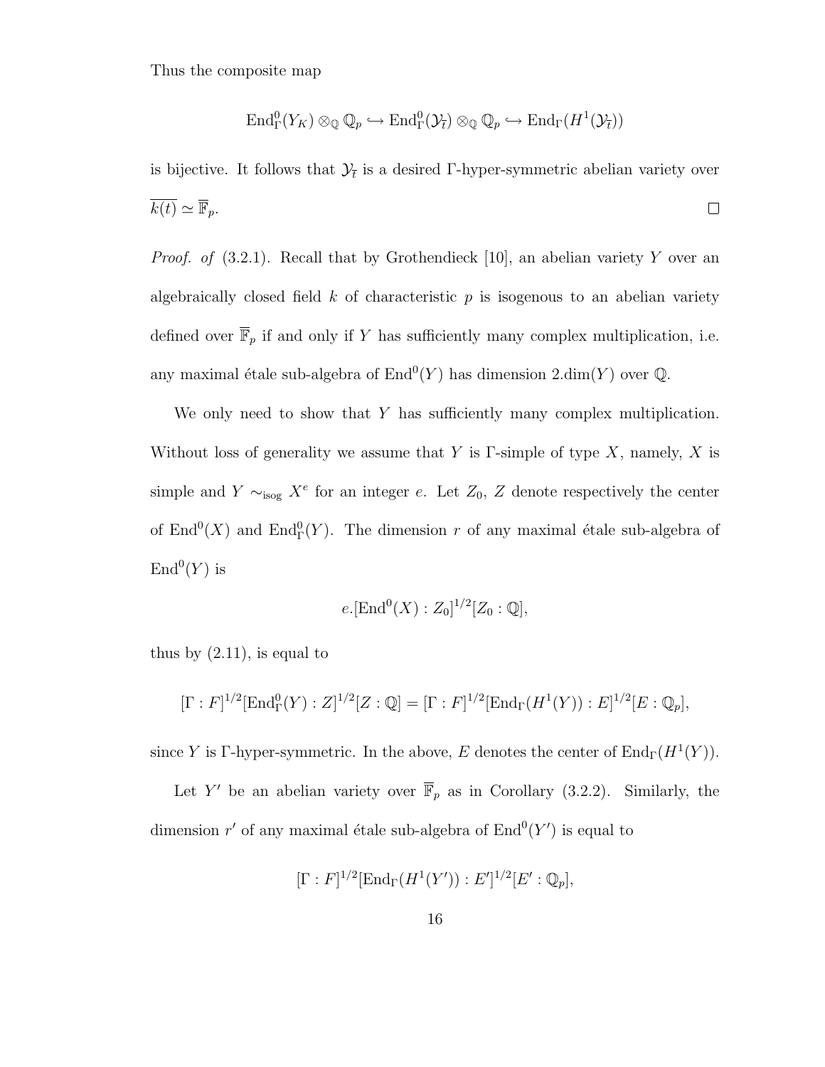Thus the composite map

$$\mathrm{End}^0_\Gamma(Y_K) \otimes_{\mathbb{Q}} \mathbb{Q}_p \hookrightarrow \mathrm{End}^0_\Gamma(\mathcal{Y}_{\bar{t}}) \otimes_{\mathbb{Q}} \mathbb{Q}_p \hookrightarrow \mathrm{End}_\Gamma(H^1(\mathcal{Y}_{\bar{t}}))$$

is bijective. It follows that $\mathcal{Y}_{\bar{t}}$ is a desired $\Gamma$-hyper-symmetric abelian variety over $\overline{k(t)} \simeq \overline{\mathbb{F}}_p$. $\square$

*Proof. of* (3.2.1). Recall that by Grothendieck [10], an abelian variety $Y$ over an algebraically closed field $k$ of characteristic $p$ is isogenous to an abelian variety defined over $\overline{\mathbb{F}}_p$ if and only if $Y$ has sufficiently many complex multiplication, i.e. any maximal étale sub-algebra of $\mathrm{End}^0(Y)$ has dimension $2.\dim(Y)$ over $\mathbb{Q}$.

We only need to show that $Y$ has sufficiently many complex multiplication. Without loss of generality we assume that $Y$ is $\Gamma$-simple of type $X$, namely, $X$ is simple and $Y \sim_{\mathrm{isog}} X^e$ for an integer $e$. Let $Z_0$, $Z$ denote respectively the center of $\mathrm{End}^0(X)$ and $\mathrm{End}^0_\Gamma(Y)$. The dimension $r$ of any maximal étale sub-algebra of $\mathrm{End}^0(Y)$ is

$$e.[\mathrm{End}^0(X) : Z_0]^{1/2}[Z_0 : \mathbb{Q}],$$

thus by (2.11), is equal to

$$[\Gamma : F]^{1/2}[\mathrm{End}^0_\Gamma(Y) : Z]^{1/2}[Z : \mathbb{Q}] = [\Gamma : F]^{1/2}[\mathrm{End}_\Gamma(H^1(Y)) : E]^{1/2}[E : \mathbb{Q}_p],$$

since $Y$ is $\Gamma$-hyper-symmetric. In the above, $E$ denotes the center of $\mathrm{End}_\Gamma(H^1(Y))$.

Let $Y'$ be an abelian variety over $\overline{\mathbb{F}}_p$ as in Corollary (3.2.2). Similarly, the dimension $r'$ of any maximal étale sub-algebra of $\mathrm{End}^0(Y')$ is equal to

$$[\Gamma : F]^{1/2}[\mathrm{End}_\Gamma(H^1(Y')) : E']^{1/2}[E' : \mathbb{Q}_p],$$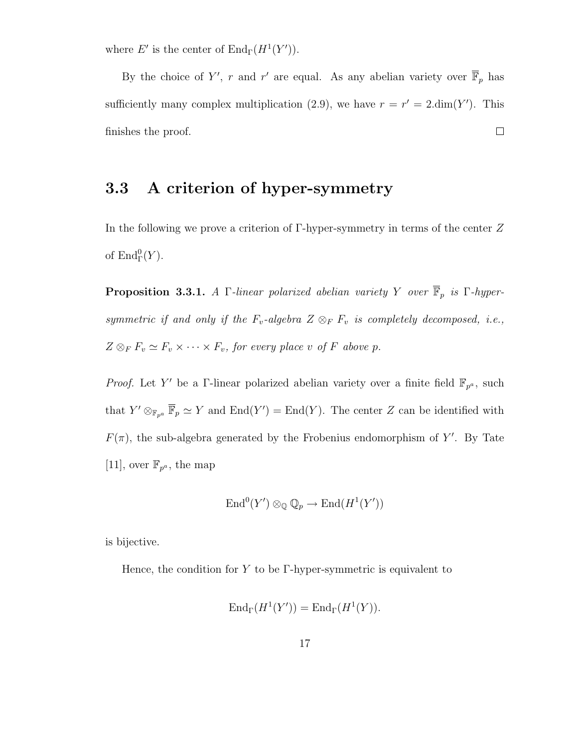where $E'$ is the center of $\mathrm{End}_\Gamma(H^1(Y'))$.

By the choice of $Y'$, $r$ and $r'$ are equal. As any abelian variety over $\overline{\mathbb{F}}_p$ has sufficiently many complex multiplication (2.9), we have $r = r' = 2.\dim(Y')$. This finishes the proof. $\square$

## 3.3 A criterion of hyper-symmetry

In the following we prove a criterion of $\Gamma$-hyper-symmetry in terms of the center $Z$ of $\mathrm{End}^0_\Gamma(Y)$.

**Proposition 3.3.1.** *A $\Gamma$-linear polarized abelian variety $Y$ over $\overline{\mathbb{F}}_p$ is $\Gamma$-hyper-symmetric if and only if the $F_v$-algebra $Z \otimes_F F_v$ is completely decomposed, i.e., $Z \otimes_F F_v \simeq F_v \times \cdots \times F_v$, for every place $v$ of $F$ above $p$.*

*Proof.* Let $Y'$ be a $\Gamma$-linear polarized abelian variety over a finite field $\mathbb{F}_{p^a}$, such that $Y' \otimes_{\mathbb{F}_{p^a}} \overline{\mathbb{F}}_p \simeq Y$ and $\mathrm{End}(Y') = \mathrm{End}(Y)$. The center $Z$ can be identified with $F(\pi)$, the sub-algebra generated by the Frobenius endomorphism of $Y'$. By Tate [11], over $\mathbb{F}_{p^a}$, the map

$$\mathrm{End}^0(Y') \otimes_{\mathbb{Q}} \mathbb{Q}_p \to \mathrm{End}(H^1(Y'))$$

is bijective.

Hence, the condition for $Y$ to be $\Gamma$-hyper-symmetric is equivalent to

$$\mathrm{End}_\Gamma(H^1(Y')) = \mathrm{End}_\Gamma(H^1(Y)).$$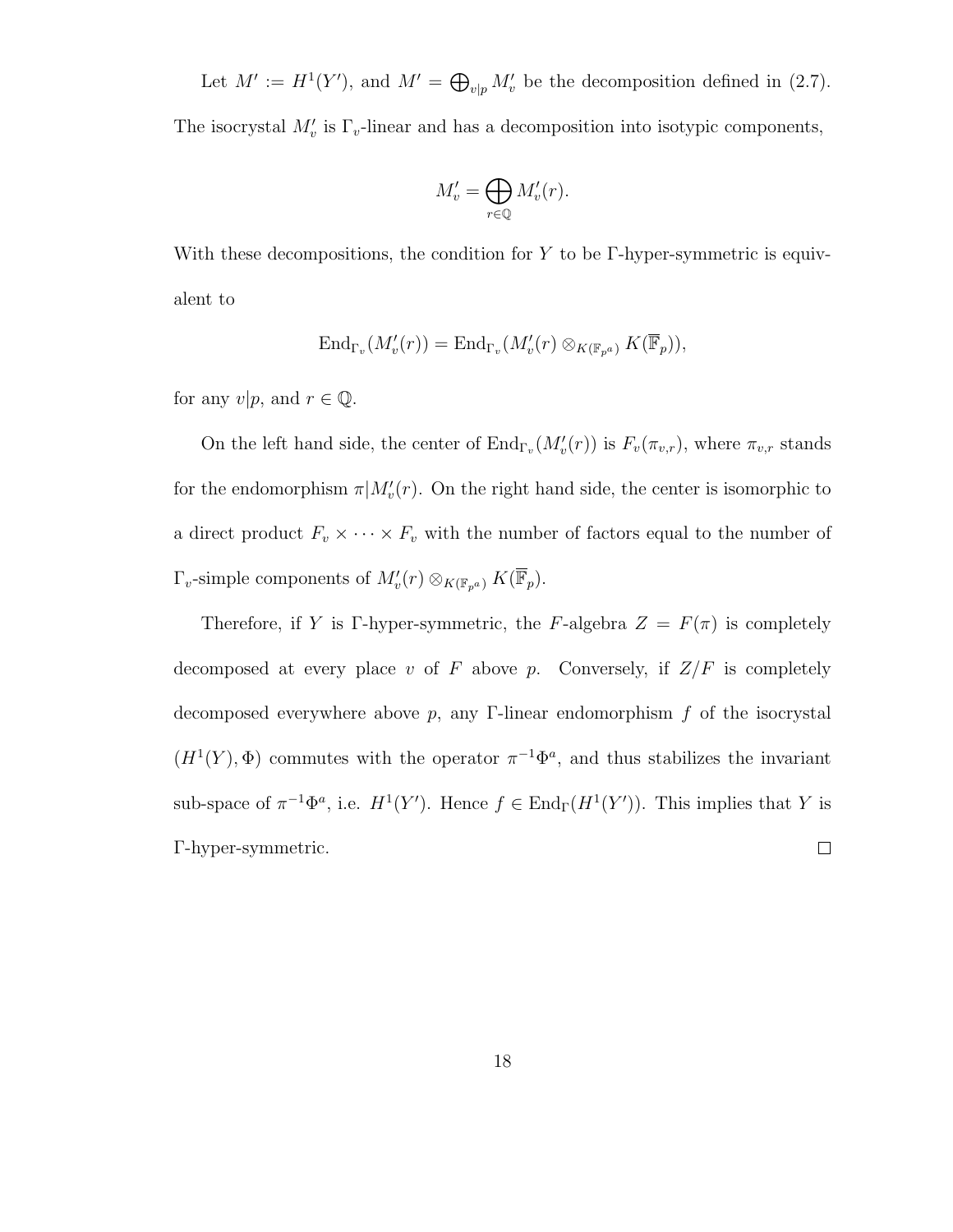Let $M' := H^1(Y')$, and $M' = \bigoplus_{v|p} M'_v$ be the decomposition defined in (2.7). The isocrystal $M'_v$ is $\Gamma_v$-linear and has a decomposition into isotypic components,

$$M'_v = \bigoplus_{r\in\mathbb{Q}} M'_v(r).$$

With these decompositions, the condition for $Y$ to be $\Gamma$-hyper-symmetric is equivalent to

$$\mathrm{End}_{\Gamma_v}(M'_v(r)) = \mathrm{End}_{\Gamma_v}(M'_v(r) \otimes_{K(\mathbb{F}_{p^a})} K(\overline{\mathbb{F}}_p)),$$

for any $v|p$, and $r \in \mathbb{Q}$.

On the left hand side, the center of $\mathrm{End}_{\Gamma_v}(M'_v(r))$ is $F_v(\pi_{v,r})$, where $\pi_{v,r}$ stands for the endomorphism $\pi|M'_v(r)$. On the right hand side, the center is isomorphic to a direct product $F_v \times \cdots \times F_v$ with the number of factors equal to the number of $\Gamma_v$-simple components of $M'_v(r) \otimes_{K(\mathbb{F}_{p^a})} K(\overline{\mathbb{F}}_p)$.

Therefore, if $Y$ is $\Gamma$-hyper-symmetric, the $F$-algebra $Z = F(\pi)$ is completely decomposed at every place $v$ of $F$ above $p$. Conversely, if $Z/F$ is completely decomposed everywhere above $p$, any $\Gamma$-linear endomorphism $f$ of the isocrystal $(H^1(Y), \Phi)$ commutes with the operator $\pi^{-1}\Phi^a$, and thus stabilizes the invariant sub-space of $\pi^{-1}\Phi^a$, i.e. $H^1(Y')$. Hence $f \in \mathrm{End}_\Gamma(H^1(Y'))$. This implies that $Y$ is $\Gamma$-hyper-symmetric. $\square$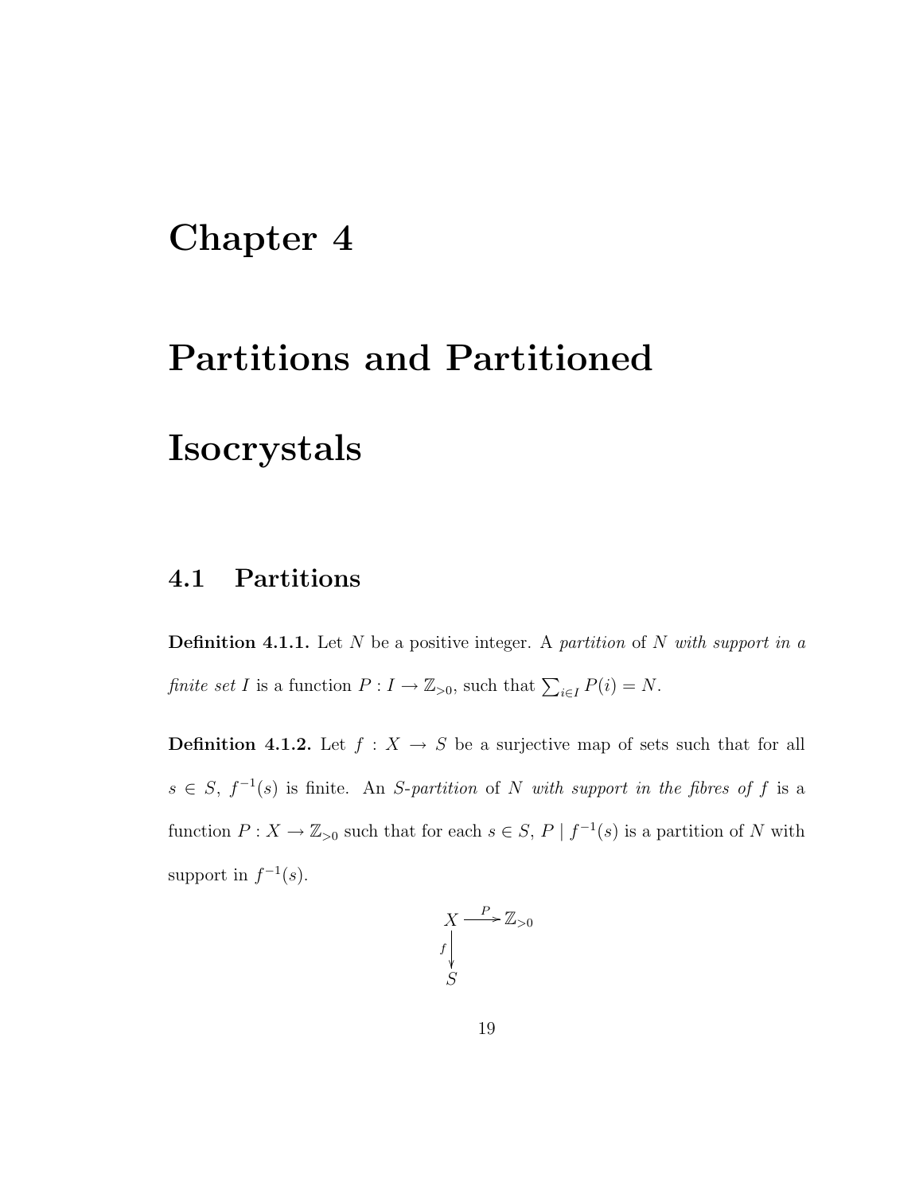# Chapter 4

# Partitions and Partitioned Isocrystals

## 4.1 Partitions

**Definition 4.1.1.** Let $N$ be a positive integer. A *partition* of $N$ *with support in a finite set* $I$ is a function $P : I \to \mathbb{Z}_{>0}$, such that $\sum_{i \in I} P(i) = N$.

**Definition 4.1.2.** Let $f : X \to S$ be a surjective map of sets such that for all $s \in S$, $f^{-1}(s)$ is finite. An *S-partition* of $N$ *with support in the fibres of* $f$ is a function $P : X \to \mathbb{Z}_{>0}$ such that for each $s \in S$, $P \mid f^{-1}(s)$ is a partition of $N$ with support in $f^{-1}(s)$.

$$\begin{array}{ccc} X & \xrightarrow{P} & \mathbb{Z}_{>0} \\ {\scriptstyle f}\downarrow & & \\ S & & \end{array}$$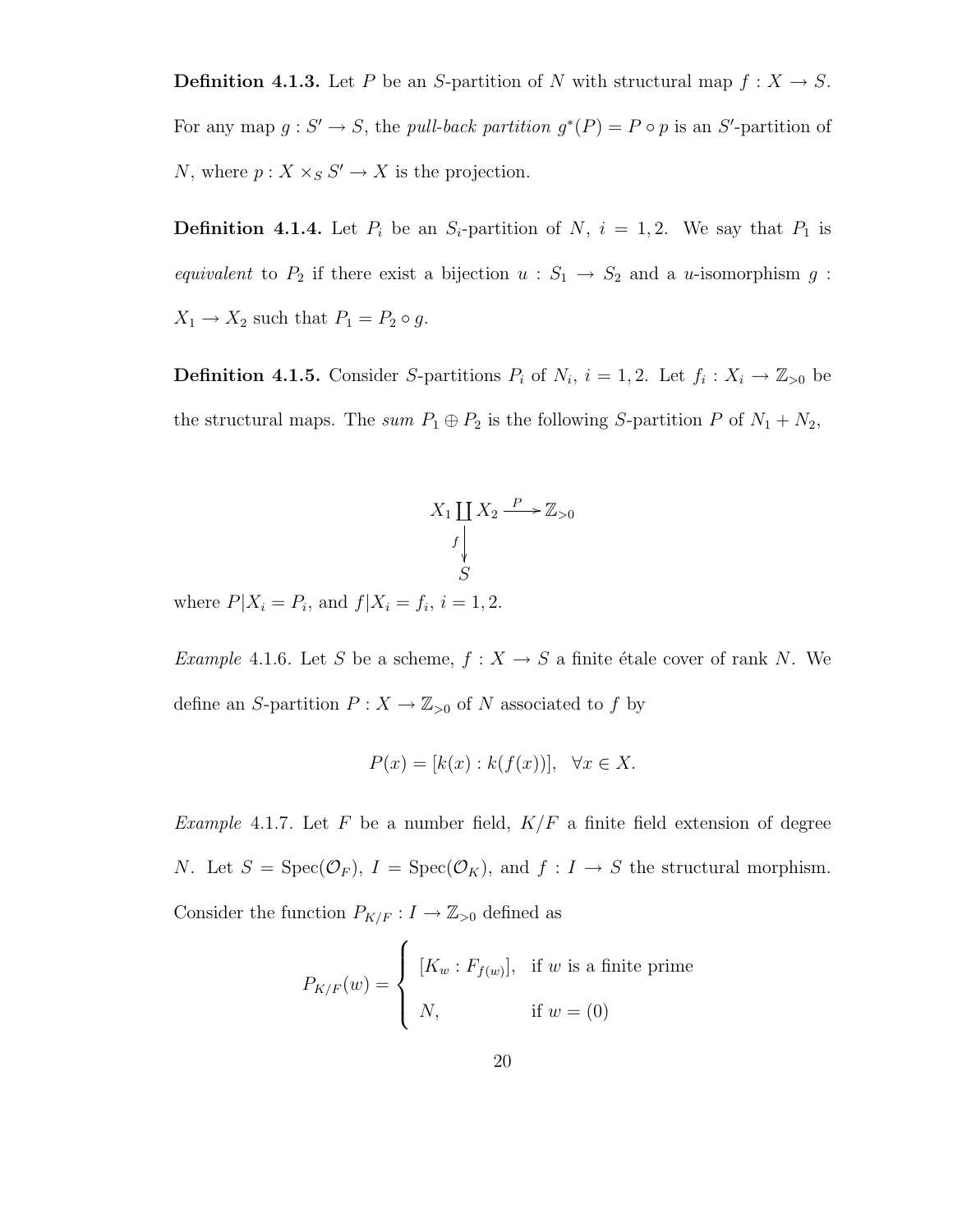**Definition 4.1.3.** Let $P$ be an $S$-partition of $N$ with structural map $f : X \to S$. For any map $g : S' \to S$, the *pull-back partition* $g^*(P) = P \circ p$ is an $S'$-partition of $N$, where $p : X \times_S S' \to X$ is the projection.

**Definition 4.1.4.** Let $P_i$ be an $S_i$-partition of $N$, $i = 1, 2$. We say that $P_1$ is *equivalent* to $P_2$ if there exist a bijection $u : S_1 \to S_2$ and a $u$-isomorphism $g : X_1 \to X_2$ such that $P_1 = P_2 \circ g$.

**Definition 4.1.5.** Consider $S$-partitions $P_i$ of $N_i$, $i = 1, 2$. Let $f_i : X_i \to \mathbb{Z}_{>0}$ be the structural maps. The *sum* $P_1 \oplus P_2$ is the following $S$-partition $P$ of $N_1 + N_2$,

$$\begin{array}{ccc} X_1 \coprod X_2 & \xrightarrow{P} & \mathbb{Z}_{>0} \\ {\scriptstyle f}\downarrow & & \\ S & & \end{array}$$

where $P|X_i = P_i$, and $f|X_i = f_i$, $i = 1, 2$.

*Example* 4.1.6. Let $S$ be a scheme, $f : X \to S$ a finite étale cover of rank $N$. We define an $S$-partition $P : X \to \mathbb{Z}_{>0}$ of $N$ associated to $f$ by

$$P(x) = [k(x) : k(f(x))], \quad \forall x \in X.$$

*Example* 4.1.7. Let $F$ be a number field, $K/F$ a finite field extension of degree $N$. Let $S = \mathrm{Spec}(\mathcal{O}_F)$, $I = \mathrm{Spec}(\mathcal{O}_K)$, and $f : I \to S$ the structural morphism. Consider the function $P_{K/F} : I \to \mathbb{Z}_{>0}$ defined as

$$P_{K/F}(w) = \begin{cases} [K_w : F_{f(w)}], & \text{if } w \text{ is a finite prime} \\ N, & \text{if } w = (0) \end{cases}$$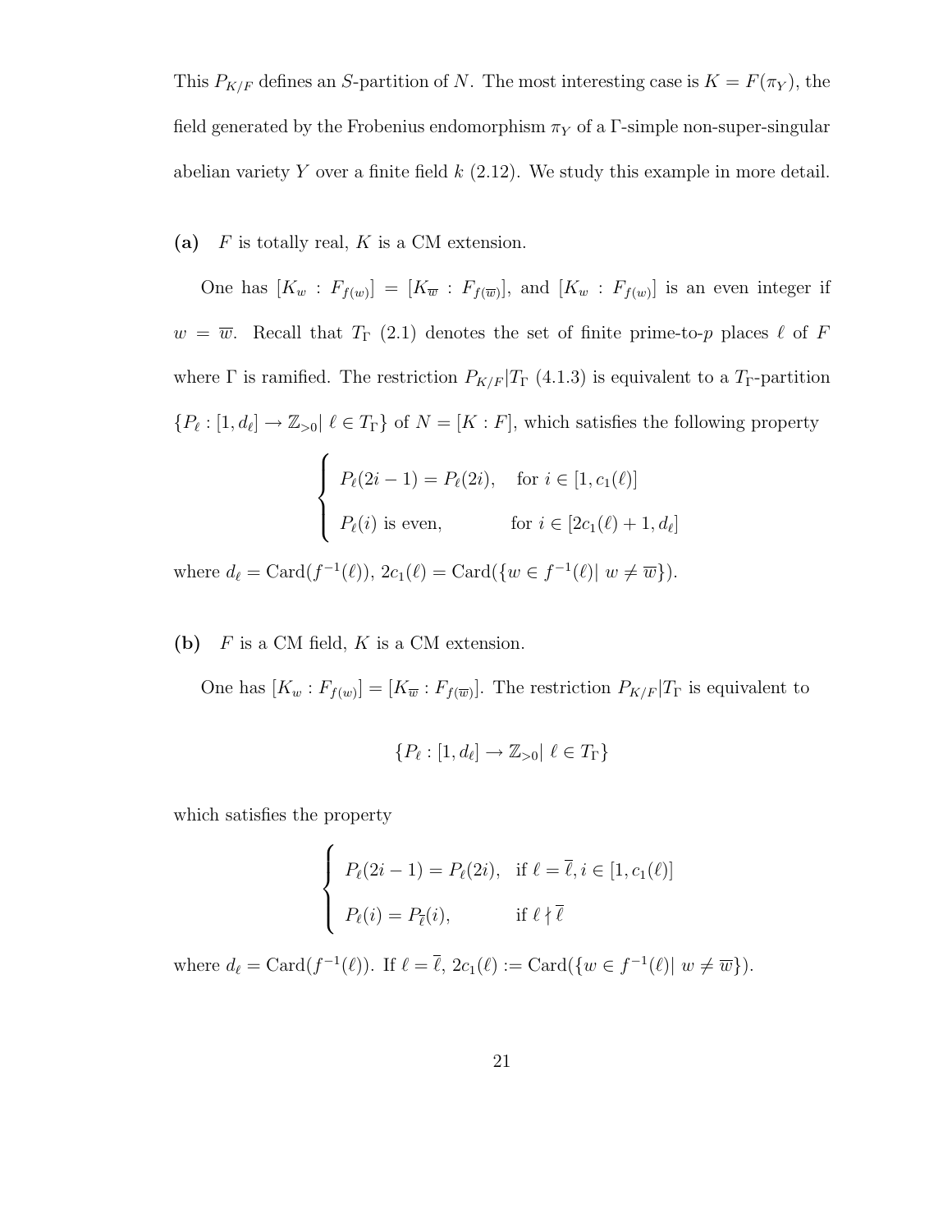This $P_{K/F}$ defines an $S$-partition of $N$. The most interesting case is $K = F(\pi_Y)$, the field generated by the Frobenius endomorphism $\pi_Y$ of a $\Gamma$-simple non-super-singular abelian variety $Y$ over a finite field $k$ (2.12). We study this example in more detail.

**(a)** $F$ is totally real, $K$ is a CM extension.

One has $[K_w : F_{f(w)}] = [K_{\overline{w}} : F_{f(\overline{w})}]$, and $[K_w : F_{f(w)}]$ is an even integer if $w = \overline{w}$. Recall that $T_\Gamma$ (2.1) denotes the set of finite prime-to-$p$ places $\ell$ of $F$ where $\Gamma$ is ramified. The restriction $P_{K/F}|T_\Gamma$ (4.1.3) is equivalent to a $T_\Gamma$-partition $\{P_\ell : [1, d_\ell] \to \mathbb{Z}_{>0} |\ \ell \in T_\Gamma\}$ of $N = [K : F]$, which satisfies the following property

$$
\begin{cases}
P_\ell(2i-1) = P_\ell(2i), & \text{for } i \in [1, c_1(\ell)] \\
P_\ell(i) \text{ is even}, & \text{for } i \in [2c_1(\ell)+1, d_\ell]
\end{cases}
$$

where $d_\ell = \mathrm{Card}(f^{-1}(\ell))$, $2c_1(\ell) = \mathrm{Card}(\{w \in f^{-1}(\ell) |\ w \neq \overline{w}\})$.

**(b)** $F$ is a CM field, $K$ is a CM extension.

One has $[K_w : F_{f(w)}] = [K_{\overline{w}} : F_{f(\overline{w})}]$. The restriction $P_{K/F}|T_\Gamma$ is equivalent to

$$
\{P_\ell : [1, d_\ell] \to \mathbb{Z}_{>0} |\ \ell \in T_\Gamma\}
$$

which satisfies the property

$$
\begin{cases}
P_\ell(2i-1) = P_\ell(2i), & \text{if } \ell = \overline{\ell}, i \in [1, c_1(\ell)] \\
P_\ell(i) = P_{\overline{\ell}}(i), & \text{if } \ell \nmid \overline{\ell}
\end{cases}
$$

where $d_\ell = \mathrm{Card}(f^{-1}(\ell))$. If $\ell = \overline{\ell}$, $2c_1(\ell) := \mathrm{Card}(\{w \in f^{-1}(\ell) |\ w \neq \overline{w}\})$.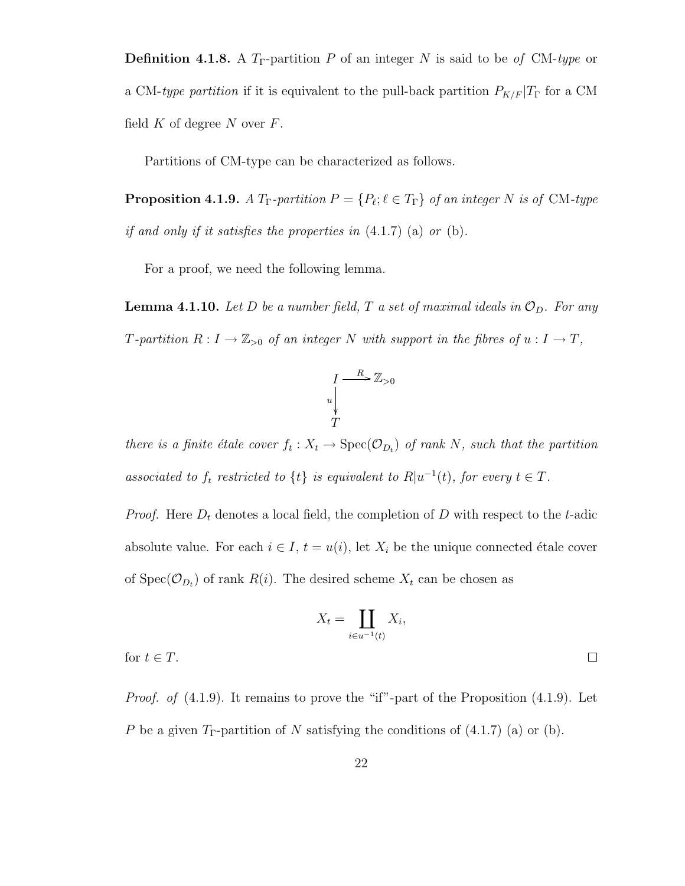**Definition 4.1.8.** A $T_\Gamma$-partition $P$ of an integer $N$ is said to be *of* CM-*type* or a CM-*type partition* if it is equivalent to the pull-back partition $P_{K/F}|T_\Gamma$ for a CM field $K$ of degree $N$ over $F$.

Partitions of CM-type can be characterized as follows.

**Proposition 4.1.9.** *A $T_\Gamma$-partition $P = \{P_\ell; \ell \in T_\Gamma\}$ of an integer $N$ is of* CM-*type if and only if it satisfies the properties in* (4.1.7) (a) *or* (b).

For a proof, we need the following lemma.

**Lemma 4.1.10.** *Let $D$ be a number field, $T$ a set of maximal ideals in $\mathcal{O}_D$. For any $T$-partition $R : I \to \mathbb{Z}_{>0}$ of an integer $N$ with support in the fibres of $u : I \to T$,*

$$\begin{array}{ccc} I & \xrightarrow{R} & \mathbb{Z}_{>0} \\ {\scriptstyle u}\downarrow & & \\ T & & \end{array}$$

*there is a finite étale cover $f_t : X_t \to \mathrm{Spec}(\mathcal{O}_{D_t})$ of rank $N$, such that the partition associated to $f_t$ restricted to $\{t\}$ is equivalent to $R|u^{-1}(t)$, for every $t \in T$.*

*Proof.* Here $D_t$ denotes a local field, the completion of $D$ with respect to the $t$-adic absolute value. For each $i \in I$, $t = u(i)$, let $X_i$ be the unique connected étale cover of $\mathrm{Spec}(\mathcal{O}_{D_t})$ of rank $R(i)$. The desired scheme $X_t$ can be chosen as

$$X_t = \coprod_{i \in u^{-1}(t)} X_i,$$

for $t \in T$. $\square$

*Proof. of* (4.1.9). It remains to prove the "if"-part of the Proposition (4.1.9). Let $P$ be a given $T_\Gamma$-partition of $N$ satisfying the conditions of (4.1.7) (a) or (b).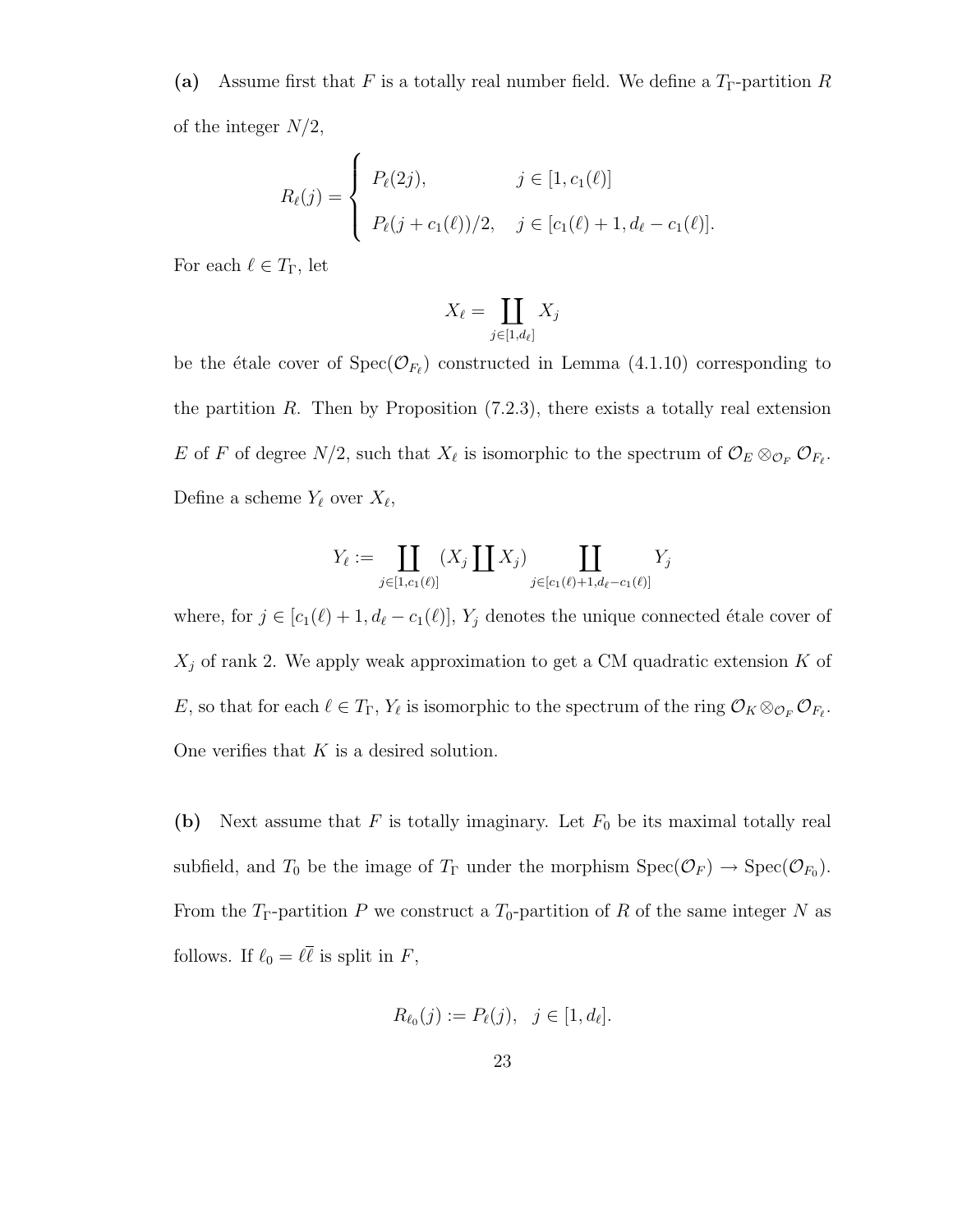**(a)** Assume first that $F$ is a totally real number field. We define a $T_\Gamma$-partition $R$ of the integer $N/2$,

$$R_\ell(j) = \begin{cases} P_\ell(2j), & j \in [1, c_1(\ell)] \\ P_\ell(j + c_1(\ell))/2, & j \in [c_1(\ell)+1, d_\ell - c_1(\ell)]. \end{cases}$$

For each $\ell \in T_\Gamma$, let

$$X_\ell = \coprod_{j \in [1, d_\ell]} X_j$$

be the étale cover of $\mathrm{Spec}(\mathcal{O}_{F_\ell})$ constructed in Lemma (4.1.10) corresponding to the partition $R$. Then by Proposition (7.2.3), there exists a totally real extension $E$ of $F$ of degree $N/2$, such that $X_\ell$ is isomorphic to the spectrum of $\mathcal{O}_E \otimes_{\mathcal{O}_F} \mathcal{O}_{F_\ell}$. Define a scheme $Y_\ell$ over $X_\ell$,

$$Y_\ell := \coprod_{j \in [1, c_1(\ell)]} (X_j \coprod X_j) \coprod_{j \in [c_1(\ell)+1, d_\ell - c_1(\ell)]} Y_j$$

where, for $j \in [c_1(\ell)+1, d_\ell - c_1(\ell)]$, $Y_j$ denotes the unique connected étale cover of $X_j$ of rank 2. We apply weak approximation to get a CM quadratic extension $K$ of $E$, so that for each $\ell \in T_\Gamma$, $Y_\ell$ is isomorphic to the spectrum of the ring $\mathcal{O}_K \otimes_{\mathcal{O}_F} \mathcal{O}_{F_\ell}$. One verifies that $K$ is a desired solution.

**(b)** Next assume that $F$ is totally imaginary. Let $F_0$ be its maximal totally real subfield, and $T_0$ be the image of $T_\Gamma$ under the morphism $\mathrm{Spec}(\mathcal{O}_F) \to \mathrm{Spec}(\mathcal{O}_{F_0})$. From the $T_\Gamma$-partition $P$ we construct a $T_0$-partition of $R$ of the same integer $N$ as follows. If $\ell_0 = \ell\bar{\ell}$ is split in $F$,

$$R_{\ell_0}(j) := P_\ell(j), \quad j \in [1, d_\ell].$$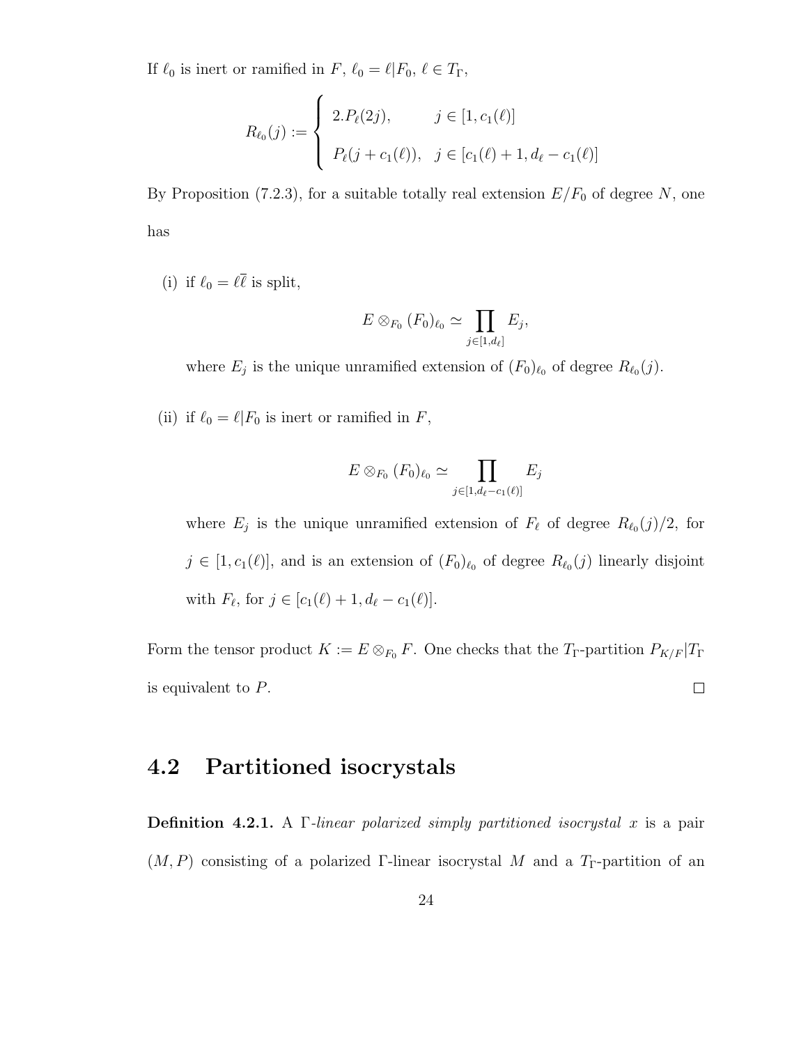If $\ell_0$ is inert or ramified in $F$, $\ell_0 = \ell|F_0$, $\ell \in T_\Gamma$,

$$R_{\ell_0}(j) := \begin{cases} 2.P_\ell(2j), & j \in [1, c_1(\ell)] \\ P_\ell(j + c_1(\ell)), & j \in [c_1(\ell)+1, d_\ell - c_1(\ell)] \end{cases}$$

By Proposition (7.2.3), for a suitable totally real extension $E/F_0$ of degree $N$, one has

(i) if $\ell_0 = \ell\bar{\ell}$ is split,

$$E \otimes_{F_0} (F_0)_{\ell_0} \simeq \prod_{j \in [1, d_\ell]} E_j,$$

where $E_j$ is the unique unramified extension of $(F_0)_{\ell_0}$ of degree $R_{\ell_0}(j)$.

(ii) if $\ell_0 = \ell|F_0$ is inert or ramified in $F$,

$$E \otimes_{F_0} (F_0)_{\ell_0} \simeq \prod_{j \in [1, d_\ell - c_1(\ell)]} E_j$$

where $E_j$ is the unique unramified extension of $F_\ell$ of degree $R_{\ell_0}(j)/2$, for $j \in [1, c_1(\ell)]$, and is an extension of $(F_0)_{\ell_0}$ of degree $R_{\ell_0}(j)$ linearly disjoint with $F_\ell$, for $j \in [c_1(\ell)+1, d_\ell - c_1(\ell)]$.

Form the tensor product $K := E \otimes_{F_0} F$. One checks that the $T_\Gamma$-partition $P_{K/F}|T_\Gamma$ is equivalent to $P$. $\square$

## 4.2 Partitioned isocrystals

**Definition 4.2.1.** A $\Gamma$-*linear polarized simply partitioned isocrystal* $x$ is a pair $(M, P)$ consisting of a polarized $\Gamma$-linear isocrystal $M$ and a $T_\Gamma$-partition of an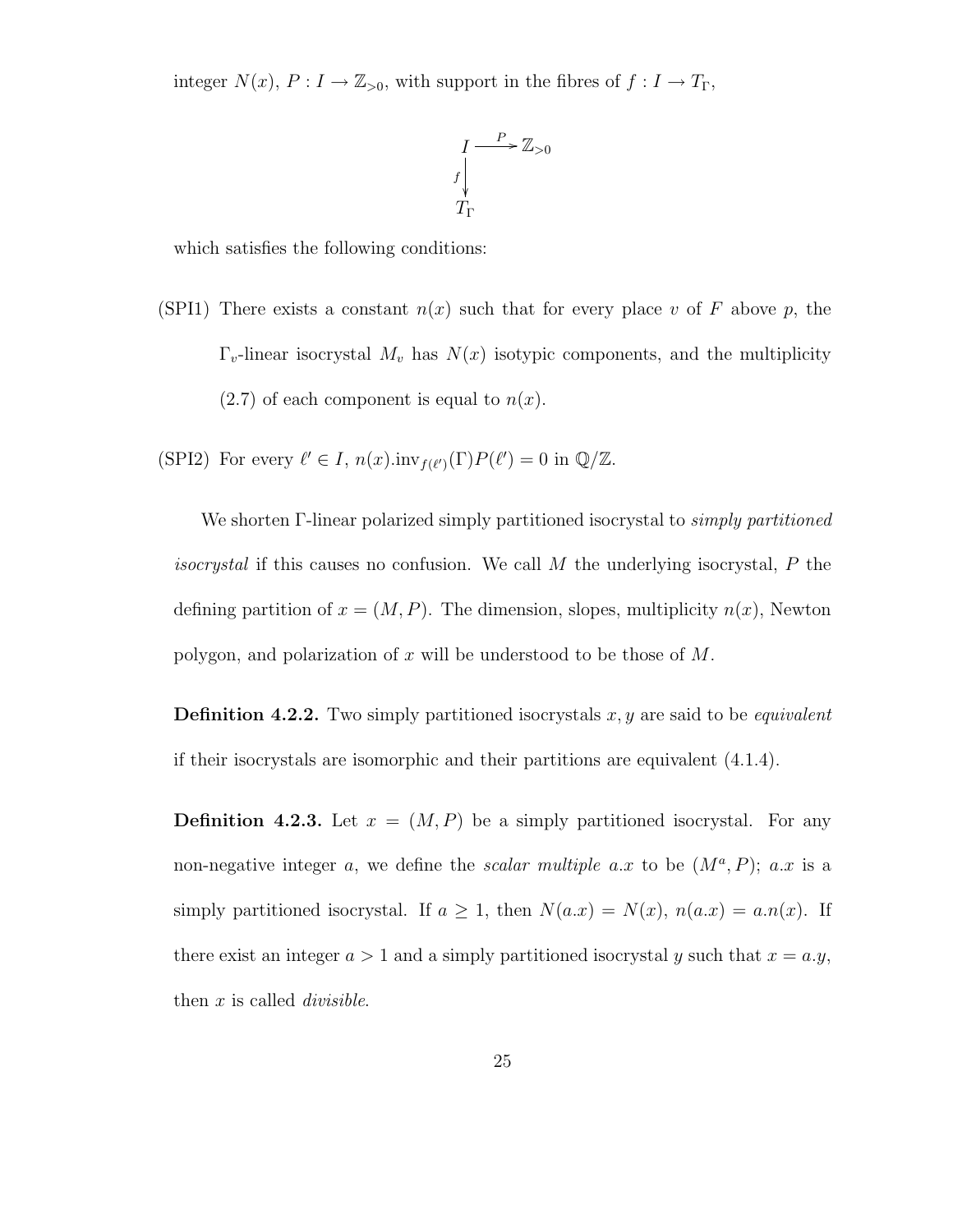integer $N(x)$, $P : I \to \mathbb{Z}_{>0}$, with support in the fibres of $f : I \to T_\Gamma$,

$$\begin{array}{ccc} I & \xrightarrow{P} & \mathbb{Z}_{>0} \\ {\scriptstyle f}\downarrow & & \\ T_\Gamma & & \end{array}$$

which satisfies the following conditions:

(SPI1) There exists a constant $n(x)$ such that for every place $v$ of $F$ above $p$, the $\Gamma_v$-linear isocrystal $M_v$ has $N(x)$ isotypic components, and the multiplicity (2.7) of each component is equal to $n(x)$.

(SPI2) For every $\ell' \in I$, $n(x).\mathrm{inv}_{f(\ell')}(\Gamma)P(\ell') = 0$ in $\mathbb{Q}/\mathbb{Z}$.

We shorten $\Gamma$-linear polarized simply partitioned isocrystal to *simply partitioned isocrystal* if this causes no confusion. We call $M$ the underlying isocrystal, $P$ the defining partition of $x = (M, P)$. The dimension, slopes, multiplicity $n(x)$, Newton polygon, and polarization of $x$ will be understood to be those of $M$.

**Definition 4.2.2.** Two simply partitioned isocrystals $x, y$ are said to be *equivalent* if their isocrystals are isomorphic and their partitions are equivalent (4.1.4).

**Definition 4.2.3.** Let $x = (M, P)$ be a simply partitioned isocrystal. For any non-negative integer $a$, we define the *scalar multiple* $a.x$ to be $(M^a, P)$; $a.x$ is a simply partitioned isocrystal. If $a \geq 1$, then $N(a.x) = N(x)$, $n(a.x) = a.n(x)$. If there exist an integer $a > 1$ and a simply partitioned isocrystal $y$ such that $x = a.y$, then $x$ is called *divisible*.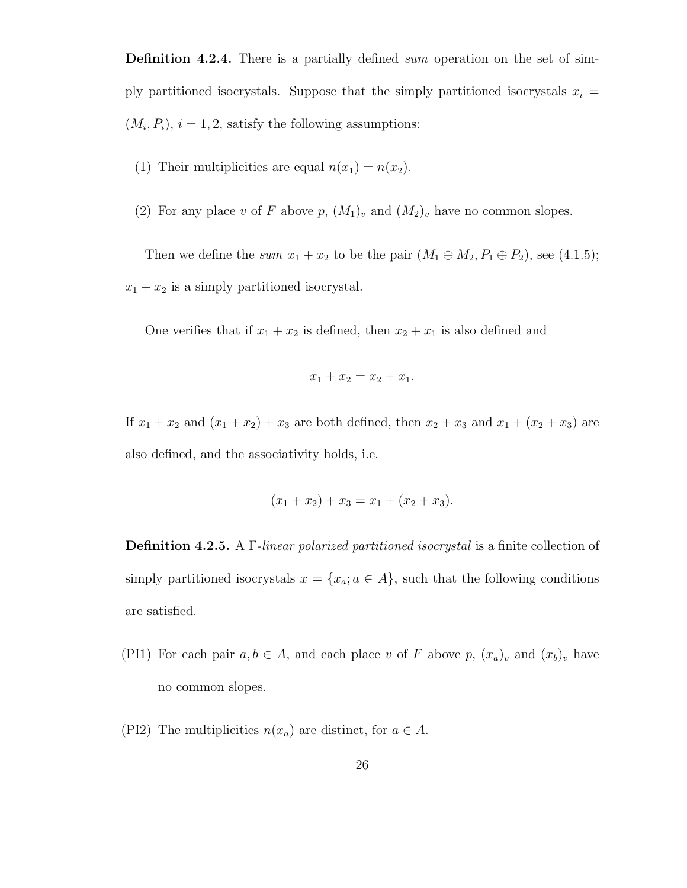**Definition 4.2.4.** There is a partially defined *sum* operation on the set of simply partitioned isocrystals. Suppose that the simply partitioned isocrystals $x_i = (M_i, P_i)$, $i = 1, 2$, satisfy the following assumptions:

(1) Their multiplicities are equal $n(x_1) = n(x_2)$.

(2) For any place $v$ of $F$ above $p$, $(M_1)_v$ and $(M_2)_v$ have no common slopes.

Then we define the *sum* $x_1 + x_2$ to be the pair $(M_1 \oplus M_2, P_1 \oplus P_2)$, see (4.1.5); $x_1 + x_2$ is a simply partitioned isocrystal.

One verifies that if $x_1 + x_2$ is defined, then $x_2 + x_1$ is also defined and

$$x_1 + x_2 = x_2 + x_1.$$

If $x_1 + x_2$ and $(x_1 + x_2) + x_3$ are both defined, then $x_2 + x_3$ and $x_1 + (x_2 + x_3)$ are also defined, and the associativity holds, i.e.

$$(x_1 + x_2) + x_3 = x_1 + (x_2 + x_3).$$

**Definition 4.2.5.** A $\Gamma$*-linear polarized partitioned isocrystal* is a finite collection of simply partitioned isocrystals $x = \{x_a; a \in A\}$, such that the following conditions are satisfied.

(PI1) For each pair $a, b \in A$, and each place $v$ of $F$ above $p$, $(x_a)_v$ and $(x_b)_v$ have no common slopes.

(PI2) The multiplicities $n(x_a)$ are distinct, for $a \in A$.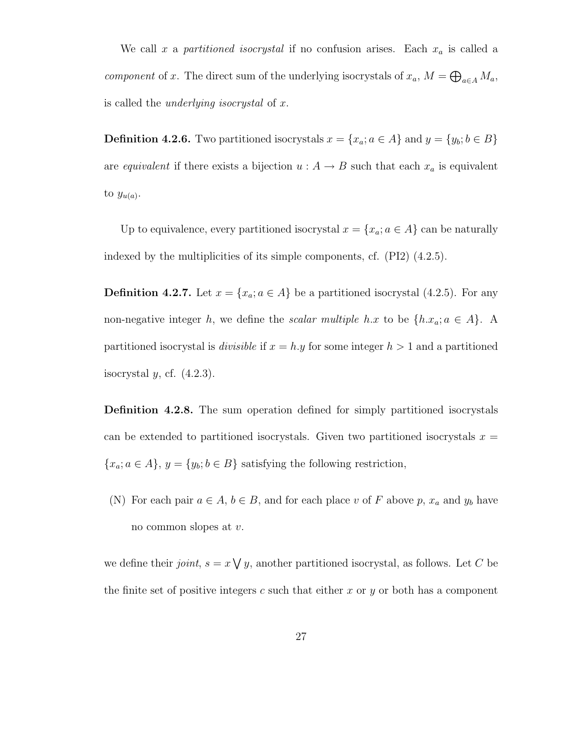We call $x$ a *partitioned isocrystal* if no confusion arises. Each $x_a$ is called a *component* of $x$. The direct sum of the underlying isocrystals of $x_a$, $M = \bigoplus_{a \in A} M_a$, is called the *underlying isocrystal* of $x$.

**Definition 4.2.6.** Two partitioned isocrystals $x = \{x_a; a \in A\}$ and $y = \{y_b; b \in B\}$ are *equivalent* if there exists a bijection $u : A \to B$ such that each $x_a$ is equivalent to $y_{u(a)}$.

Up to equivalence, every partitioned isocrystal $x = \{x_a; a \in A\}$ can be naturally indexed by the multiplicities of its simple components, cf. (PI2) (4.2.5).

**Definition 4.2.7.** Let $x = \{x_a; a \in A\}$ be a partitioned isocrystal (4.2.5). For any non-negative integer $h$, we define the *scalar multiple* $h.x$ to be $\{h.x_a; a \in A\}$. A partitioned isocrystal is *divisible* if $x = h.y$ for some integer $h > 1$ and a partitioned isocrystal $y$, cf. (4.2.3).

**Definition 4.2.8.** The sum operation defined for simply partitioned isocrystals can be extended to partitioned isocrystals. Given two partitioned isocrystals $x = \{x_a; a \in A\}$, $y = \{y_b; b \in B\}$ satisfying the following restriction,

(N) For each pair $a \in A$, $b \in B$, and for each place $v$ of $F$ above $p$, $x_a$ and $y_b$ have no common slopes at $v$.

we define their *joint*, $s = x \bigvee y$, another partitioned isocrystal, as follows. Let $C$ be the finite set of positive integers $c$ such that either $x$ or $y$ or both has a component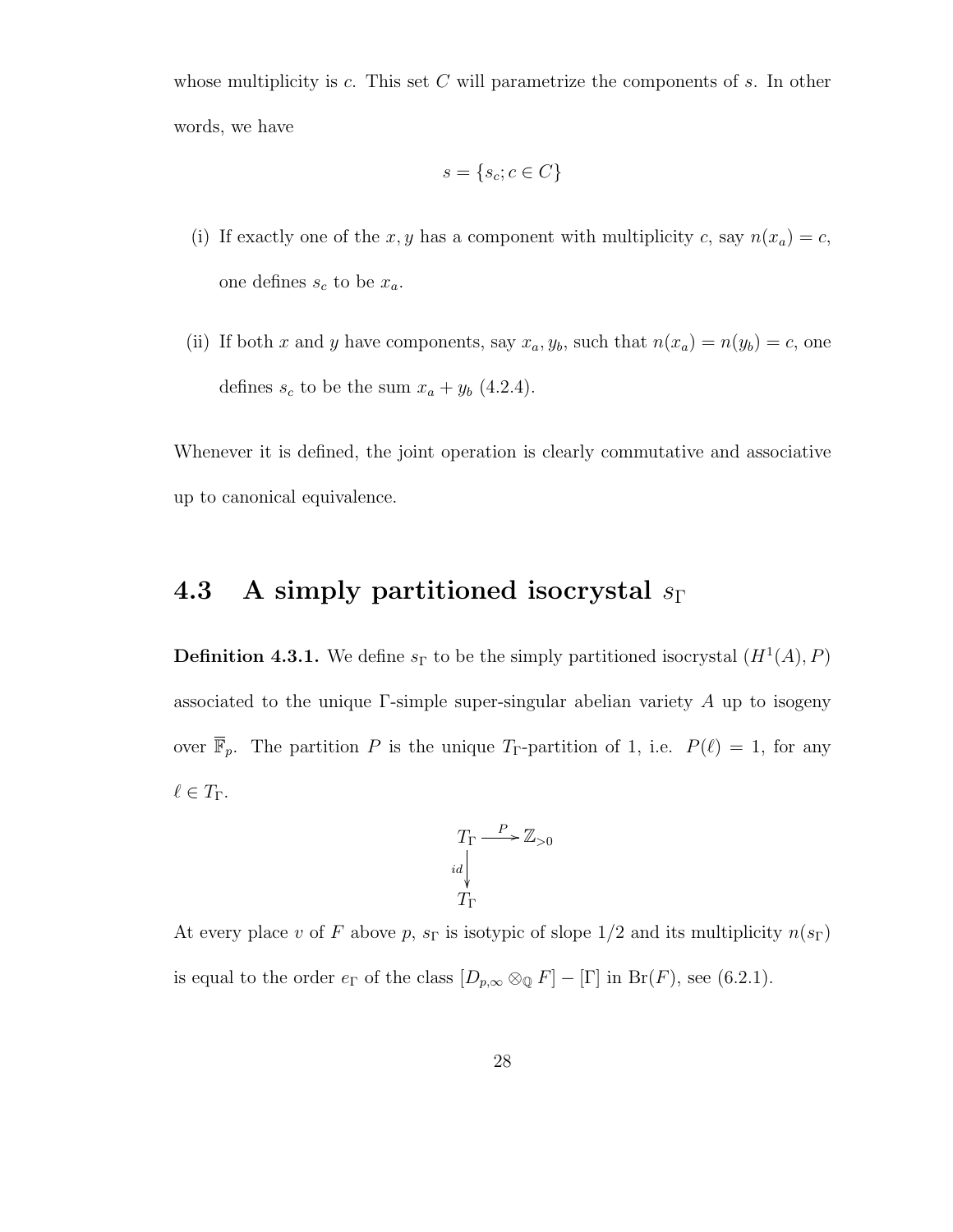whose multiplicity is $c$. This set $C$ will parametrize the components of $s$. In other words, we have

$$s = \{s_c; c \in C\}$$

(i) If exactly one of the $x, y$ has a component with multiplicity $c$, say $n(x_a) = c$, one defines $s_c$ to be $x_a$.

(ii) If both $x$ and $y$ have components, say $x_a, y_b$, such that $n(x_a) = n(y_b) = c$, one defines $s_c$ to be the sum $x_a + y_b$ (4.2.4).

Whenever it is defined, the joint operation is clearly commutative and associative up to canonical equivalence.

## 4.3 A simply partitioned isocrystal $s_\Gamma$

**Definition 4.3.1.** We define $s_\Gamma$ to be the simply partitioned isocrystal $(H^1(A), P)$ associated to the unique $\Gamma$-simple super-singular abelian variety $A$ up to isogeny over $\overline{\mathbb{F}}_p$. The partition $P$ is the unique $T_\Gamma$-partition of 1, i.e. $P(\ell) = 1$, for any $\ell \in T_\Gamma$.

$$\begin{array}{ccc} T_\Gamma & \xrightarrow{P} & \mathbb{Z}_{>0} \\ {\scriptstyle id}\downarrow & & \\ T_\Gamma & & \end{array}$$

At every place $v$ of $F$ above $p$, $s_\Gamma$ is isotypic of slope $1/2$ and its multiplicity $n(s_\Gamma)$ is equal to the order $e_\Gamma$ of the class $[D_{p,\infty} \otimes_{\mathbb{Q}} F] - [\Gamma]$ in $\mathrm{Br}(F)$, see (6.2.1).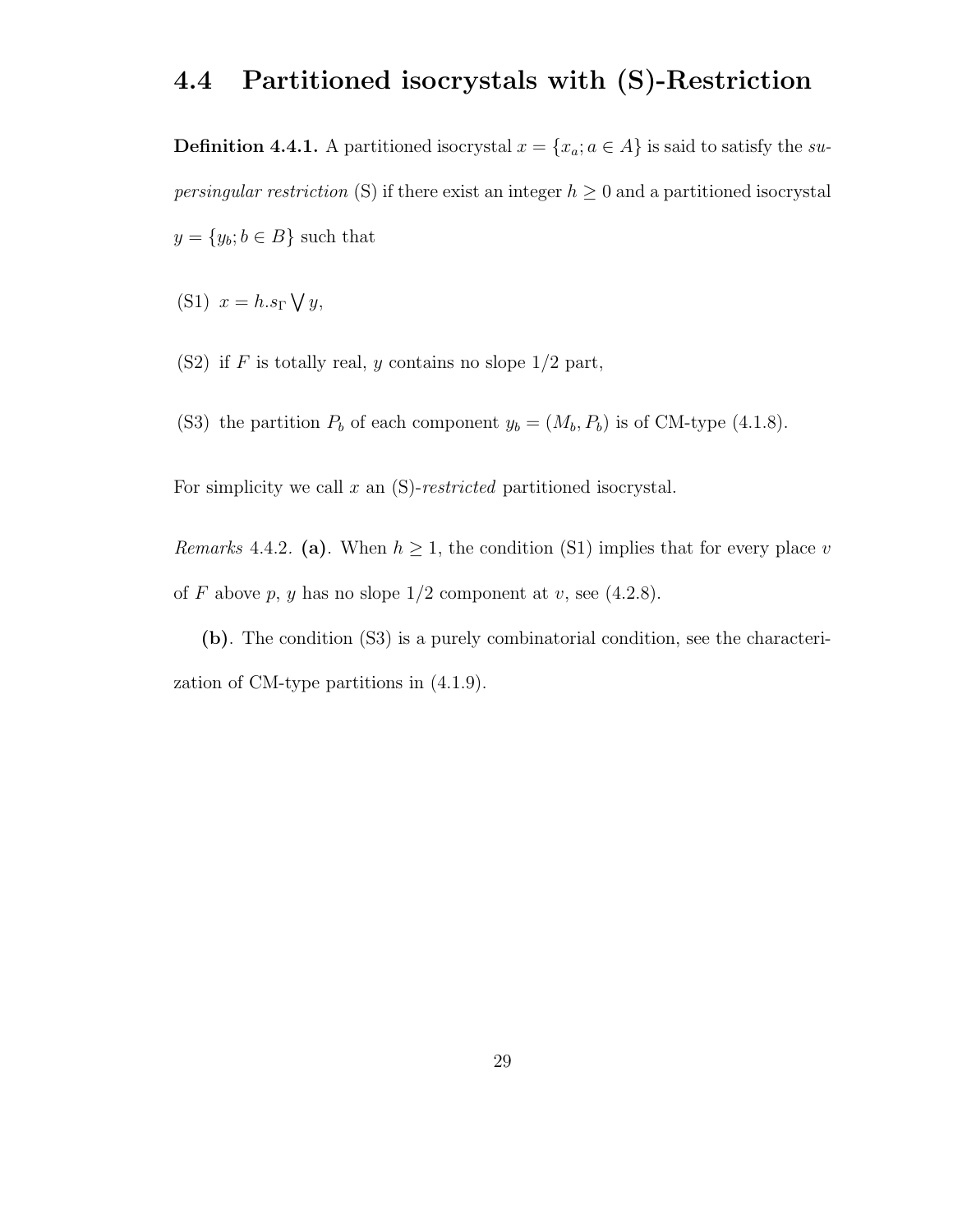## 4.4 Partitioned isocrystals with (S)-Restriction

**Definition 4.4.1.** A partitioned isocrystal $x = \{x_a; a \in A\}$ is said to satisfy the *supersingular restriction* (S) if there exist an integer $h \geq 0$ and a partitioned isocrystal $y = \{y_b; b \in B\}$ such that

(S1) $x = h.s_\Gamma \bigvee y$,

(S2) if $F$ is totally real, $y$ contains no slope $1/2$ part,

(S3) the partition $P_b$ of each component $y_b = (M_b, P_b)$ is of CM-type (4.1.8).

For simplicity we call $x$ an (S)-*restricted* partitioned isocrystal.

*Remarks* 4.4.2. **(a)**. When $h \geq 1$, the condition (S1) implies that for every place $v$ of $F$ above $p$, $y$ has no slope $1/2$ component at $v$, see (4.2.8).

**(b)**. The condition (S3) is a purely combinatorial condition, see the characterization of CM-type partitions in (4.1.9).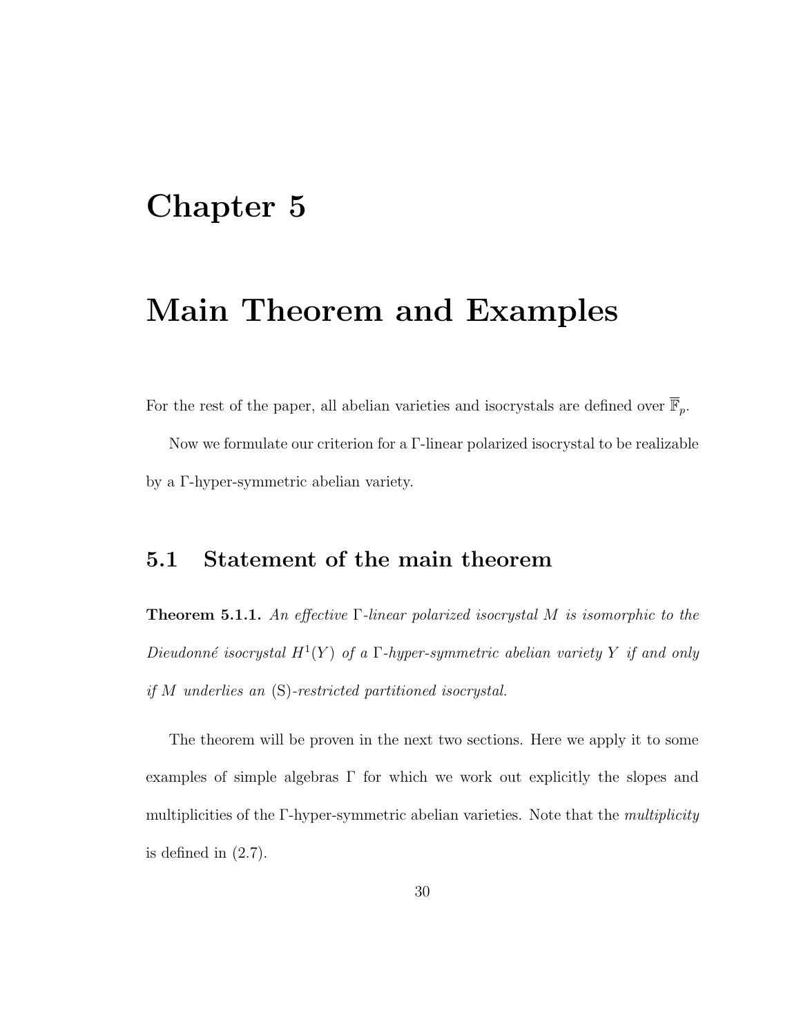# Chapter 5

# Main Theorem and Examples

For the rest of the paper, all abelian varieties and isocrystals are defined over $\overline{\mathbb{F}}_p$.

Now we formulate our criterion for a $\Gamma$-linear polarized isocrystal to be realizable by a $\Gamma$-hyper-symmetric abelian variety.

## 5.1 Statement of the main theorem

**Theorem 5.1.1.** *An effective $\Gamma$-linear polarized isocrystal $M$ is isomorphic to the Dieudonné isocrystal $H^1(Y)$ of a $\Gamma$-hyper-symmetric abelian variety $Y$ if and only if $M$ underlies an* (S)*-restricted partitioned isocrystal.*

The theorem will be proven in the next two sections. Here we apply it to some examples of simple algebras $\Gamma$ for which we work out explicitly the slopes and multiplicities of the $\Gamma$-hyper-symmetric abelian varieties. Note that the *multiplicity* is defined in (2.7).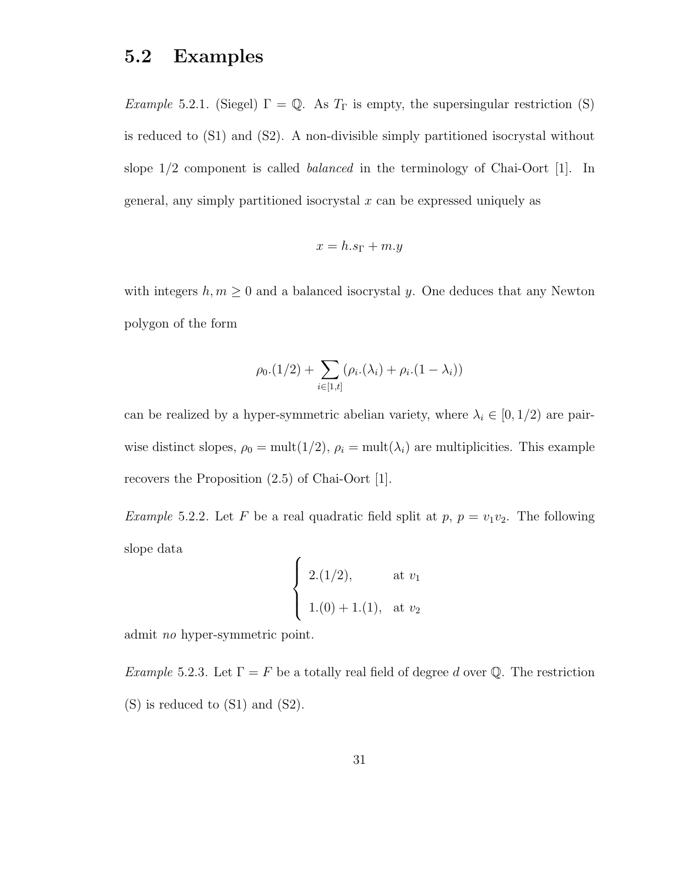## 5.2 Examples

*Example* 5.2.1. (Siegel) $\Gamma = \mathbb{Q}$. As $T_\Gamma$ is empty, the supersingular restriction (S) is reduced to (S1) and (S2). A non-divisible simply partitioned isocrystal without slope 1/2 component is called *balanced* in the terminology of Chai-Oort [1]. In general, any simply partitioned isocrystal $x$ can be expressed uniquely as

$$x = h.s_\Gamma + m.y$$

with integers $h, m \geq 0$ and a balanced isocrystal $y$. One deduces that any Newton polygon of the form

$$\rho_0.(1/2) + \sum_{i \in [1,t]} (\rho_i.(\lambda_i) + \rho_i.(1 - \lambda_i))$$

can be realized by a hyper-symmetric abelian variety, where $\lambda_i \in [0, 1/2)$ are pairwise distinct slopes, $\rho_0 = \mathrm{mult}(1/2)$, $\rho_i = \mathrm{mult}(\lambda_i)$ are multiplicities. This example recovers the Proposition (2.5) of Chai-Oort [1].

*Example* 5.2.2. Let $F$ be a real quadratic field split at $p$, $p = v_1 v_2$. The following slope data

$$\begin{cases} 2.(1/2), & \text{at } v_1 \\ 1.(0) + 1.(1), & \text{at } v_2 \end{cases}$$

admit *no* hyper-symmetric point.

*Example* 5.2.3. Let $\Gamma = F$ be a totally real field of degree $d$ over $\mathbb{Q}$. The restriction (S) is reduced to (S1) and (S2).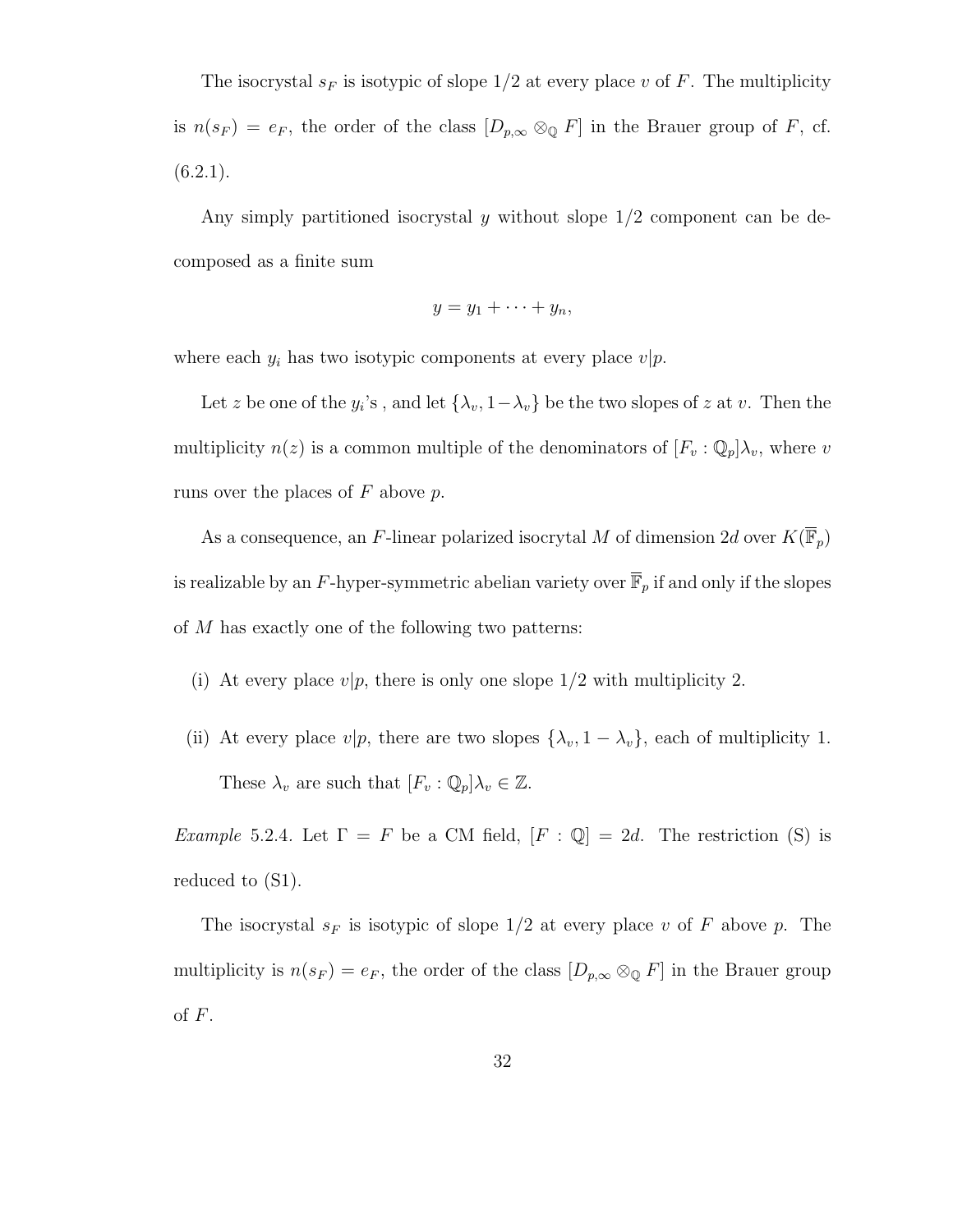The isocrystal $s_F$ is isotypic of slope $1/2$ at every place $v$ of $F$. The multiplicity is $n(s_F) = e_F$, the order of the class $[D_{p,\infty} \otimes_{\mathbb{Q}} F]$ in the Brauer group of $F$, cf. (6.2.1).

Any simply partitioned isocrystal $y$ without slope $1/2$ component can be decomposed as a finite sum

$$y = y_1 + \cdots + y_n,$$

where each $y_i$ has two isotypic components at every place $v|p$.

Let $z$ be one of the $y_i$'s , and let $\{\lambda_v, 1-\lambda_v\}$ be the two slopes of $z$ at $v$. Then the multiplicity $n(z)$ is a common multiple of the denominators of $[F_v : \mathbb{Q}_p]\lambda_v$, where $v$ runs over the places of $F$ above $p$.

As a consequence, an $F$-linear polarized isocrytal $M$ of dimension $2d$ over $K(\overline{\mathbb{F}}_p)$ is realizable by an $F$-hyper-symmetric abelian variety over $\overline{\mathbb{F}}_p$ if and only if the slopes of $M$ has exactly one of the following two patterns:

(i) At every place $v|p$, there is only one slope $1/2$ with multiplicity 2.

(ii) At every place $v|p$, there are two slopes $\{\lambda_v, 1-\lambda_v\}$, each of multiplicity 1. These $\lambda_v$ are such that $[F_v : \mathbb{Q}_p]\lambda_v \in \mathbb{Z}$.

*Example* 5.2.4. Let $\Gamma = F$ be a CM field, $[F : \mathbb{Q}] = 2d$. The restriction (S) is reduced to (S1).

The isocrystal $s_F$ is isotypic of slope $1/2$ at every place $v$ of $F$ above $p$. The multiplicity is $n(s_F) = e_F$, the order of the class $[D_{p,\infty} \otimes_{\mathbb{Q}} F]$ in the Brauer group of $F$.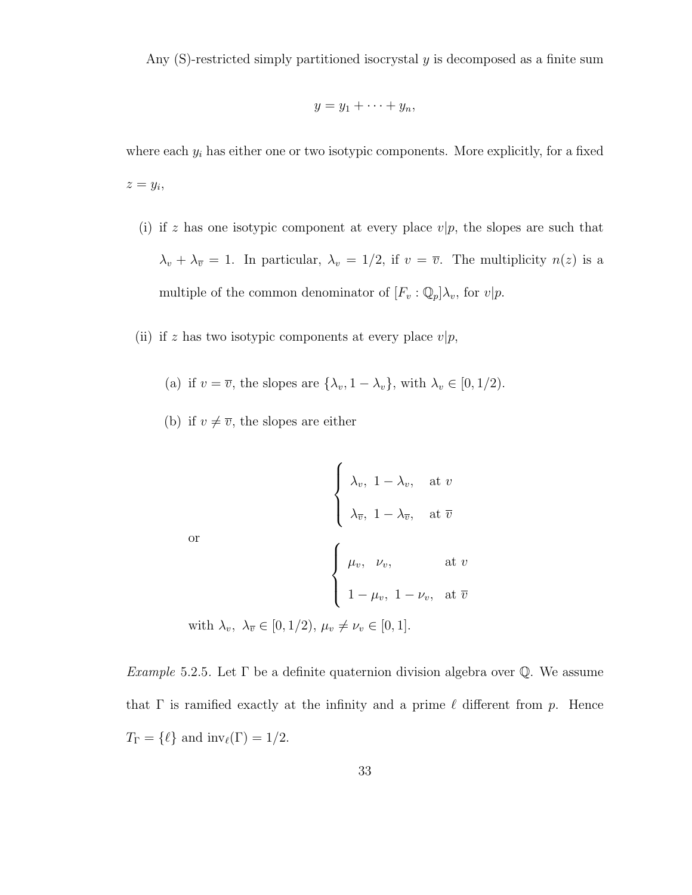Any (S)-restricted simply partitioned isocrystal $y$ is decomposed as a finite sum

$$y = y_1 + \cdots + y_n,$$

where each $y_i$ has either one or two isotypic components. More explicitly, for a fixed $z = y_i$,

(i) if $z$ has one isotypic component at every place $v|p$, the slopes are such that $\lambda_v + \lambda_{\overline{v}} = 1$. In particular, $\lambda_v = 1/2$, if $v = \overline{v}$. The multiplicity $n(z)$ is a multiple of the common denominator of $[F_v : \mathbb{Q}_p]\lambda_v$, for $v|p$.

(ii) if $z$ has two isotypic components at every place $v|p$,

  (a) if $v = \overline{v}$, the slopes are $\{\lambda_v, 1 - \lambda_v\}$, with $\lambda_v \in [0, 1/2)$.

  (b) if $v \neq \overline{v}$, the slopes are either

$$\begin{cases} \lambda_v,\ 1 - \lambda_v, & \text{at } v \\ \lambda_{\overline{v}},\ 1 - \lambda_{\overline{v}}, & \text{at } \overline{v} \end{cases}$$

  or

$$\begin{cases} \mu_v,\ \ \nu_v, & \text{at } v \\ 1 - \mu_v,\ 1 - \nu_v, & \text{at } \overline{v} \end{cases}$$

  with $\lambda_v,\ \lambda_{\overline{v}} \in [0, 1/2)$, $\mu_v \neq \nu_v \in [0, 1]$.

*Example* 5.2.5. Let $\Gamma$ be a definite quaternion division algebra over $\mathbb{Q}$. We assume that $\Gamma$ is ramified exactly at the infinity and a prime $\ell$ different from $p$. Hence $T_\Gamma = \{\ell\}$ and $\mathrm{inv}_\ell(\Gamma) = 1/2$.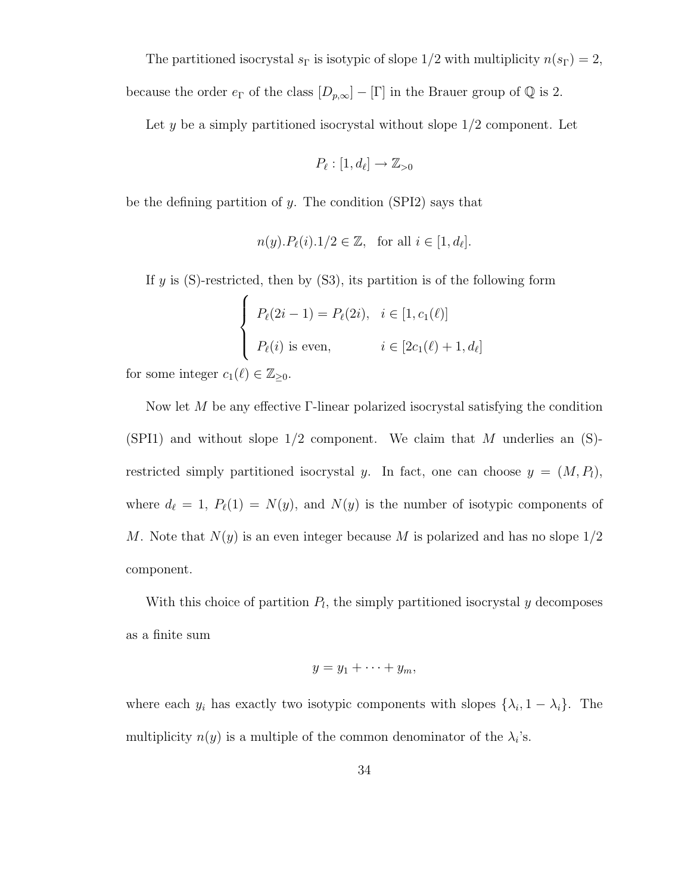The partitioned isocrystal $s_\Gamma$ is isotypic of slope $1/2$ with multiplicity $n(s_\Gamma) = 2$, because the order $e_\Gamma$ of the class $[D_{p,\infty}] - [\Gamma]$ in the Brauer group of $\mathbb{Q}$ is 2.

Let $y$ be a simply partitioned isocrystal without slope $1/2$ component. Let

$$P_\ell : [1, d_\ell] \to \mathbb{Z}_{>0}$$

be the defining partition of $y$. The condition (SPI2) says that

$$n(y).P_\ell(i).1/2 \in \mathbb{Z}, \quad \text{for all } i \in [1, d_\ell].$$

If $y$ is (S)-restricted, then by (S3), its partition is of the following form

$$\begin{cases} P_\ell(2i-1) = P_\ell(2i), & i \in [1, c_1(\ell)] \\ P_\ell(i) \text{ is even}, & i \in [2c_1(\ell)+1, d_\ell] \end{cases}$$

for some integer $c_1(\ell) \in \mathbb{Z}_{\geq 0}$.

Now let $M$ be any effective $\Gamma$-linear polarized isocrystal satisfying the condition (SPI1) and without slope $1/2$ component. We claim that $M$ underlies an (S)-restricted simply partitioned isocrystal $y$. In fact, one can choose $y = (M, P_l)$, where $d_\ell = 1$, $P_\ell(1) = N(y)$, and $N(y)$ is the number of isotypic components of $M$. Note that $N(y)$ is an even integer because $M$ is polarized and has no slope $1/2$ component.

With this choice of partition $P_l$, the simply partitioned isocrystal $y$ decomposes as a finite sum

$$y = y_1 + \cdots + y_m,$$

where each $y_i$ has exactly two isotypic components with slopes $\{\lambda_i, 1 - \lambda_i\}$. The multiplicity $n(y)$ is a multiple of the common denominator of the $\lambda_i$'s.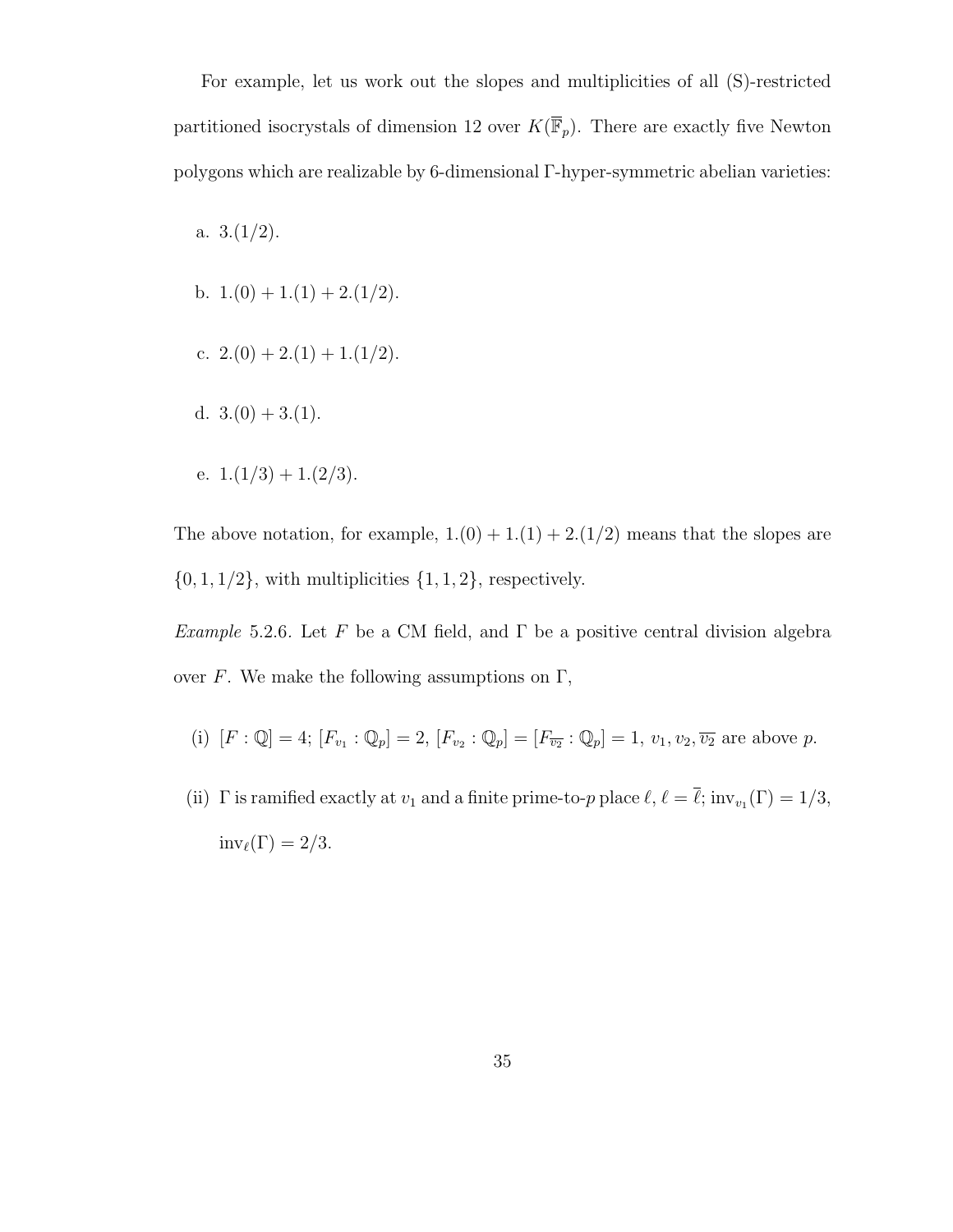For example, let us work out the slopes and multiplicities of all (S)-restricted partitioned isocrystals of dimension 12 over $K(\overline{\mathbb{F}}_p)$. There are exactly five Newton polygons which are realizable by 6-dimensional $\Gamma$-hyper-symmetric abelian varieties:

a. $3.(1/2)$.

b. $1.(0) + 1.(1) + 2.(1/2)$.

c. $2.(0) + 2.(1) + 1.(1/2)$.

d. $3.(0) + 3.(1)$.

e. $1.(1/3) + 1.(2/3)$.

The above notation, for example, $1.(0) + 1.(1) + 2.(1/2)$ means that the slopes are $\{0, 1, 1/2\}$, with multiplicities $\{1, 1, 2\}$, respectively.

*Example* 5.2.6. Let $F$ be a CM field, and $\Gamma$ be a positive central division algebra over $F$. We make the following assumptions on $\Gamma$,

(i) $[F : \mathbb{Q}] = 4$; $[F_{v_1} : \mathbb{Q}_p] = 2$, $[F_{v_2} : \mathbb{Q}_p] = [F_{\overline{v_2}} : \mathbb{Q}_p] = 1$, $v_1, v_2, \overline{v_2}$ are above $p$.

(ii) $\Gamma$ is ramified exactly at $v_1$ and a finite prime-to-$p$ place $\ell$, $\ell = \overline{\ell}$; $\mathrm{inv}_{v_1}(\Gamma) = 1/3$, $\mathrm{inv}_{\ell}(\Gamma) = 2/3$.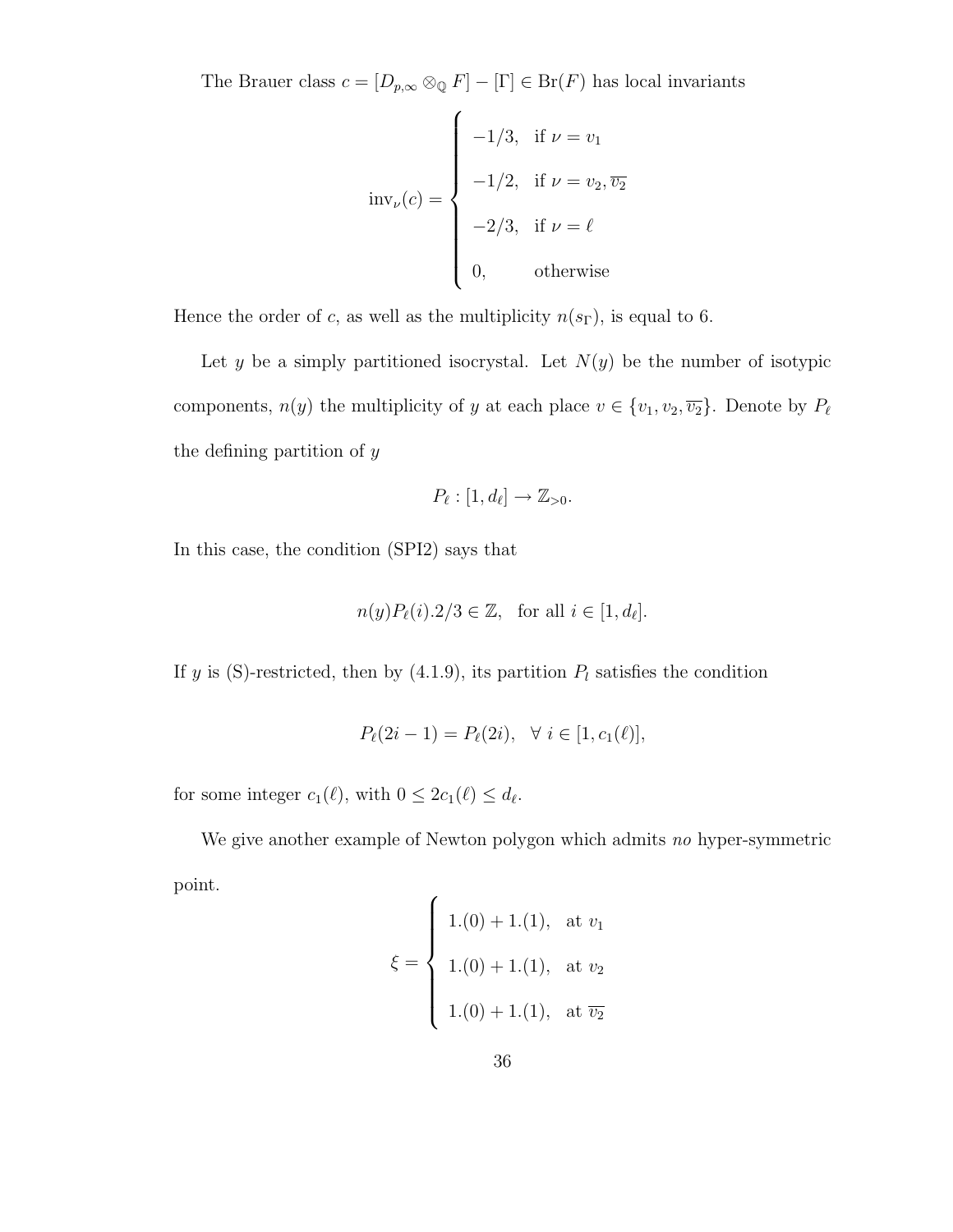The Brauer class $c = [D_{p,\infty} \otimes_{\mathbb{Q}} F] - [\Gamma] \in \mathrm{Br}(F)$ has local invariants

$$
\mathrm{inv}_\nu(c) = \begin{cases} -1/3, & \text{if } \nu = v_1 \\ -1/2, & \text{if } \nu = v_2, \overline{v_2} \\ -2/3, & \text{if } \nu = \ell \\ 0, & \text{otherwise} \end{cases}
$$

Hence the order of $c$, as well as the multiplicity $n(s_\Gamma)$, is equal to 6.

Let $y$ be a simply partitioned isocrystal. Let $N(y)$ be the number of isotypic components, $n(y)$ the multiplicity of $y$ at each place $v \in \{v_1, v_2, \overline{v_2}\}$. Denote by $P_\ell$ the defining partition of $y$

$$
P_\ell : [1, d_\ell] \to \mathbb{Z}_{>0}.
$$

In this case, the condition (SPI2) says that

$$
n(y) P_\ell(i).2/3 \in \mathbb{Z}, \quad \text{for all } i \in [1, d_\ell].
$$

If $y$ is (S)-restricted, then by (4.1.9), its partition $P_l$ satisfies the condition

$$
P_\ell(2i-1) = P_\ell(2i), \quad \forall\ i \in [1, c_1(\ell)],
$$

for some integer $c_1(\ell)$, with $0 \le 2c_1(\ell) \le d_\ell$.

We give another example of Newton polygon which admits *no* hyper-symmetric point.

$$
\xi = \begin{cases} 1.(0) + 1.(1), & \text{at } v_1 \\ 1.(0) + 1.(1), & \text{at } v_2 \\ 1.(0) + 1.(1), & \text{at } \overline{v_2} \end{cases}
$$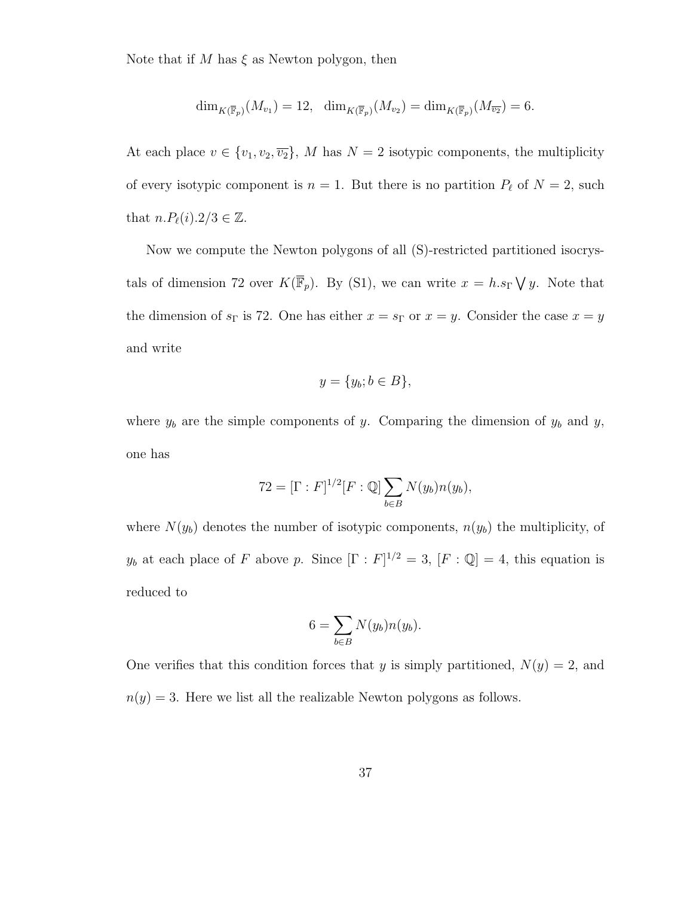Note that if $M$ has $\xi$ as Newton polygon, then

$$\dim_{K(\overline{\mathbb{F}}_p)}(M_{v_1}) = 12, \quad \dim_{K(\overline{\mathbb{F}}_p)}(M_{v_2}) = \dim_{K(\overline{\mathbb{F}}_p)}(M_{\overline{v_2}}) = 6.$$

At each place $v \in \{v_1, v_2, \overline{v_2}\}$, $M$ has $N = 2$ isotypic components, the multiplicity of every isotypic component is $n = 1$. But there is no partition $P_\ell$ of $N = 2$, such that $n.P_\ell(i).2/3 \in \mathbb{Z}$.

Now we compute the Newton polygons of all (S)-restricted partitioned isocrystals of dimension 72 over $K(\overline{\mathbb{F}}_p)$. By (S1), we can write $x = h.s_\Gamma \bigvee y$. Note that the dimension of $s_\Gamma$ is 72. One has either $x = s_\Gamma$ or $x = y$. Consider the case $x = y$ and write

$$y = \{y_b; b \in B\},$$

where $y_b$ are the simple components of $y$. Comparing the dimension of $y_b$ and $y$, one has

$$72 = [\Gamma : F]^{1/2}[F : \mathbb{Q}] \sum_{b \in B} N(y_b) n(y_b),$$

where $N(y_b)$ denotes the number of isotypic components, $n(y_b)$ the multiplicity, of $y_b$ at each place of $F$ above $p$. Since $[\Gamma : F]^{1/2} = 3$, $[F : \mathbb{Q}] = 4$, this equation is reduced to

$$6 = \sum_{b \in B} N(y_b) n(y_b).$$

One verifies that this condition forces that $y$ is simply partitioned, $N(y) = 2$, and $n(y) = 3$. Here we list all the realizable Newton polygons as follows.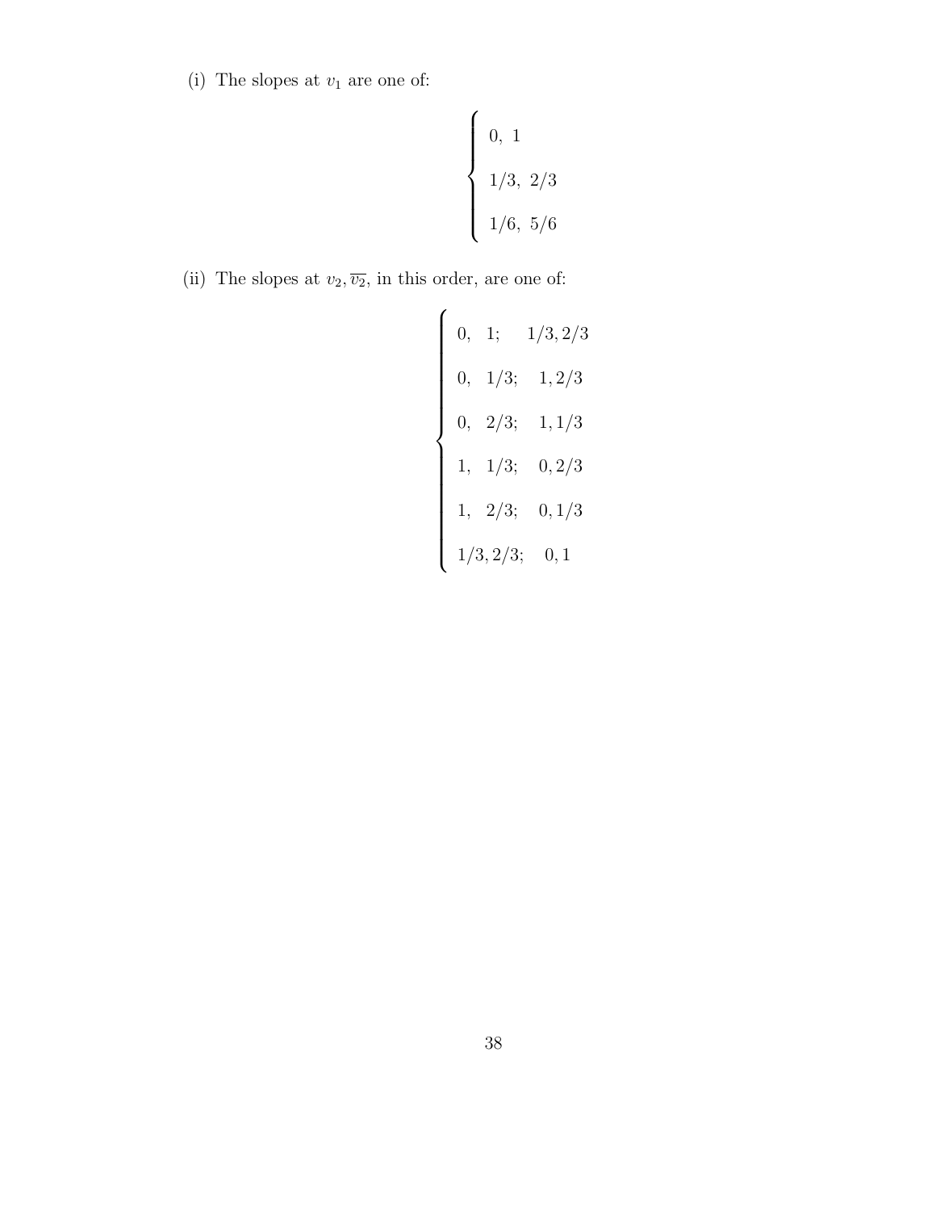(i) The slopes at $v_1$ are one of:

$$\begin{cases} 0,\ 1 \\ 1/3,\ 2/3 \\ 1/6,\ 5/6 \end{cases}$$

(ii) The slopes at $v_2, \overline{v_2}$, in this order, are one of:

$$\begin{cases} 0, \quad 1; \quad\ \ 1/3, 2/3 \\ 0, \quad 1/3; \quad 1, 2/3 \\ 0, \quad 2/3; \quad 1, 1/3 \\ 1, \quad 1/3; \quad 0, 2/3 \\ 1, \quad 2/3; \quad 0, 1/3 \\ 1/3, 2/3; \quad 0, 1 \end{cases}$$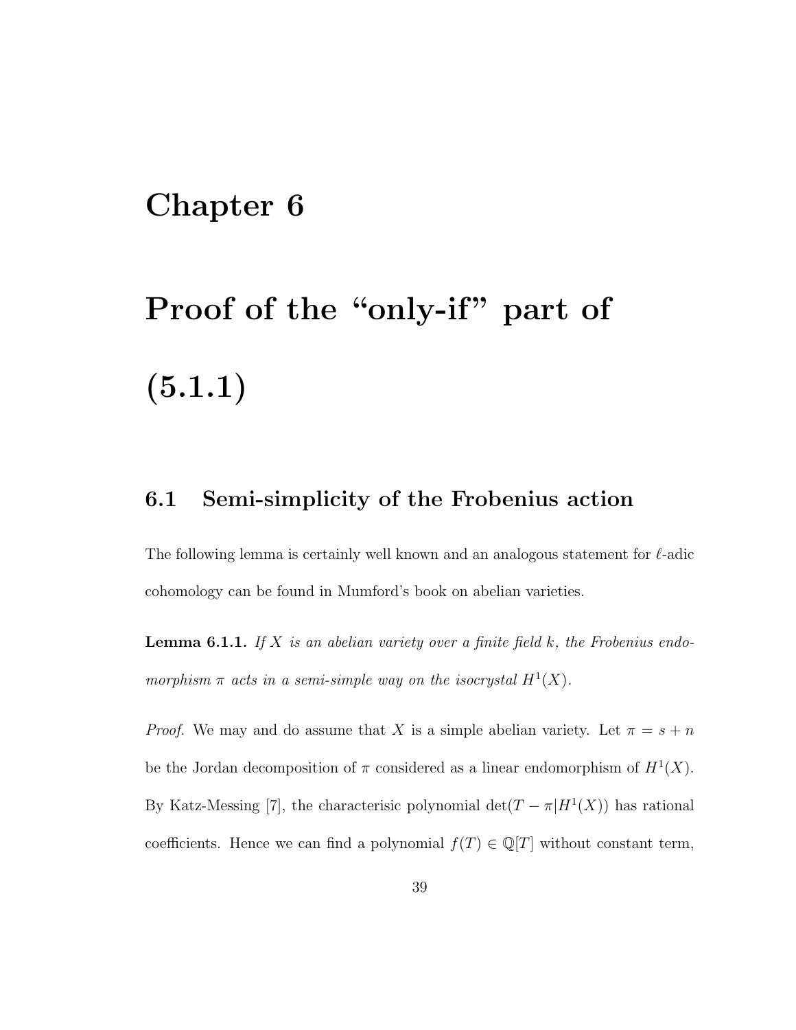# Chapter 6

# Proof of the “only-if” part of (5.1.1)

## 6.1 Semi-simplicity of the Frobenius action

The following lemma is certainly well known and an analogous statement for $\ell$-adic cohomology can be found in Mumford's book on abelian varieties.

**Lemma 6.1.1.** *If $X$ is an abelian variety over a finite field $k$, the Frobenius endomorphism $\pi$ acts in a semi-simple way on the isocrystal $H^1(X)$.*

*Proof.* We may and do assume that $X$ is a simple abelian variety. Let $\pi = s + n$ be the Jordan decomposition of $\pi$ considered as a linear endomorphism of $H^1(X)$. By Katz-Messing [7], the characterisic polynomial $\det(T - \pi|H^1(X))$ has rational coefficients. Hence we can find a polynomial $f(T) \in \mathbb{Q}[T]$ without constant term,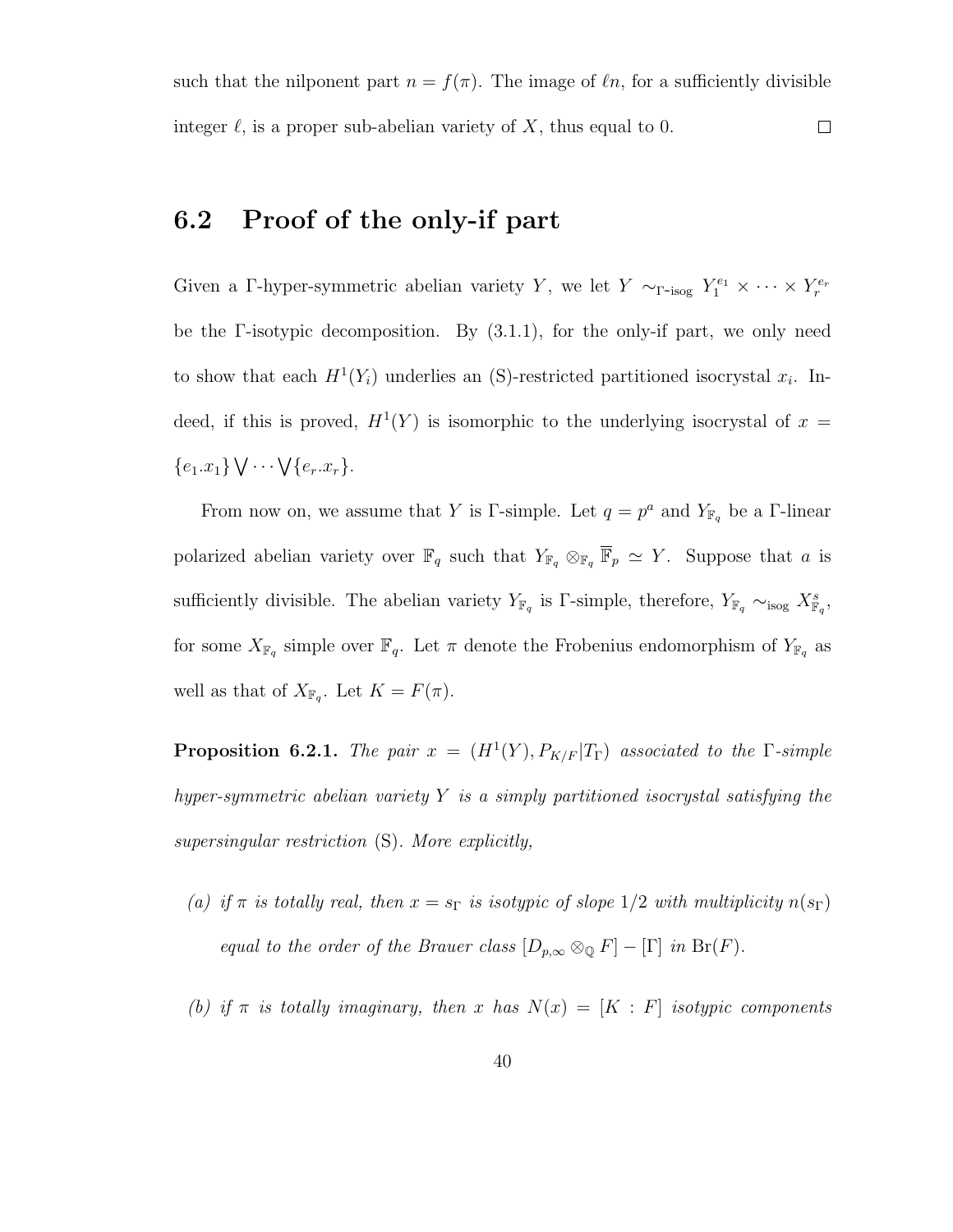such that the nilponent part $n = f(\pi)$. The image of $\ell n$, for a sufficiently divisible integer $\ell$, is a proper sub-abelian variety of $X$, thus equal to 0. $\square$

## 6.2 Proof of the only-if part

Given a $\Gamma$-hyper-symmetric abelian variety $Y$, we let $Y \sim_{\Gamma\text{-isog}} Y_1^{e_1} \times \cdots \times Y_r^{e_r}$ be the $\Gamma$-isotypic decomposition. By (3.1.1), for the only-if part, we only need to show that each $H^1(Y_i)$ underlies an (S)-restricted partitioned isocrystal $x_i$. Indeed, if this is proved, $H^1(Y)$ is isomorphic to the underlying isocrystal of $x = \{e_1.x_1\} \bigvee \cdots \bigvee \{e_r.x_r\}$.

From now on, we assume that $Y$ is $\Gamma$-simple. Let $q = p^a$ and $Y_{\mathbb{F}_q}$ be a $\Gamma$-linear polarized abelian variety over $\mathbb{F}_q$ such that $Y_{\mathbb{F}_q} \otimes_{\mathbb{F}_q} \overline{\mathbb{F}}_p \simeq Y$. Suppose that $a$ is sufficiently divisible. The abelian variety $Y_{\mathbb{F}_q}$ is $\Gamma$-simple, therefore, $Y_{\mathbb{F}_q} \sim_{\text{isog}} X^s_{\mathbb{F}_q}$, for some $X_{\mathbb{F}_q}$ simple over $\mathbb{F}_q$. Let $\pi$ denote the Frobenius endomorphism of $Y_{\mathbb{F}_q}$ as well as that of $X_{\mathbb{F}_q}$. Let $K = F(\pi)$.

**Proposition 6.2.1.** *The pair $x = (H^1(Y), P_{K/F}|T_\Gamma)$ associated to the $\Gamma$-simple hyper-symmetric abelian variety $Y$ is a simply partitioned isocrystal satisfying the supersingular restriction* (S)*. More explicitly,*

*(a) if $\pi$ is totally real, then $x = s_\Gamma$ is isotypic of slope $1/2$ with multiplicity $n(s_\Gamma)$ equal to the order of the Brauer class $[D_{p,\infty} \otimes_{\mathbb{Q}} F] - [\Gamma]$ in $\mathrm{Br}(F)$.*

*(b) if $\pi$ is totally imaginary, then $x$ has $N(x) = [K : F]$ isotypic components*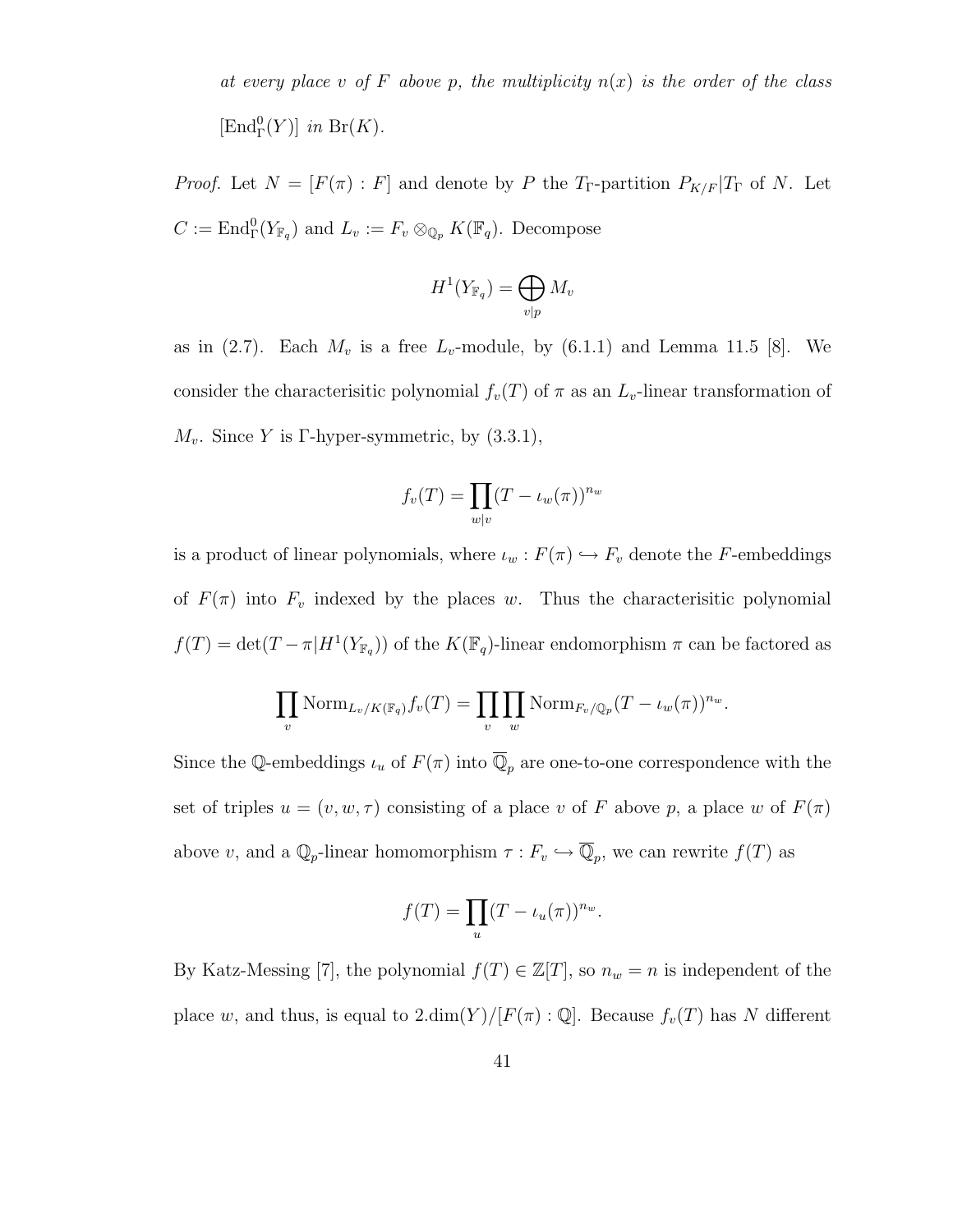*at every place $v$ of $F$ above $p$, the multiplicity $n(x)$ is the order of the class $[\mathrm{End}^0_\Gamma(Y)]$ in $\mathrm{Br}(K)$.*

*Proof.* Let $N = [F(\pi) : F]$ and denote by $P$ the $T_\Gamma$-partition $P_{K/F}|T_\Gamma$ of $N$. Let $C := \mathrm{End}^0_\Gamma(Y_{\mathbb{F}_q})$ and $L_v := F_v \otimes_{\mathbb{Q}_p} K(\mathbb{F}_q)$. Decompose

$$H^1(Y_{\mathbb{F}_q}) = \bigoplus_{v|p} M_v$$

as in (2.7). Each $M_v$ is a free $L_v$-module, by (6.1.1) and Lemma 11.5 [8]. We consider the characterisitic polynomial $f_v(T)$ of $\pi$ as an $L_v$-linear transformation of $M_v$. Since $Y$ is $\Gamma$-hyper-symmetric, by (3.3.1),

$$f_v(T) = \prod_{w|v} (T - \iota_w(\pi))^{n_w}$$

is a product of linear polynomials, where $\iota_w : F(\pi) \hookrightarrow F_v$ denote the $F$-embeddings of $F(\pi)$ into $F_v$ indexed by the places $w$. Thus the characterisitic polynomial $f(T) = \det(T - \pi | H^1(Y_{\mathbb{F}_q}))$ of the $K(\mathbb{F}_q)$-linear endomorphism $\pi$ can be factored as

$$\prod_v \mathrm{Norm}_{L_v/K(\mathbb{F}_q)} f_v(T) = \prod_v \prod_w \mathrm{Norm}_{F_v/\mathbb{Q}_p}(T - \iota_w(\pi))^{n_w}.$$

Since the $\mathbb{Q}$-embeddings $\iota_u$ of $F(\pi)$ into $\overline{\mathbb{Q}}_p$ are one-to-one correspondence with the set of triples $u = (v, w, \tau)$ consisting of a place $v$ of $F$ above $p$, a place $w$ of $F(\pi)$ above $v$, and a $\mathbb{Q}_p$-linear homomorphism $\tau : F_v \hookrightarrow \overline{\mathbb{Q}}_p$, we can rewrite $f(T)$ as

$$f(T) = \prod_u (T - \iota_u(\pi))^{n_w}.$$

By Katz-Messing [7], the polynomial $f(T) \in \mathbb{Z}[T]$, so $n_w = n$ is independent of the place $w$, and thus, is equal to $2.\dim(Y)/[F(\pi) : \mathbb{Q}]$. Because $f_v(T)$ has $N$ different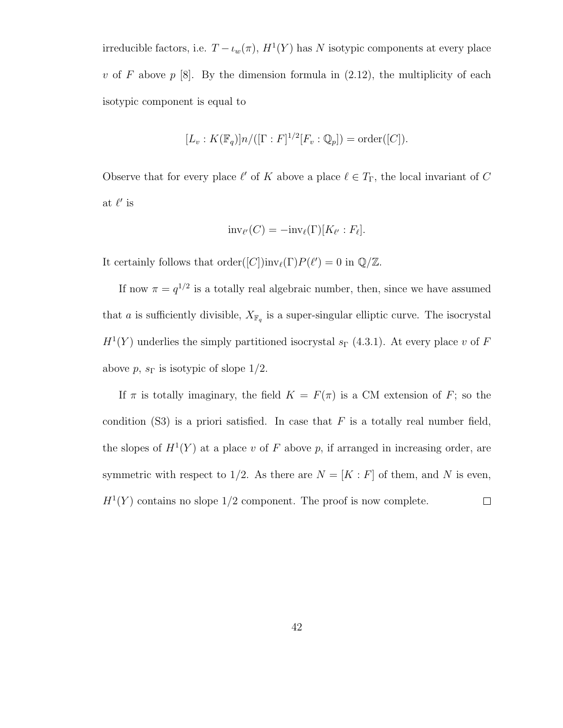irreducible factors, i.e. $T - \iota_w(\pi)$, $H^1(Y)$ has $N$ isotypic components at every place $v$ of $F$ above $p$ [8]. By the dimension formula in (2.12), the multiplicity of each isotypic component is equal to

$$[L_v : K(\mathbb{F}_q)]n/([\Gamma : F]^{1/2}[F_v : \mathbb{Q}_p]) = \text{order}([C]).$$

Observe that for every place $\ell'$ of $K$ above a place $\ell \in T_\Gamma$, the local invariant of $C$ at $\ell'$ is

$$\text{inv}_{\ell'}(C) = -\text{inv}_\ell(\Gamma)[K_{\ell'} : F_\ell].$$

It certainly follows that $\text{order}([C])\text{inv}_\ell(\Gamma)P(\ell') = 0$ in $\mathbb{Q}/\mathbb{Z}$.

If now $\pi = q^{1/2}$ is a totally real algebraic number, then, since we have assumed that $a$ is sufficiently divisible, $X_{\mathbb{F}_q}$ is a super-singular elliptic curve. The isocrystal $H^1(Y)$ underlies the simply partitioned isocrystal $s_\Gamma$ (4.3.1). At every place $v$ of $F$ above $p$, $s_\Gamma$ is isotypic of slope $1/2$.

If $\pi$ is totally imaginary, the field $K = F(\pi)$ is a CM extension of $F$; so the condition (S3) is a priori satisfied. In case that $F$ is a totally real number field, the slopes of $H^1(Y)$ at a place $v$ of $F$ above $p$, if arranged in increasing order, are symmetric with respect to $1/2$. As there are $N = [K : F]$ of them, and $N$ is even, $H^1(Y)$ contains no slope $1/2$ component. The proof is now complete. $\square$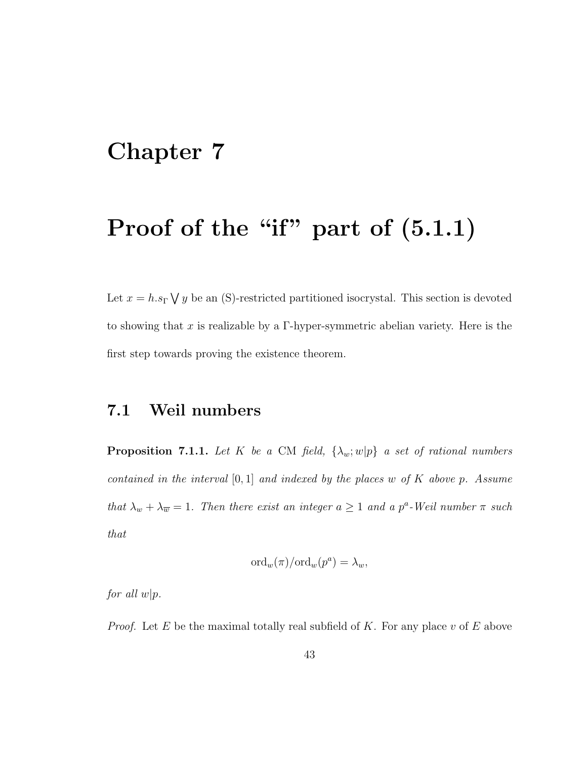# Chapter 7

# Proof of the “if” part of (5.1.1)

Let $x = h.s_\Gamma \bigvee y$ be an (S)-restricted partitioned isocrystal. This section is devoted to showing that $x$ is realizable by a $\Gamma$-hyper-symmetric abelian variety. Here is the first step towards proving the existence theorem.

## 7.1 Weil numbers

**Proposition 7.1.1.** *Let $K$ be a* CM *field, $\{\lambda_w; w|p\}$ a set of rational numbers contained in the interval $[0,1]$ and indexed by the places $w$ of $K$ above $p$. Assume that $\lambda_w + \lambda_{\overline{w}} = 1$. Then there exist an integer $a \geq 1$ and a $p^a$-Weil number $\pi$ such that*

$$\mathrm{ord}_w(\pi)/\mathrm{ord}_w(p^a) = \lambda_w,$$

*for all $w|p$.*

*Proof.* Let $E$ be the maximal totally real subfield of $K$. For any place $v$ of $E$ above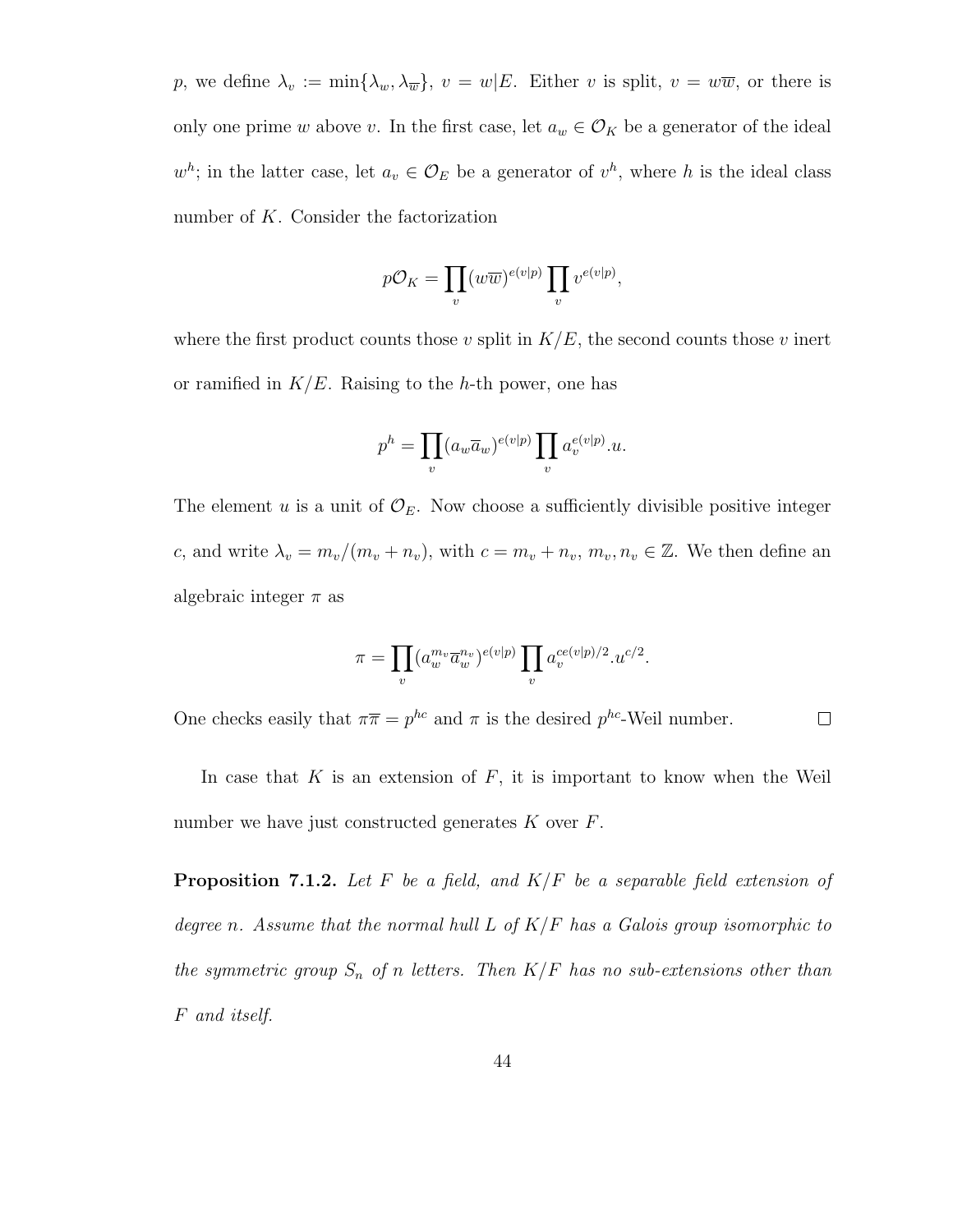$p$, we define $\lambda_v := \min\{\lambda_w, \lambda_{\overline{w}}\}$, $v = w|E$. Either $v$ is split, $v = w\overline{w}$, or there is only one prime $w$ above $v$. In the first case, let $a_w \in \mathcal{O}_K$ be a generator of the ideal $w^h$; in the latter case, let $a_v \in \mathcal{O}_E$ be a generator of $v^h$, where $h$ is the ideal class number of $K$. Consider the factorization

$$p\mathcal{O}_K = \prod_v (w\overline{w})^{e(v|p)} \prod_v v^{e(v|p)},$$

where the first product counts those $v$ split in $K/E$, the second counts those $v$ inert or ramified in $K/E$. Raising to the $h$-th power, one has

$$p^h = \prod_v (a_w \overline{a}_w)^{e(v|p)} \prod_v a_v^{e(v|p)}.u.$$

The element $u$ is a unit of $\mathcal{O}_E$. Now choose a sufficiently divisible positive integer $c$, and write $\lambda_v = m_v/(m_v + n_v)$, with $c = m_v + n_v$, $m_v, n_v \in \mathbb{Z}$. We then define an algebraic integer $\pi$ as

$$\pi = \prod_v (a_w^{m_v} \overline{a}_w^{n_v})^{e(v|p)} \prod_v a_v^{ce(v|p)/2}.u^{c/2}.$$

One checks easily that $\pi\overline{\pi} = p^{hc}$ and $\pi$ is the desired $p^{hc}$-Weil number. $\square$

In case that $K$ is an extension of $F$, it is important to know when the Weil number we have just constructed generates $K$ over $F$.

**Proposition 7.1.2.** *Let $F$ be a field, and $K/F$ be a separable field extension of degree $n$. Assume that the normal hull $L$ of $K/F$ has a Galois group isomorphic to the symmetric group $S_n$ of $n$ letters. Then $K/F$ has no sub-extensions other than $F$ and itself.*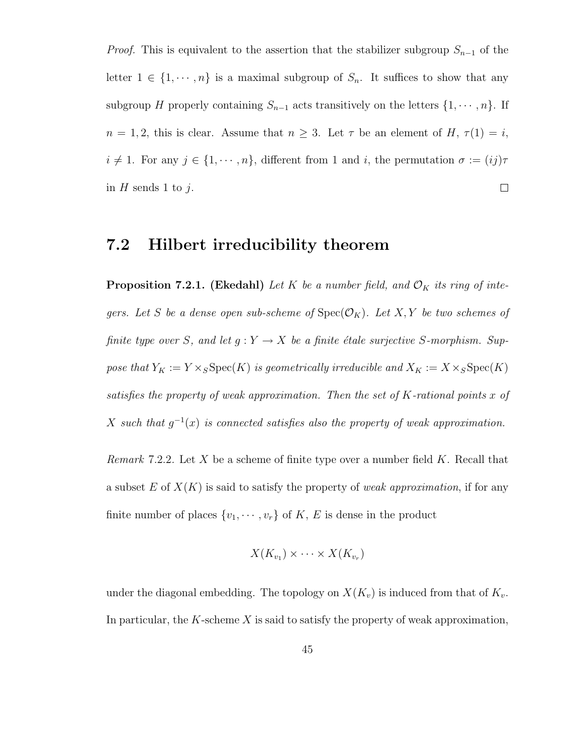*Proof.* This is equivalent to the assertion that the stabilizer subgroup $S_{n-1}$ of the letter $1 \in \{1, \cdots, n\}$ is a maximal subgroup of $S_n$. It suffices to show that any subgroup $H$ properly containing $S_{n-1}$ acts transitively on the letters $\{1, \cdots, n\}$. If $n = 1, 2$, this is clear. Assume that $n \geq 3$. Let $\tau$ be an element of $H$, $\tau(1) = i$, $i \neq 1$. For any $j \in \{1, \cdots, n\}$, different from 1 and $i$, the permutation $\sigma := (ij)\tau$ in $H$ sends 1 to $j$. $\square$

## 7.2 Hilbert irreducibility theorem

**Proposition 7.2.1. (Ekedahl)** *Let $K$ be a number field, and $\mathcal{O}_K$ its ring of integers. Let $S$ be a dense open sub-scheme of $\mathrm{Spec}(\mathcal{O}_K)$. Let $X, Y$ be two schemes of finite type over $S$, and let $g : Y \to X$ be a finite étale surjective $S$-morphism. Suppose that $Y_K := Y \times_S \mathrm{Spec}(K)$ is geometrically irreducible and $X_K := X \times_S \mathrm{Spec}(K)$ satisfies the property of weak approximation. Then the set of $K$-rational points $x$ of $X$ such that $g^{-1}(x)$ is connected satisfies also the property of weak approximation.*

*Remark* 7.2.2. Let $X$ be a scheme of finite type over a number field $K$. Recall that a subset $E$ of $X(K)$ is said to satisfy the property of *weak approximation*, if for any finite number of places $\{v_1, \cdots, v_r\}$ of $K$, $E$ is dense in the product

$$X(K_{v_1}) \times \cdots \times X(K_{v_r})$$

under the diagonal embedding. The topology on $X(K_v)$ is induced from that of $K_v$. In particular, the $K$-scheme $X$ is said to satisfy the property of weak approximation,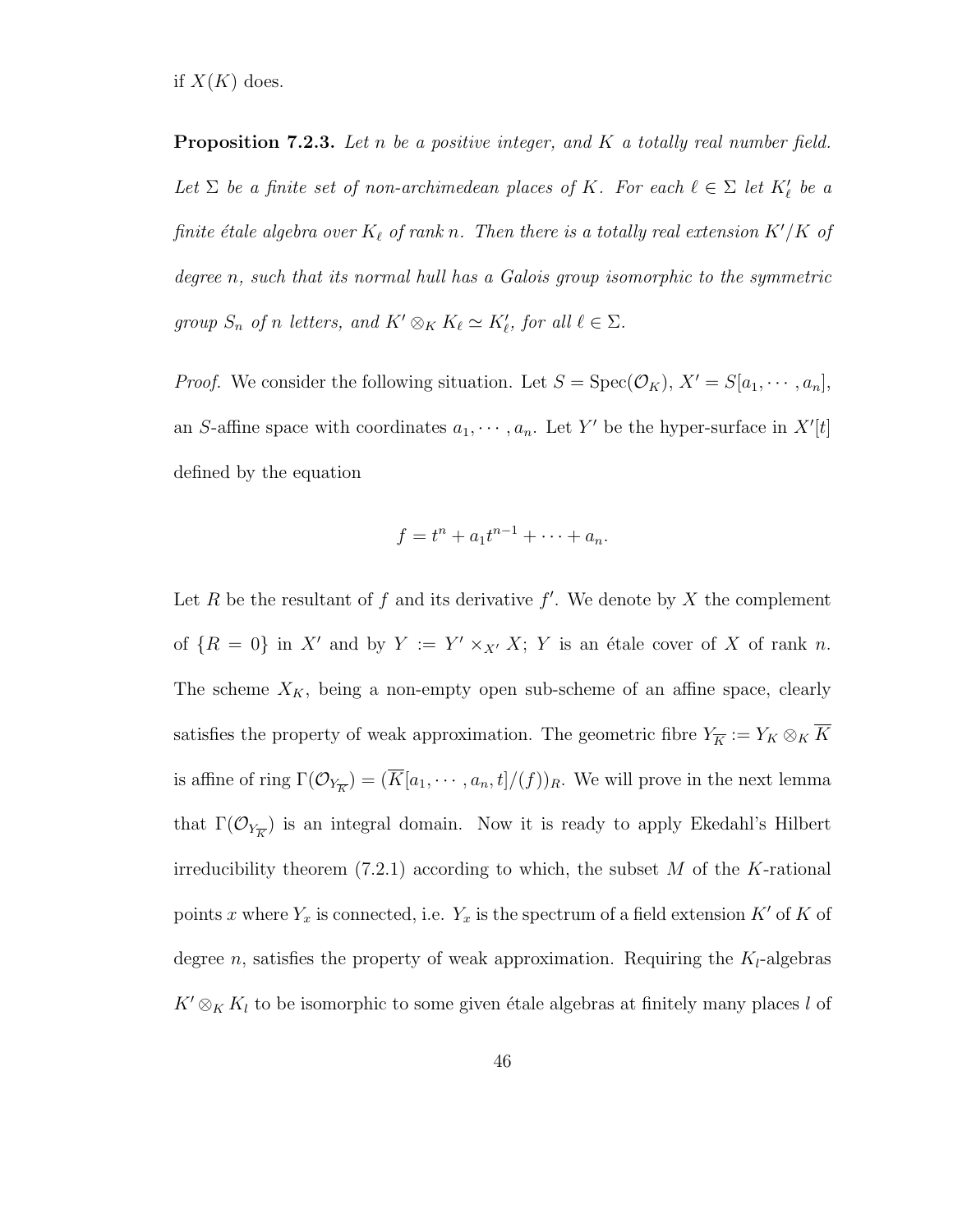if $X(K)$ does.

**Proposition 7.2.3.** *Let $n$ be a positive integer, and $K$ a totally real number field. Let $\Sigma$ be a finite set of non-archimedean places of $K$. For each $\ell \in \Sigma$ let $K'_\ell$ be a finite étale algebra over $K_\ell$ of rank $n$. Then there is a totally real extension $K'/K$ of degree $n$, such that its normal hull has a Galois group isomorphic to the symmetric group $S_n$ of $n$ letters, and $K' \otimes_K K_\ell \simeq K'_\ell$, for all $\ell \in \Sigma$.*

*Proof.* We consider the following situation. Let $S = \mathrm{Spec}(\mathcal{O}_K)$, $X' = S[a_1, \cdots, a_n]$, an $S$-affine space with coordinates $a_1, \cdots, a_n$. Let $Y'$ be the hyper-surface in $X'[t]$ defined by the equation

$$f = t^n + a_1 t^{n-1} + \cdots + a_n.$$

Let $R$ be the resultant of $f$ and its derivative $f'$. We denote by $X$ the complement of $\{R = 0\}$ in $X'$ and by $Y := Y' \times_{X'} X$; $Y$ is an étale cover of $X$ of rank $n$. The scheme $X_K$, being a non-empty open sub-scheme of an affine space, clearly satisfies the property of weak approximation. The geometric fibre $Y_{\overline{K}} := Y_K \otimes_K \overline{K}$ is affine of ring $\Gamma(\mathcal{O}_{Y_{\overline{K}}}) = (\overline{K}[a_1, \cdots, a_n, t]/(f))_R$. We will prove in the next lemma that $\Gamma(\mathcal{O}_{Y_{\overline{K}}})$ is an integral domain. Now it is ready to apply Ekedahl's Hilbert irreducibility theorem (7.2.1) according to which, the subset $M$ of the $K$-rational points $x$ where $Y_x$ is connected, i.e. $Y_x$ is the spectrum of a field extension $K'$ of $K$ of degree $n$, satisfies the property of weak approximation. Requiring the $K_l$-algebras $K' \otimes_K K_l$ to be isomorphic to some given étale algebras at finitely many places $l$ of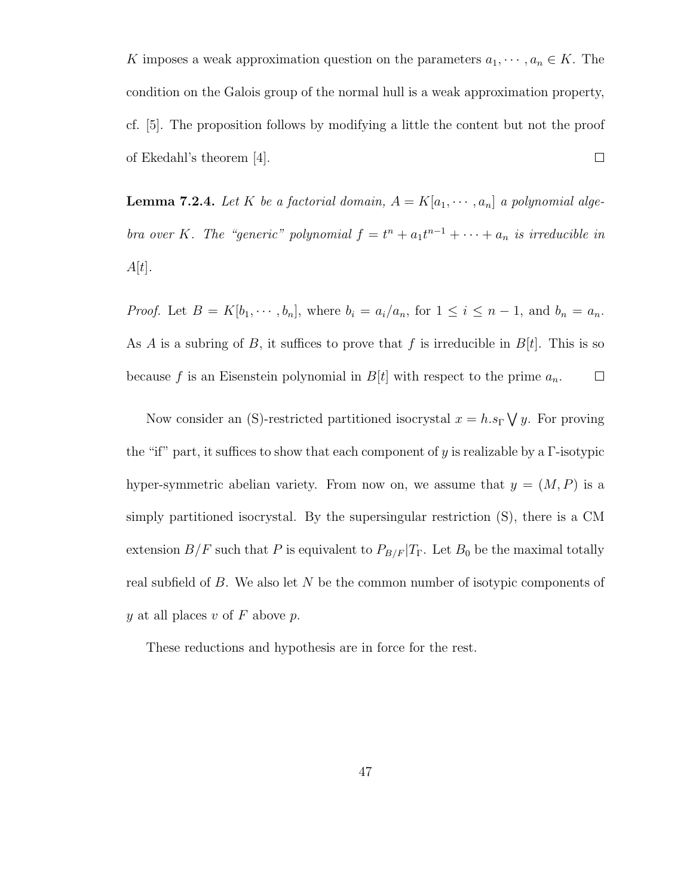$K$ imposes a weak approximation question on the parameters $a_1, \cdots, a_n \in K$. The condition on the Galois group of the normal hull is a weak approximation property, cf. [5]. The proposition follows by modifying a little the content but not the proof of Ekedahl's theorem [4]. $\square$

**Lemma 7.2.4.** *Let $K$ be a factorial domain, $A = K[a_1, \cdots, a_n]$ a polynomial algebra over $K$. The "generic" polynomial $f = t^n + a_1 t^{n-1} + \cdots + a_n$ is irreducible in $A[t]$.*

*Proof.* Let $B = K[b_1, \cdots, b_n]$, where $b_i = a_i/a_n$, for $1 \leq i \leq n-1$, and $b_n = a_n$. As $A$ is a subring of $B$, it suffices to prove that $f$ is irreducible in $B[t]$. This is so because $f$ is an Eisenstein polynomial in $B[t]$ with respect to the prime $a_n$. $\square$

Now consider an (S)-restricted partitioned isocrystal $x = h.s_\Gamma \bigvee y$. For proving the "if" part, it suffices to show that each component of $y$ is realizable by a $\Gamma$-isotypic hyper-symmetric abelian variety. From now on, we assume that $y = (M, P)$ is a simply partitioned isocrystal. By the supersingular restriction (S), there is a CM extension $B/F$ such that $P$ is equivalent to $P_{B/F}|T_\Gamma$. Let $B_0$ be the maximal totally real subfield of $B$. We also let $N$ be the common number of isotypic components of $y$ at all places $v$ of $F$ above $p$.

These reductions and hypothesis are in force for the rest.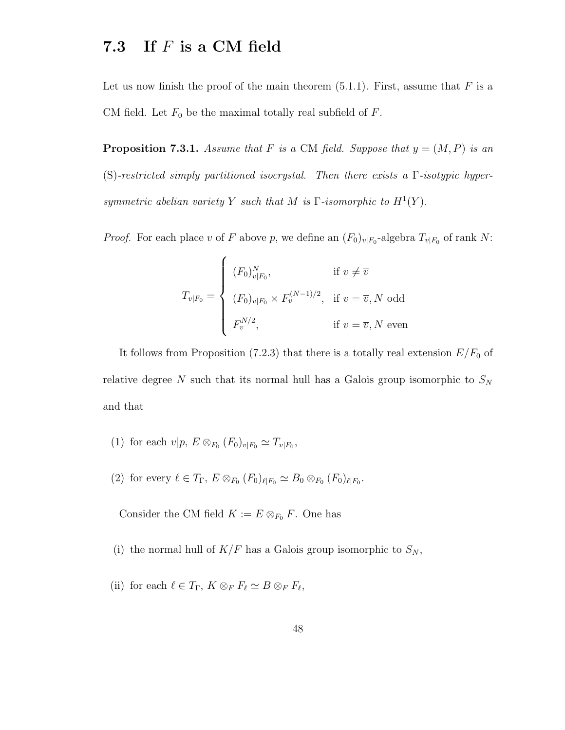## 7.3 If $F$ is a CM field

Let us now finish the proof of the main theorem (5.1.1). First, assume that $F$ is a CM field. Let $F_0$ be the maximal totally real subfield of $F$.

**Proposition 7.3.1.** *Assume that $F$ is a* CM *field. Suppose that $y = (M, P)$ is an (S)-restricted simply partitioned isocrystal. Then there exists a $\Gamma$-isotypic hypersymmetric abelian variety $Y$ such that $M$ is $\Gamma$-isomorphic to $H^1(Y)$.*

*Proof.* For each place $v$ of $F$ above $p$, we define an $(F_0)_{v|F_0}$-algebra $T_{v|F_0}$ of rank $N$:

$$T_{v|F_0} = \begin{cases} (F_0)_{v|F_0}^N, & \text{if } v \neq \overline{v} \\ (F_0)_{v|F_0} \times F_v^{(N-1)/2}, & \text{if } v = \overline{v}, N \text{ odd} \\ F_v^{N/2}, & \text{if } v = \overline{v}, N \text{ even} \end{cases}$$

It follows from Proposition (7.2.3) that there is a totally real extension $E/F_0$ of relative degree $N$ such that its normal hull has a Galois group isomorphic to $S_N$ and that

(1) for each $v|p$, $E \otimes_{F_0} (F_0)_{v|F_0} \simeq T_{v|F_0}$,

(2) for every $\ell \in T_\Gamma$, $E \otimes_{F_0} (F_0)_{\ell|F_0} \simeq B_0 \otimes_{F_0} (F_0)_{\ell|F_0}$.

Consider the CM field $K := E \otimes_{F_0} F$. One has

(i) the normal hull of $K/F$ has a Galois group isomorphic to $S_N$,

(ii) for each $\ell \in T_\Gamma$, $K \otimes_F F_\ell \simeq B \otimes_F F_\ell$,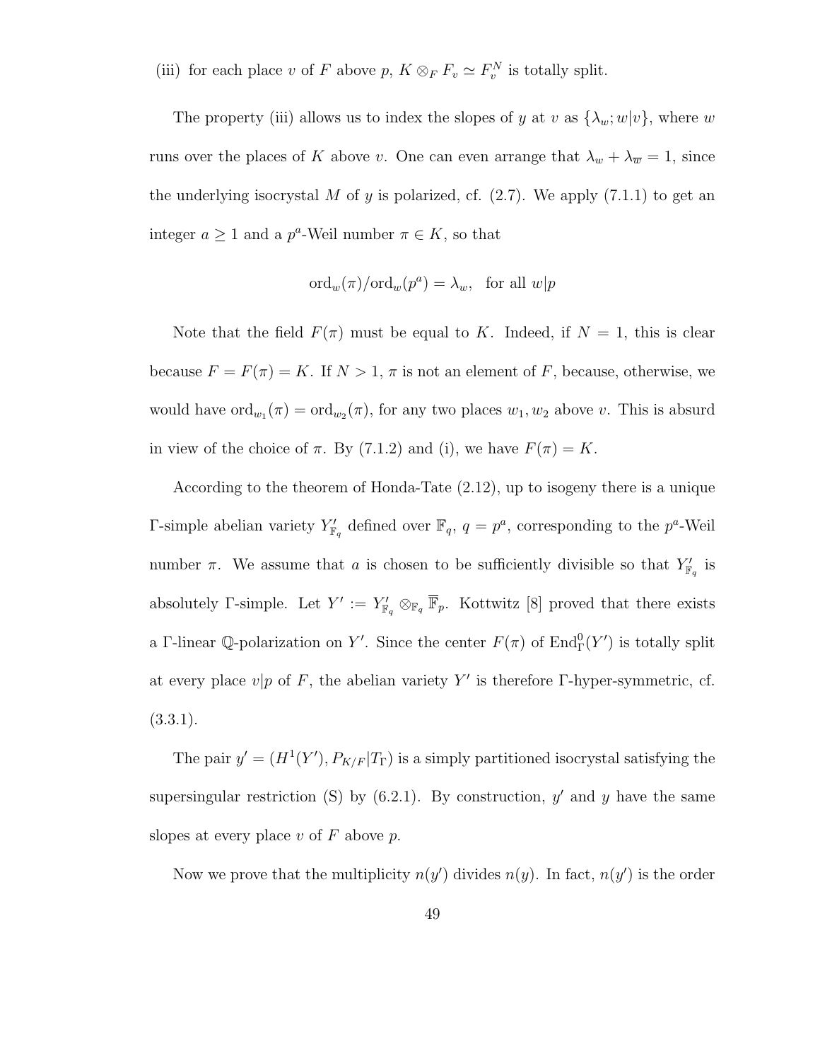(iii) for each place $v$ of $F$ above $p$, $K \otimes_F F_v \simeq F_v^N$ is totally split.

The property (iii) allows us to index the slopes of $y$ at $v$ as $\{\lambda_w; w|v\}$, where $w$ runs over the places of $K$ above $v$. One can even arrange that $\lambda_w + \lambda_{\overline{w}} = 1$, since the underlying isocrystal $M$ of $y$ is polarized, cf. (2.7). We apply (7.1.1) to get an integer $a \geq 1$ and a $p^a$-Weil number $\pi \in K$, so that

$$\mathrm{ord}_w(\pi)/\mathrm{ord}_w(p^a) = \lambda_w, \quad \text{for all } w|p$$

Note that the field $F(\pi)$ must be equal to $K$. Indeed, if $N = 1$, this is clear because $F = F(\pi) = K$. If $N > 1$, $\pi$ is not an element of $F$, because, otherwise, we would have $\mathrm{ord}_{w_1}(\pi) = \mathrm{ord}_{w_2}(\pi)$, for any two places $w_1, w_2$ above $v$. This is absurd in view of the choice of $\pi$. By (7.1.2) and (i), we have $F(\pi) = K$.

According to the theorem of Honda-Tate (2.12), up to isogeny there is a unique $\Gamma$-simple abelian variety $Y'_{\mathbb{F}_q}$ defined over $\mathbb{F}_q$, $q = p^a$, corresponding to the $p^a$-Weil number $\pi$. We assume that $a$ is chosen to be sufficiently divisible so that $Y'_{\mathbb{F}_q}$ is absolutely $\Gamma$-simple. Let $Y' := Y'_{\mathbb{F}_q} \otimes_{\mathbb{F}_q} \overline{\mathbb{F}}_p$. Kottwitz [8] proved that there exists a $\Gamma$-linear $\mathbb{Q}$-polarization on $Y'$. Since the center $F(\pi)$ of $\mathrm{End}^0_\Gamma(Y')$ is totally split at every place $v|p$ of $F$, the abelian variety $Y'$ is therefore $\Gamma$-hyper-symmetric, cf. (3.3.1).

The pair $y' = (H^1(Y'), P_{K/F}|T_\Gamma)$ is a simply partitioned isocrystal satisfying the supersingular restriction (S) by (6.2.1). By construction, $y'$ and $y$ have the same slopes at every place $v$ of $F$ above $p$.

Now we prove that the multiplicity $n(y')$ divides $n(y)$. In fact, $n(y')$ is the order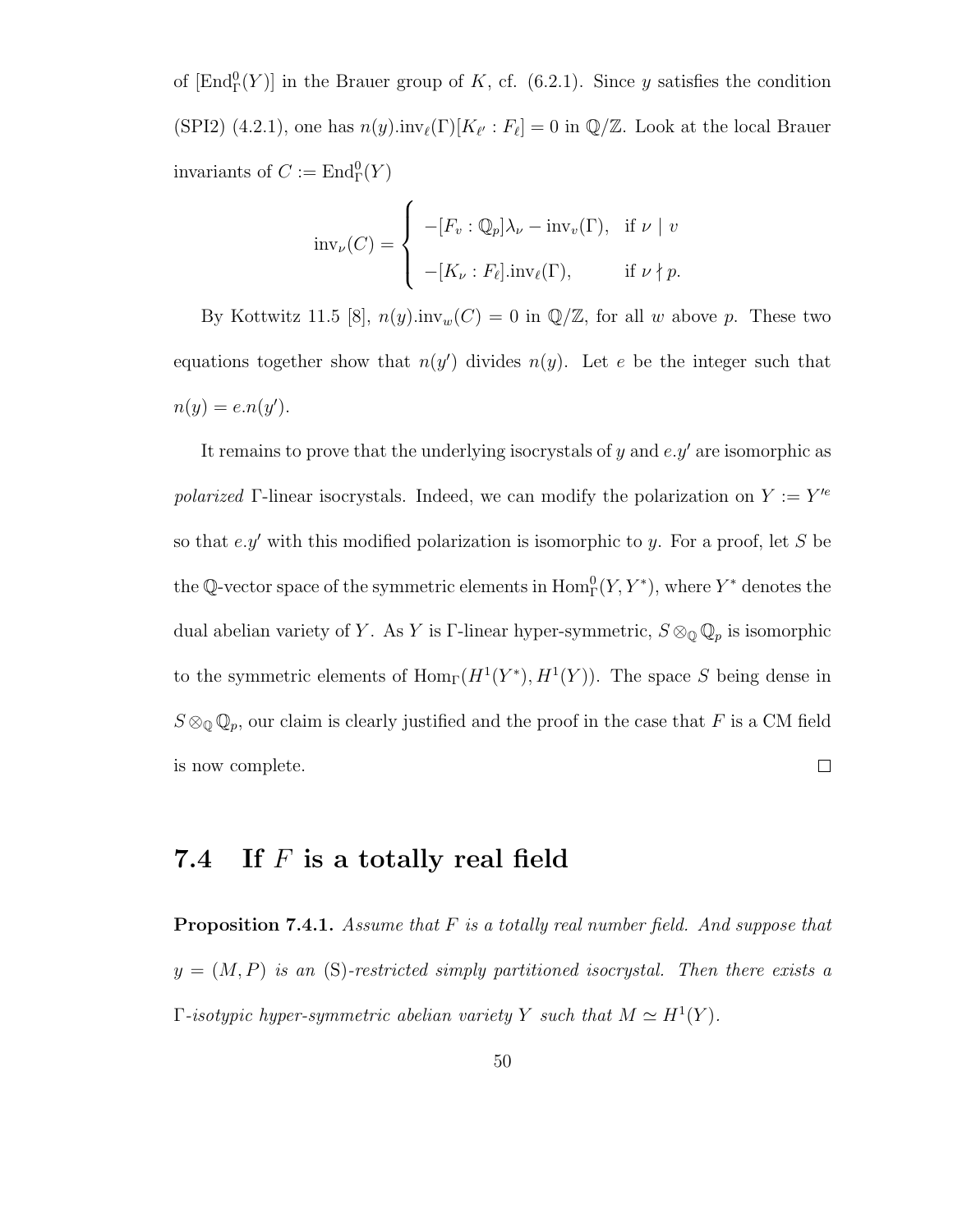of $[\mathrm{End}^0_\Gamma(Y)]$ in the Brauer group of $K$, cf. (6.2.1). Since $y$ satisfies the condition (SPI2) (4.2.1), one has $n(y).\mathrm{inv}_\ell(\Gamma)[K_{\ell'} : F_\ell] = 0$ in $\mathbb{Q}/\mathbb{Z}$. Look at the local Brauer invariants of $C := \mathrm{End}^0_\Gamma(Y)$

$$
\mathrm{inv}_\nu(C) = \begin{cases} -[F_v : \mathbb{Q}_p]\lambda_\nu - \mathrm{inv}_v(\Gamma), & \text{if } \nu \mid v \\ -[K_\nu : F_\ell].\mathrm{inv}_\ell(\Gamma), & \text{if } \nu \nmid p. \end{cases}
$$

By Kottwitz 11.5 [8], $n(y).\mathrm{inv}_w(C) = 0$ in $\mathbb{Q}/\mathbb{Z}$, for all $w$ above $p$. These two equations together show that $n(y')$ divides $n(y)$. Let $e$ be the integer such that $n(y) = e.n(y')$.

It remains to prove that the underlying isocrystals of $y$ and $e.y'$ are isomorphic as *polarized* $\Gamma$-linear isocrystals. Indeed, we can modify the polarization on $Y := Y'^e$ so that $e.y'$ with this modified polarization is isomorphic to $y$. For a proof, let $S$ be the $\mathbb{Q}$-vector space of the symmetric elements in $\mathrm{Hom}^0_\Gamma(Y, Y^*)$, where $Y^*$ denotes the dual abelian variety of $Y$. As $Y$ is $\Gamma$-linear hyper-symmetric, $S \otimes_\mathbb{Q} \mathbb{Q}_p$ is isomorphic to the symmetric elements of $\mathrm{Hom}_\Gamma(H^1(Y^*), H^1(Y))$. The space $S$ being dense in $S \otimes_\mathbb{Q} \mathbb{Q}_p$, our claim is clearly justified and the proof in the case that $F$ is a CM field is now complete. □

## 7.4 If $F$ is a totally real field

**Proposition 7.4.1.** *Assume that $F$ is a totally real number field. And suppose that $y = (M, P)$ is an (S)-restricted simply partitioned isocrystal. Then there exists a $\Gamma$-isotypic hyper-symmetric abelian variety $Y$ such that $M \simeq H^1(Y)$.*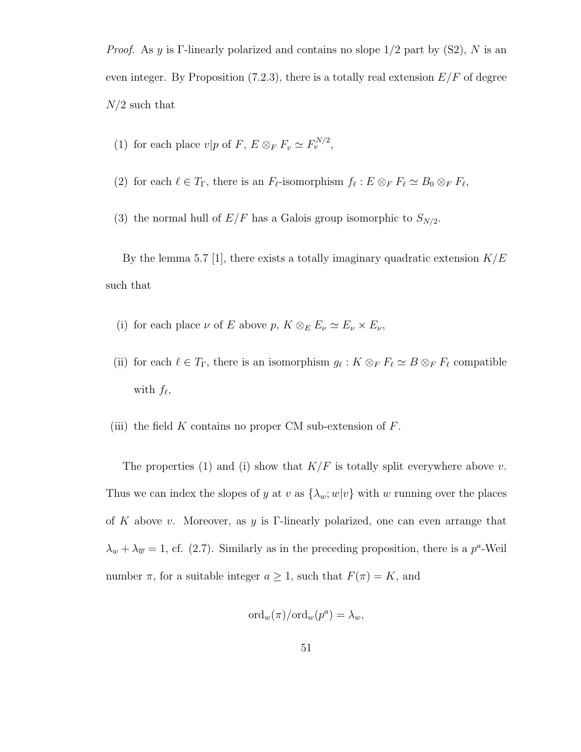*Proof.* As $y$ is $\Gamma$-linearly polarized and contains no slope $1/2$ part by (S2), $N$ is an even integer. By Proposition (7.2.3), there is a totally real extension $E/F$ of degree $N/2$ such that

(1) for each place $v|p$ of $F$, $E \otimes_F F_v \simeq F_v^{N/2}$,

(2) for each $\ell \in T_\Gamma$, there is an $F_\ell$-isomorphism $f_\ell : E \otimes_F F_\ell \simeq B_0 \otimes_F F_\ell$,

(3) the normal hull of $E/F$ has a Galois group isomorphic to $S_{N/2}$.

By the lemma 5.7 [1], there exists a totally imaginary quadratic extension $K/E$ such that

(i) for each place $\nu$ of $E$ above $p$, $K \otimes_E E_\nu \simeq E_\nu \times E_\nu$,

(ii) for each $\ell \in T_\Gamma$, there is an isomorphism $g_\ell : K \otimes_F F_\ell \simeq B \otimes_F F_\ell$ compatible with $f_\ell$,

(iii) the field $K$ contains no proper CM sub-extension of $F$.

The properties (1) and (i) show that $K/F$ is totally split everywhere above $v$. Thus we can index the slopes of $y$ at $v$ as $\{\lambda_w; w|v\}$ with $w$ running over the places of $K$ above $v$. Moreover, as $y$ is $\Gamma$-linearly polarized, one can even arrange that $\lambda_w + \lambda_{\overline{w}} = 1$, cf. (2.7). Similarly as in the preceding proposition, there is a $p^a$-Weil number $\pi$, for a suitable integer $a \geq 1$, such that $F(\pi) = K$, and

$$\mathrm{ord}_w(\pi)/\mathrm{ord}_w(p^a) = \lambda_w,$$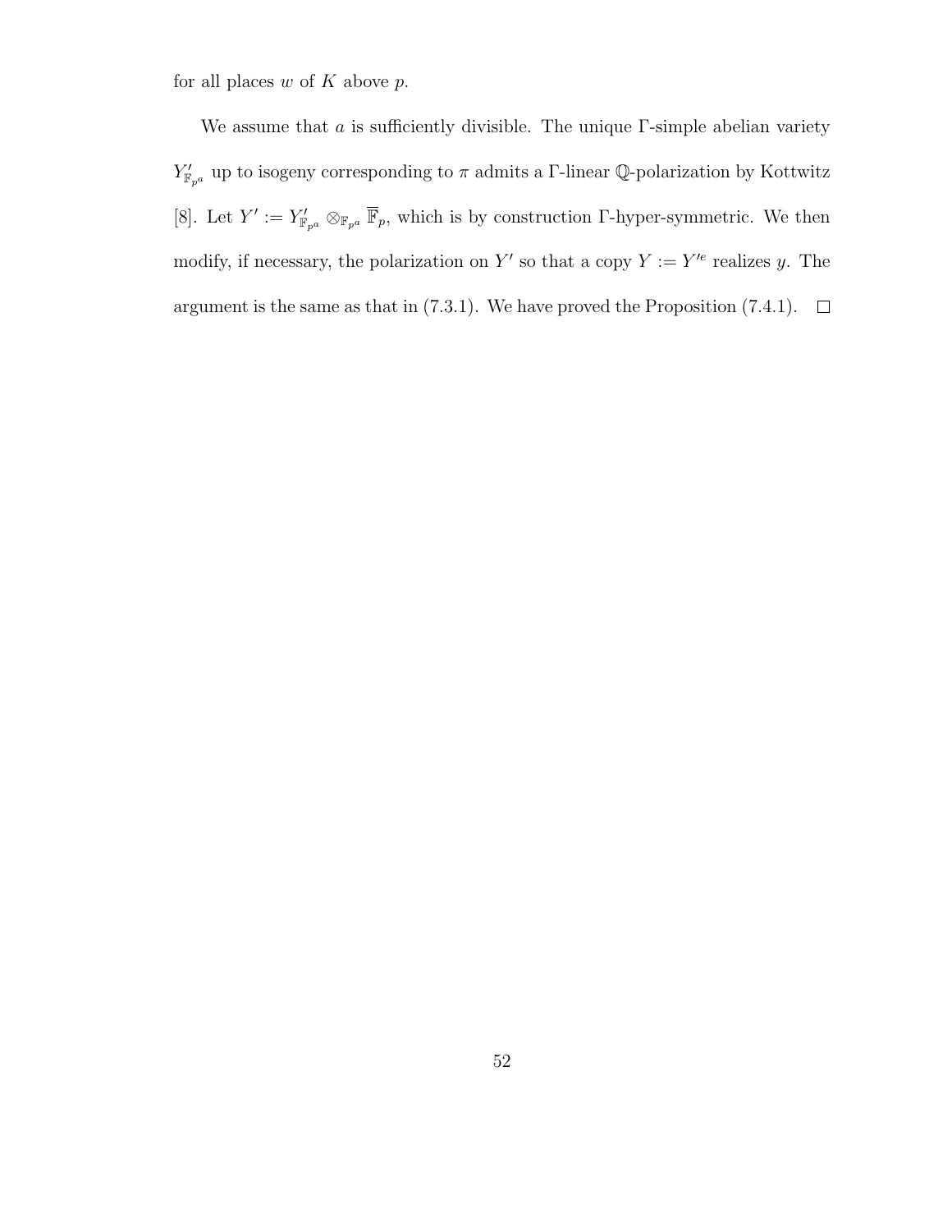for all places $w$ of $K$ above $p$.

We assume that $a$ is sufficiently divisible. The unique $\Gamma$-simple abelian variety $Y'_{\mathbb{F}_{p^a}}$ up to isogeny corresponding to $\pi$ admits a $\Gamma$-linear $\mathbb{Q}$-polarization by Kottwitz [8]. Let $Y' := Y'_{\mathbb{F}_{p^a}} \otimes_{\mathbb{F}_{p^a}} \overline{\mathbb{F}}_p$, which is by construction $\Gamma$-hyper-symmetric. We then modify, if necessary, the polarization on $Y'$ so that a copy $Y := Y'^e$ realizes $y$. The argument is the same as that in (7.3.1). We have proved the Proposition (7.4.1). $\square$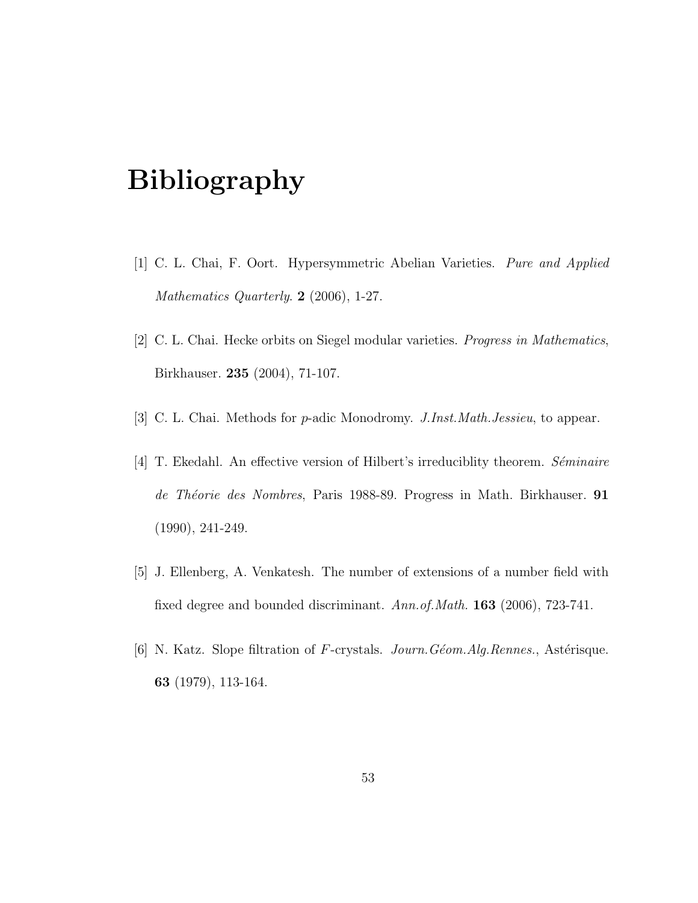# Bibliography

[1] C. L. Chai, F. Oort. Hypersymmetric Abelian Varieties. *Pure and Applied Mathematics Quarterly.* **2** (2006), 1-27.

[2] C. L. Chai. Hecke orbits on Siegel modular varieties. *Progress in Mathematics*, Birkhauser. **235** (2004), 71-107.

[3] C. L. Chai. Methods for $p$-adic Monodromy. *J.Inst.Math.Jessieu*, to appear.

[4] T. Ekedahl. An effective version of Hilbert's irreduciblity theorem. *Séminaire de Théorie des Nombres*, Paris 1988-89. Progress in Math. Birkhauser. **91** (1990), 241-249.

[5] J. Ellenberg, A. Venkatesh. The number of extensions of a number field with fixed degree and bounded discriminant. *Ann.of.Math.* **163** (2006), 723-741.

[6] N. Katz. Slope filtration of $F$-crystals. *Journ.Géom.Alg.Rennes.*, Astérisque. **63** (1979), 113-164.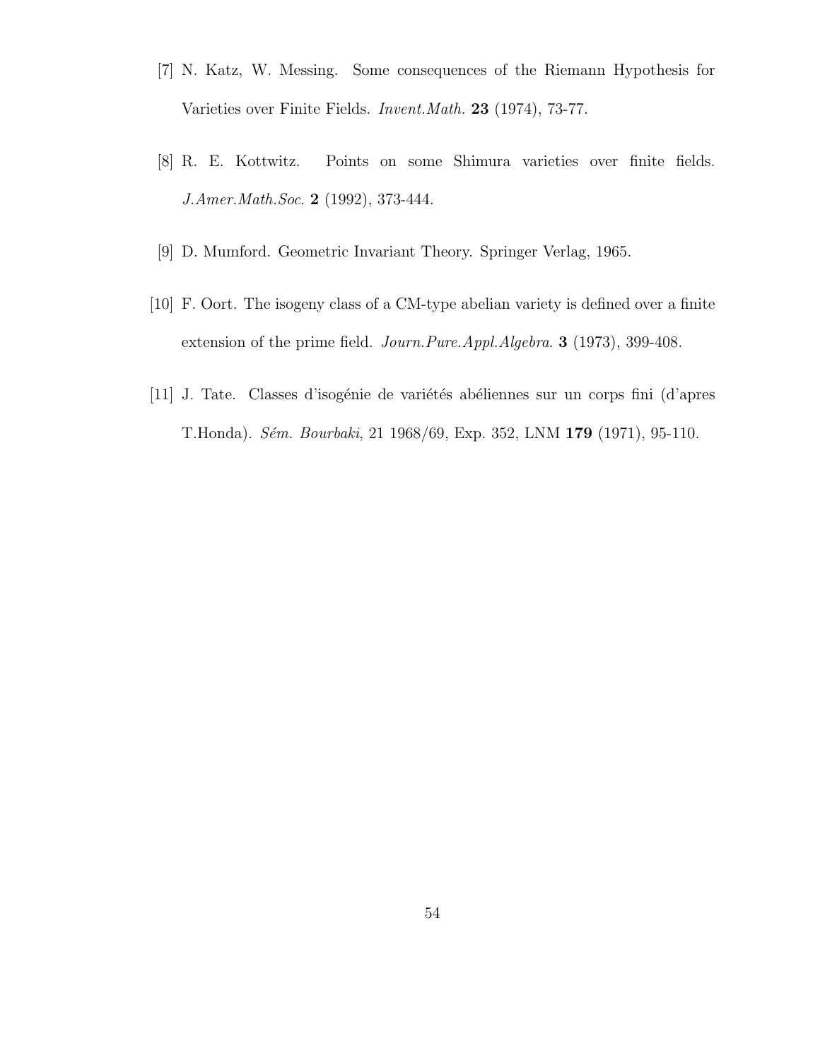[7] N. Katz, W. Messing. Some consequences of the Riemann Hypothesis for Varieties over Finite Fields. *Invent.Math.* **23** (1974), 73-77.

[8] R. E. Kottwitz. Points on some Shimura varieties over finite fields. *J.Amer.Math.Soc.* **2** (1992), 373-444.

[9] D. Mumford. Geometric Invariant Theory. Springer Verlag, 1965.

[10] F. Oort. The isogeny class of a CM-type abelian variety is defined over a finite extension of the prime field. *Journ.Pure.Appl.Algebra.* **3** (1973), 399-408.

[11] J. Tate. Classes d'isogénie de variétés abéliennes sur un corps fini (d'apres T.Honda). *Sém. Bourbaki*, 21 1968/69, Exp. 352, LNM **179** (1971), 95-110.